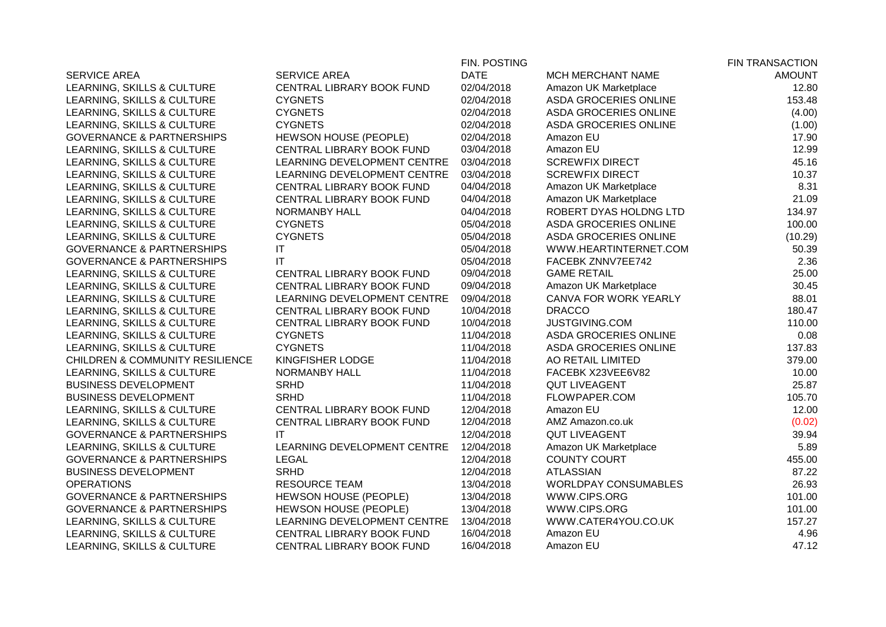| SERVICE AREA | SERVICE AREA | FIN. POSTING DATE | MCH MERCHANT NAME | FIN TRANSACTION AMOUNT |
|---|---|---|---|---|
| LEARNING, SKILLS & CULTURE | CENTRAL LIBRARY BOOK FUND | 02/04/2018 | Amazon UK Marketplace | 12.80 |
| LEARNING, SKILLS & CULTURE | CYGNETS | 02/04/2018 | ASDA GROCERIES ONLINE | 153.48 |
| LEARNING, SKILLS & CULTURE | CYGNETS | 02/04/2018 | ASDA GROCERIES ONLINE | (4.00) |
| LEARNING, SKILLS & CULTURE | CYGNETS | 02/04/2018 | ASDA GROCERIES ONLINE | (1.00) |
| GOVERNANCE & PARTNERSHIPS | HEWSON HOUSE (PEOPLE) | 02/04/2018 | Amazon EU | 17.90 |
| LEARNING, SKILLS & CULTURE | CENTRAL LIBRARY BOOK FUND | 03/04/2018 | Amazon EU | 12.99 |
| LEARNING, SKILLS & CULTURE | LEARNING DEVELOPMENT CENTRE | 03/04/2018 | SCREWFIX DIRECT | 45.16 |
| LEARNING, SKILLS & CULTURE | LEARNING DEVELOPMENT CENTRE | 03/04/2018 | SCREWFIX DIRECT | 10.37 |
| LEARNING, SKILLS & CULTURE | CENTRAL LIBRARY BOOK FUND | 04/04/2018 | Amazon UK Marketplace | 8.31 |
| LEARNING, SKILLS & CULTURE | CENTRAL LIBRARY BOOK FUND | 04/04/2018 | Amazon UK Marketplace | 21.09 |
| LEARNING, SKILLS & CULTURE | NORMANBY HALL | 04/04/2018 | ROBERT DYAS HOLDNG LTD | 134.97 |
| LEARNING, SKILLS & CULTURE | CYGNETS | 05/04/2018 | ASDA GROCERIES ONLINE | 100.00 |
| LEARNING, SKILLS & CULTURE | CYGNETS | 05/04/2018 | ASDA GROCERIES ONLINE | (10.29) |
| GOVERNANCE & PARTNERSHIPS | IT | 05/04/2018 | WWW.HEARTINTERNET.COM | 50.39 |
| GOVERNANCE & PARTNERSHIPS | IT | 05/04/2018 | FACEBK ZNNV7EE742 | 2.36 |
| LEARNING, SKILLS & CULTURE | CENTRAL LIBRARY BOOK FUND | 09/04/2018 | GAME RETAIL | 25.00 |
| LEARNING, SKILLS & CULTURE | CENTRAL LIBRARY BOOK FUND | 09/04/2018 | Amazon UK Marketplace | 30.45 |
| LEARNING, SKILLS & CULTURE | LEARNING DEVELOPMENT CENTRE | 09/04/2018 | CANVA FOR WORK YEARLY | 88.01 |
| LEARNING, SKILLS & CULTURE | CENTRAL LIBRARY BOOK FUND | 10/04/2018 | DRACCO | 180.47 |
| LEARNING, SKILLS & CULTURE | CENTRAL LIBRARY BOOK FUND | 10/04/2018 | JUSTGIVING.COM | 110.00 |
| LEARNING, SKILLS & CULTURE | CYGNETS | 11/04/2018 | ASDA GROCERIES ONLINE | 0.08 |
| LEARNING, SKILLS & CULTURE | CYGNETS | 11/04/2018 | ASDA GROCERIES ONLINE | 137.83 |
| CHILDREN & COMMUNITY RESILIENCE | KINGFISHER LODGE | 11/04/2018 | AO RETAIL LIMITED | 379.00 |
| LEARNING, SKILLS & CULTURE | NORMANBY HALL | 11/04/2018 | FACEBK X23VEE6V82 | 10.00 |
| BUSINESS DEVELOPMENT | SRHD | 11/04/2018 | QUT LIVEAGENT | 25.87 |
| BUSINESS DEVELOPMENT | SRHD | 11/04/2018 | FLOWPAPER.COM | 105.70 |
| LEARNING, SKILLS & CULTURE | CENTRAL LIBRARY BOOK FUND | 12/04/2018 | Amazon EU | 12.00 |
| LEARNING, SKILLS & CULTURE | CENTRAL LIBRARY BOOK FUND | 12/04/2018 | AMZ Amazon.co.uk | (0.02) |
| GOVERNANCE & PARTNERSHIPS | IT | 12/04/2018 | QUT LIVEAGENT | 39.94 |
| LEARNING, SKILLS & CULTURE | LEARNING DEVELOPMENT CENTRE | 12/04/2018 | Amazon UK Marketplace | 5.89 |
| GOVERNANCE & PARTNERSHIPS | LEGAL | 12/04/2018 | COUNTY COURT | 455.00 |
| BUSINESS DEVELOPMENT | SRHD | 12/04/2018 | ATLASSIAN | 87.22 |
| OPERATIONS | RESOURCE TEAM | 13/04/2018 | WORLDPAY CONSUMABLES | 26.93 |
| GOVERNANCE & PARTNERSHIPS | HEWSON HOUSE (PEOPLE) | 13/04/2018 | WWW.CIPS.ORG | 101.00 |
| GOVERNANCE & PARTNERSHIPS | HEWSON HOUSE (PEOPLE) | 13/04/2018 | WWW.CIPS.ORG | 101.00 |
| LEARNING, SKILLS & CULTURE | LEARNING DEVELOPMENT CENTRE | 13/04/2018 | WWW.CATER4YOU.CO.UK | 157.27 |
| LEARNING, SKILLS & CULTURE | CENTRAL LIBRARY BOOK FUND | 16/04/2018 | Amazon EU | 4.96 |
| LEARNING, SKILLS & CULTURE | CENTRAL LIBRARY BOOK FUND | 16/04/2018 | Amazon EU | 47.12 |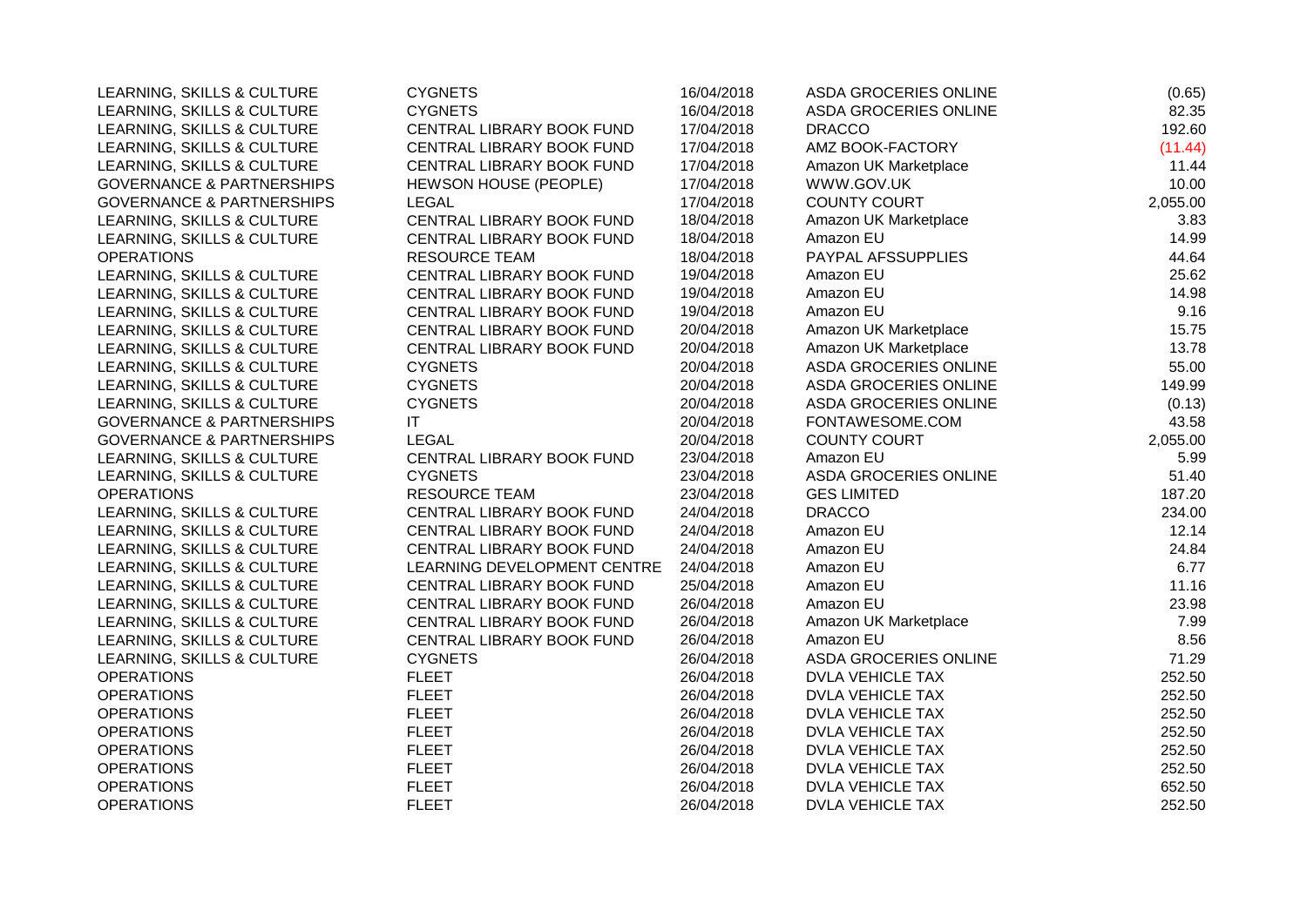| | | | | |
|---|---|---|---|---|
| LEARNING, SKILLS & CULTURE | CYGNETS | 16/04/2018 | ASDA GROCERIES ONLINE | (0.65) |
| LEARNING, SKILLS & CULTURE | CYGNETS | 16/04/2018 | ASDA GROCERIES ONLINE | 82.35 |
| LEARNING, SKILLS & CULTURE | CENTRAL LIBRARY BOOK FUND | 17/04/2018 | DRACCO | 192.60 |
| LEARNING, SKILLS & CULTURE | CENTRAL LIBRARY BOOK FUND | 17/04/2018 | AMZ BOOK-FACTORY | (11.44) |
| LEARNING, SKILLS & CULTURE | CENTRAL LIBRARY BOOK FUND | 17/04/2018 | Amazon UK Marketplace | 11.44 |
| GOVERNANCE & PARTNERSHIPS | HEWSON HOUSE (PEOPLE) | 17/04/2018 | WWW.GOV.UK | 10.00 |
| GOVERNANCE & PARTNERSHIPS | LEGAL | 17/04/2018 | COUNTY COURT | 2,055.00 |
| LEARNING, SKILLS & CULTURE | CENTRAL LIBRARY BOOK FUND | 18/04/2018 | Amazon UK Marketplace | 3.83 |
| LEARNING, SKILLS & CULTURE | CENTRAL LIBRARY BOOK FUND | 18/04/2018 | Amazon EU | 14.99 |
| OPERATIONS | RESOURCE TEAM | 18/04/2018 | PAYPAL AFSSUPPLIES | 44.64 |
| LEARNING, SKILLS & CULTURE | CENTRAL LIBRARY BOOK FUND | 19/04/2018 | Amazon EU | 25.62 |
| LEARNING, SKILLS & CULTURE | CENTRAL LIBRARY BOOK FUND | 19/04/2018 | Amazon EU | 14.98 |
| LEARNING, SKILLS & CULTURE | CENTRAL LIBRARY BOOK FUND | 19/04/2018 | Amazon EU | 9.16 |
| LEARNING, SKILLS & CULTURE | CENTRAL LIBRARY BOOK FUND | 20/04/2018 | Amazon UK Marketplace | 15.75 |
| LEARNING, SKILLS & CULTURE | CENTRAL LIBRARY BOOK FUND | 20/04/2018 | Amazon UK Marketplace | 13.78 |
| LEARNING, SKILLS & CULTURE | CYGNETS | 20/04/2018 | ASDA GROCERIES ONLINE | 55.00 |
| LEARNING, SKILLS & CULTURE | CYGNETS | 20/04/2018 | ASDA GROCERIES ONLINE | 149.99 |
| LEARNING, SKILLS & CULTURE | CYGNETS | 20/04/2018 | ASDA GROCERIES ONLINE | (0.13) |
| GOVERNANCE & PARTNERSHIPS | IT | 20/04/2018 | FONTAWESOME.COM | 43.58 |
| GOVERNANCE & PARTNERSHIPS | LEGAL | 20/04/2018 | COUNTY COURT | 2,055.00 |
| LEARNING, SKILLS & CULTURE | CENTRAL LIBRARY BOOK FUND | 23/04/2018 | Amazon EU | 5.99 |
| LEARNING, SKILLS & CULTURE | CYGNETS | 23/04/2018 | ASDA GROCERIES ONLINE | 51.40 |
| OPERATIONS | RESOURCE TEAM | 23/04/2018 | GES LIMITED | 187.20 |
| LEARNING, SKILLS & CULTURE | CENTRAL LIBRARY BOOK FUND | 24/04/2018 | DRACCO | 234.00 |
| LEARNING, SKILLS & CULTURE | CENTRAL LIBRARY BOOK FUND | 24/04/2018 | Amazon EU | 12.14 |
| LEARNING, SKILLS & CULTURE | CENTRAL LIBRARY BOOK FUND | 24/04/2018 | Amazon EU | 24.84 |
| LEARNING, SKILLS & CULTURE | LEARNING DEVELOPMENT CENTRE | 24/04/2018 | Amazon EU | 6.77 |
| LEARNING, SKILLS & CULTURE | CENTRAL LIBRARY BOOK FUND | 25/04/2018 | Amazon EU | 11.16 |
| LEARNING, SKILLS & CULTURE | CENTRAL LIBRARY BOOK FUND | 26/04/2018 | Amazon EU | 23.98 |
| LEARNING, SKILLS & CULTURE | CENTRAL LIBRARY BOOK FUND | 26/04/2018 | Amazon UK Marketplace | 7.99 |
| LEARNING, SKILLS & CULTURE | CENTRAL LIBRARY BOOK FUND | 26/04/2018 | Amazon EU | 8.56 |
| LEARNING, SKILLS & CULTURE | CYGNETS | 26/04/2018 | ASDA GROCERIES ONLINE | 71.29 |
| OPERATIONS | FLEET | 26/04/2018 | DVLA VEHICLE TAX | 252.50 |
| OPERATIONS | FLEET | 26/04/2018 | DVLA VEHICLE TAX | 252.50 |
| OPERATIONS | FLEET | 26/04/2018 | DVLA VEHICLE TAX | 252.50 |
| OPERATIONS | FLEET | 26/04/2018 | DVLA VEHICLE TAX | 252.50 |
| OPERATIONS | FLEET | 26/04/2018 | DVLA VEHICLE TAX | 252.50 |
| OPERATIONS | FLEET | 26/04/2018 | DVLA VEHICLE TAX | 252.50 |
| OPERATIONS | FLEET | 26/04/2018 | DVLA VEHICLE TAX | 652.50 |
| OPERATIONS | FLEET | 26/04/2018 | DVLA VEHICLE TAX | 252.50 |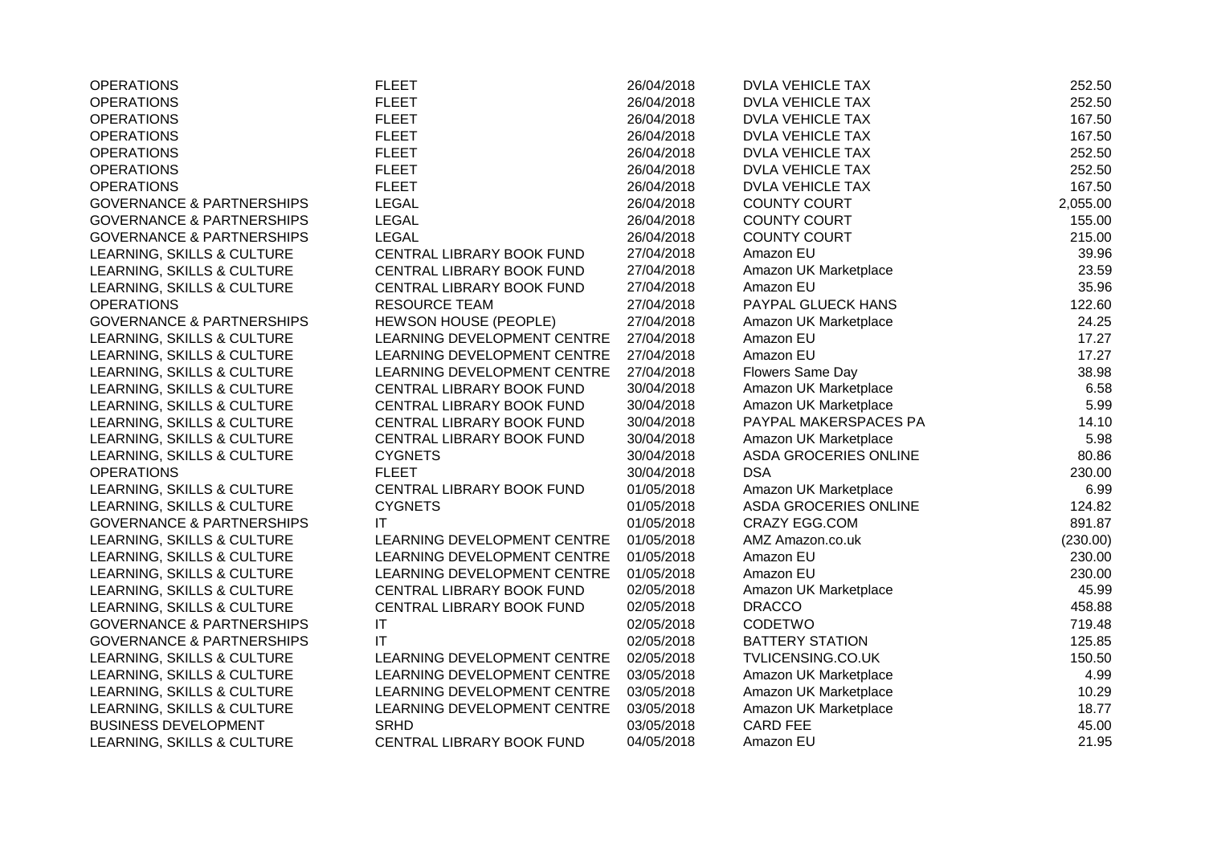| | | | | |
|---|---|---|---|---|
| OPERATIONS | FLEET | 26/04/2018 | DVLA VEHICLE TAX | 252.50 |
| OPERATIONS | FLEET | 26/04/2018 | DVLA VEHICLE TAX | 252.50 |
| OPERATIONS | FLEET | 26/04/2018 | DVLA VEHICLE TAX | 167.50 |
| OPERATIONS | FLEET | 26/04/2018 | DVLA VEHICLE TAX | 167.50 |
| OPERATIONS | FLEET | 26/04/2018 | DVLA VEHICLE TAX | 252.50 |
| OPERATIONS | FLEET | 26/04/2018 | DVLA VEHICLE TAX | 252.50 |
| OPERATIONS | FLEET | 26/04/2018 | DVLA VEHICLE TAX | 167.50 |
| GOVERNANCE & PARTNERSHIPS | LEGAL | 26/04/2018 | COUNTY COURT | 2,055.00 |
| GOVERNANCE & PARTNERSHIPS | LEGAL | 26/04/2018 | COUNTY COURT | 155.00 |
| GOVERNANCE & PARTNERSHIPS | LEGAL | 26/04/2018 | COUNTY COURT | 215.00 |
| LEARNING, SKILLS & CULTURE | CENTRAL LIBRARY BOOK FUND | 27/04/2018 | Amazon EU | 39.96 |
| LEARNING, SKILLS & CULTURE | CENTRAL LIBRARY BOOK FUND | 27/04/2018 | Amazon UK Marketplace | 23.59 |
| LEARNING, SKILLS & CULTURE | CENTRAL LIBRARY BOOK FUND | 27/04/2018 | Amazon EU | 35.96 |
| OPERATIONS | RESOURCE TEAM | 27/04/2018 | PAYPAL GLUECK HANS | 122.60 |
| GOVERNANCE & PARTNERSHIPS | HEWSON HOUSE (PEOPLE) | 27/04/2018 | Amazon UK Marketplace | 24.25 |
| LEARNING, SKILLS & CULTURE | LEARNING DEVELOPMENT CENTRE | 27/04/2018 | Amazon EU | 17.27 |
| LEARNING, SKILLS & CULTURE | LEARNING DEVELOPMENT CENTRE | 27/04/2018 | Amazon EU | 17.27 |
| LEARNING, SKILLS & CULTURE | LEARNING DEVELOPMENT CENTRE | 27/04/2018 | Flowers Same Day | 38.98 |
| LEARNING, SKILLS & CULTURE | CENTRAL LIBRARY BOOK FUND | 30/04/2018 | Amazon UK Marketplace | 6.58 |
| LEARNING, SKILLS & CULTURE | CENTRAL LIBRARY BOOK FUND | 30/04/2018 | Amazon UK Marketplace | 5.99 |
| LEARNING, SKILLS & CULTURE | CENTRAL LIBRARY BOOK FUND | 30/04/2018 | PAYPAL MAKERSPACES PA | 14.10 |
| LEARNING, SKILLS & CULTURE | CENTRAL LIBRARY BOOK FUND | 30/04/2018 | Amazon UK Marketplace | 5.98 |
| LEARNING, SKILLS & CULTURE | CYGNETS | 30/04/2018 | ASDA GROCERIES ONLINE | 80.86 |
| OPERATIONS | FLEET | 30/04/2018 | DSA | 230.00 |
| LEARNING, SKILLS & CULTURE | CENTRAL LIBRARY BOOK FUND | 01/05/2018 | Amazon UK Marketplace | 6.99 |
| LEARNING, SKILLS & CULTURE | CYGNETS | 01/05/2018 | ASDA GROCERIES ONLINE | 124.82 |
| GOVERNANCE & PARTNERSHIPS | IT | 01/05/2018 | CRAZY EGG.COM | 891.87 |
| LEARNING, SKILLS & CULTURE | LEARNING DEVELOPMENT CENTRE | 01/05/2018 | AMZ Amazon.co.uk | (230.00) |
| LEARNING, SKILLS & CULTURE | LEARNING DEVELOPMENT CENTRE | 01/05/2018 | Amazon EU | 230.00 |
| LEARNING, SKILLS & CULTURE | LEARNING DEVELOPMENT CENTRE | 01/05/2018 | Amazon EU | 230.00 |
| LEARNING, SKILLS & CULTURE | CENTRAL LIBRARY BOOK FUND | 02/05/2018 | Amazon UK Marketplace | 45.99 |
| LEARNING, SKILLS & CULTURE | CENTRAL LIBRARY BOOK FUND | 02/05/2018 | DRACCO | 458.88 |
| GOVERNANCE & PARTNERSHIPS | IT | 02/05/2018 | CODETWO | 719.48 |
| GOVERNANCE & PARTNERSHIPS | IT | 02/05/2018 | BATTERY STATION | 125.85 |
| LEARNING, SKILLS & CULTURE | LEARNING DEVELOPMENT CENTRE | 02/05/2018 | TVLICENSING.CO.UK | 150.50 |
| LEARNING, SKILLS & CULTURE | LEARNING DEVELOPMENT CENTRE | 03/05/2018 | Amazon UK Marketplace | 4.99 |
| LEARNING, SKILLS & CULTURE | LEARNING DEVELOPMENT CENTRE | 03/05/2018 | Amazon UK Marketplace | 10.29 |
| LEARNING, SKILLS & CULTURE | LEARNING DEVELOPMENT CENTRE | 03/05/2018 | Amazon UK Marketplace | 18.77 |
| BUSINESS DEVELOPMENT | SRHD | 03/05/2018 | CARD FEE | 45.00 |
| LEARNING, SKILLS & CULTURE | CENTRAL LIBRARY BOOK FUND | 04/05/2018 | Amazon EU | 21.95 |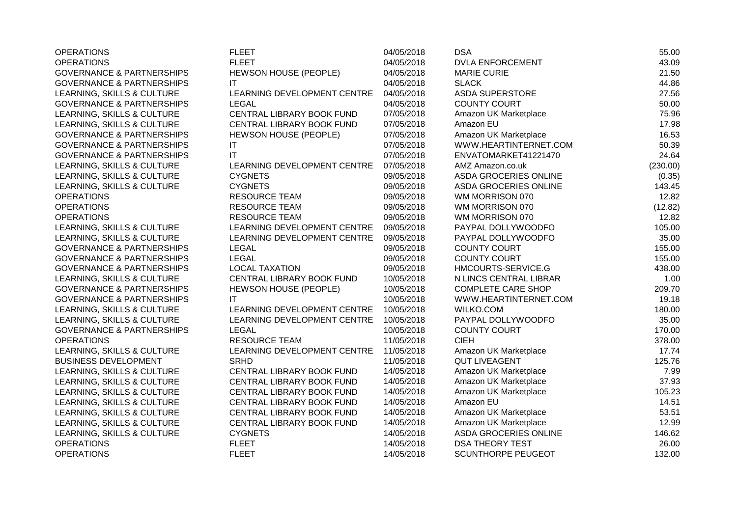| | | | | |
|---|---|---|---|---|
| OPERATIONS | FLEET | 04/05/2018 | DSA | 55.00 |
| OPERATIONS | FLEET | 04/05/2018 | DVLA ENFORCEMENT | 43.09 |
| GOVERNANCE & PARTNERSHIPS | HEWSON HOUSE (PEOPLE) | 04/05/2018 | MARIE CURIE | 21.50 |
| GOVERNANCE & PARTNERSHIPS | IT | 04/05/2018 | SLACK | 44.86 |
| LEARNING, SKILLS & CULTURE | LEARNING DEVELOPMENT CENTRE | 04/05/2018 | ASDA SUPERSTORE | 27.56 |
| GOVERNANCE & PARTNERSHIPS | LEGAL | 04/05/2018 | COUNTY COURT | 50.00 |
| LEARNING, SKILLS & CULTURE | CENTRAL LIBRARY BOOK FUND | 07/05/2018 | Amazon UK Marketplace | 75.96 |
| LEARNING, SKILLS & CULTURE | CENTRAL LIBRARY BOOK FUND | 07/05/2018 | Amazon EU | 17.98 |
| GOVERNANCE & PARTNERSHIPS | HEWSON HOUSE (PEOPLE) | 07/05/2018 | Amazon UK Marketplace | 16.53 |
| GOVERNANCE & PARTNERSHIPS | IT | 07/05/2018 | WWW.HEARTINTERNET.COM | 50.39 |
| GOVERNANCE & PARTNERSHIPS | IT | 07/05/2018 | ENVATOMARKET41221470 | 24.64 |
| LEARNING, SKILLS & CULTURE | LEARNING DEVELOPMENT CENTRE | 07/05/2018 | AMZ Amazon.co.uk | (230.00) |
| LEARNING, SKILLS & CULTURE | CYGNETS | 09/05/2018 | ASDA GROCERIES ONLINE | (0.35) |
| LEARNING, SKILLS & CULTURE | CYGNETS | 09/05/2018 | ASDA GROCERIES ONLINE | 143.45 |
| OPERATIONS | RESOURCE TEAM | 09/05/2018 | WM MORRISON 070 | 12.82 |
| OPERATIONS | RESOURCE TEAM | 09/05/2018 | WM MORRISON 070 | (12.82) |
| OPERATIONS | RESOURCE TEAM | 09/05/2018 | WM MORRISON 070 | 12.82 |
| LEARNING, SKILLS & CULTURE | LEARNING DEVELOPMENT CENTRE | 09/05/2018 | PAYPAL DOLLYWOODFO | 105.00 |
| LEARNING, SKILLS & CULTURE | LEARNING DEVELOPMENT CENTRE | 09/05/2018 | PAYPAL DOLLYWOODFO | 35.00 |
| GOVERNANCE & PARTNERSHIPS | LEGAL | 09/05/2018 | COUNTY COURT | 155.00 |
| GOVERNANCE & PARTNERSHIPS | LEGAL | 09/05/2018 | COUNTY COURT | 155.00 |
| GOVERNANCE & PARTNERSHIPS | LOCAL TAXATION | 09/05/2018 | HMCOURTS-SERVICE.G | 438.00 |
| LEARNING, SKILLS & CULTURE | CENTRAL LIBRARY BOOK FUND | 10/05/2018 | N LINCS CENTRAL LIBRAR | 1.00 |
| GOVERNANCE & PARTNERSHIPS | HEWSON HOUSE (PEOPLE) | 10/05/2018 | COMPLETE CARE SHOP | 209.70 |
| GOVERNANCE & PARTNERSHIPS | IT | 10/05/2018 | WWW.HEARTINTERNET.COM | 19.18 |
| LEARNING, SKILLS & CULTURE | LEARNING DEVELOPMENT CENTRE | 10/05/2018 | WILKO.COM | 180.00 |
| LEARNING, SKILLS & CULTURE | LEARNING DEVELOPMENT CENTRE | 10/05/2018 | PAYPAL DOLLYWOODFO | 35.00 |
| GOVERNANCE & PARTNERSHIPS | LEGAL | 10/05/2018 | COUNTY COURT | 170.00 |
| OPERATIONS | RESOURCE TEAM | 11/05/2018 | CIEH | 378.00 |
| LEARNING, SKILLS & CULTURE | LEARNING DEVELOPMENT CENTRE | 11/05/2018 | Amazon UK Marketplace | 17.74 |
| BUSINESS DEVELOPMENT | SRHD | 11/05/2018 | QUT LIVEAGENT | 125.76 |
| LEARNING, SKILLS & CULTURE | CENTRAL LIBRARY BOOK FUND | 14/05/2018 | Amazon UK Marketplace | 7.99 |
| LEARNING, SKILLS & CULTURE | CENTRAL LIBRARY BOOK FUND | 14/05/2018 | Amazon UK Marketplace | 37.93 |
| LEARNING, SKILLS & CULTURE | CENTRAL LIBRARY BOOK FUND | 14/05/2018 | Amazon UK Marketplace | 105.23 |
| LEARNING, SKILLS & CULTURE | CENTRAL LIBRARY BOOK FUND | 14/05/2018 | Amazon EU | 14.51 |
| LEARNING, SKILLS & CULTURE | CENTRAL LIBRARY BOOK FUND | 14/05/2018 | Amazon UK Marketplace | 53.51 |
| LEARNING, SKILLS & CULTURE | CENTRAL LIBRARY BOOK FUND | 14/05/2018 | Amazon UK Marketplace | 12.99 |
| LEARNING, SKILLS & CULTURE | CYGNETS | 14/05/2018 | ASDA GROCERIES ONLINE | 146.62 |
| OPERATIONS | FLEET | 14/05/2018 | DSA THEORY TEST | 26.00 |
| OPERATIONS | FLEET | 14/05/2018 | SCUNTHORPE PEUGEOT | 132.00 |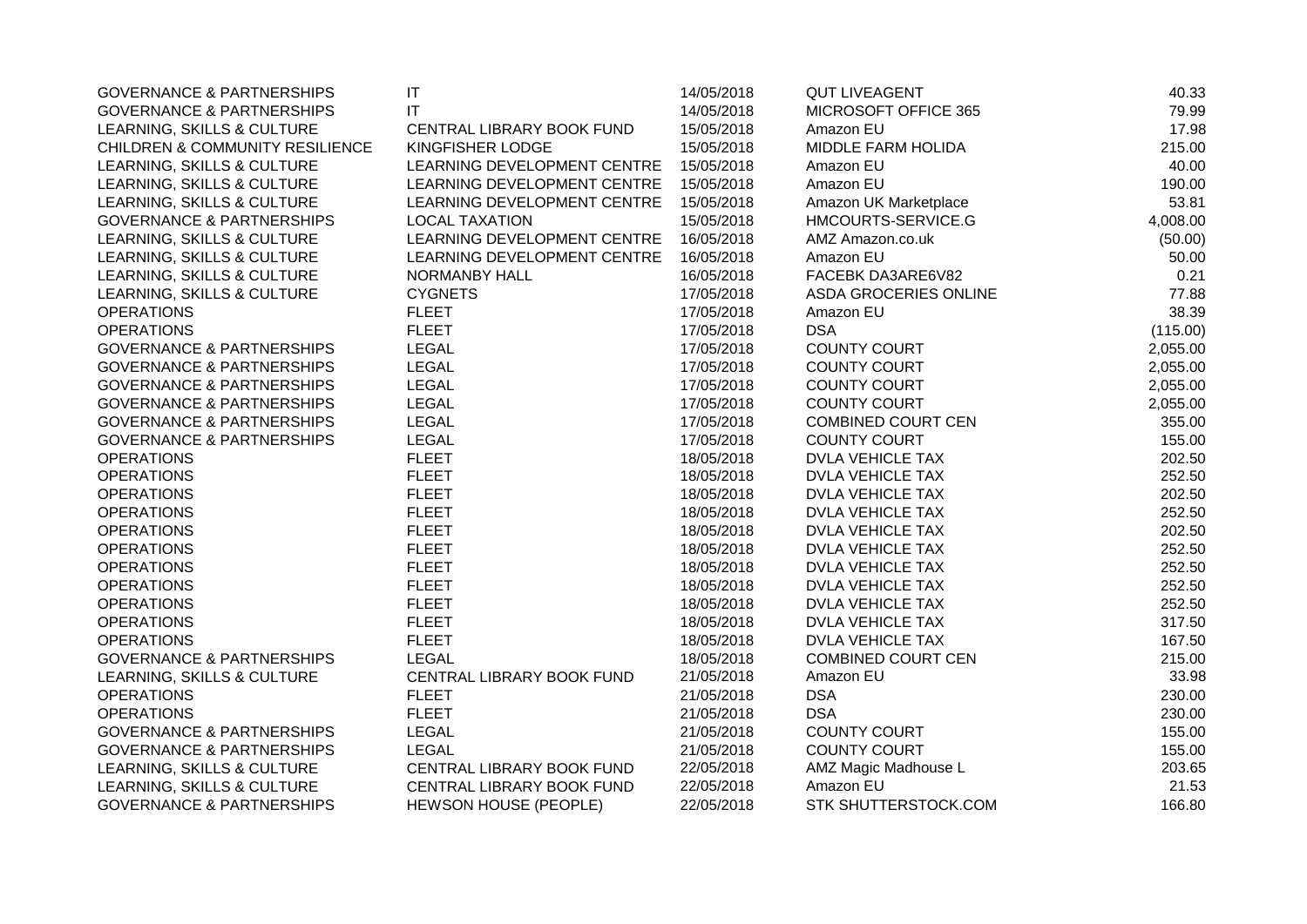| | | | | |
|---|---|---|---|---|
| GOVERNANCE & PARTNERSHIPS | IT | 14/05/2018 | QUT LIVEAGENT | 40.33 |
| GOVERNANCE & PARTNERSHIPS | IT | 14/05/2018 | MICROSOFT OFFICE 365 | 79.99 |
| LEARNING, SKILLS & CULTURE | CENTRAL LIBRARY BOOK FUND | 15/05/2018 | Amazon EU | 17.98 |
| CHILDREN & COMMUNITY RESILIENCE | KINGFISHER LODGE | 15/05/2018 | MIDDLE FARM HOLIDA | 215.00 |
| LEARNING, SKILLS & CULTURE | LEARNING DEVELOPMENT CENTRE | 15/05/2018 | Amazon EU | 40.00 |
| LEARNING, SKILLS & CULTURE | LEARNING DEVELOPMENT CENTRE | 15/05/2018 | Amazon EU | 190.00 |
| LEARNING, SKILLS & CULTURE | LEARNING DEVELOPMENT CENTRE | 15/05/2018 | Amazon UK Marketplace | 53.81 |
| GOVERNANCE & PARTNERSHIPS | LOCAL TAXATION | 15/05/2018 | HMCOURTS-SERVICE.G | 4,008.00 |
| LEARNING, SKILLS & CULTURE | LEARNING DEVELOPMENT CENTRE | 16/05/2018 | AMZ Amazon.co.uk | (50.00) |
| LEARNING, SKILLS & CULTURE | LEARNING DEVELOPMENT CENTRE | 16/05/2018 | Amazon EU | 50.00 |
| LEARNING, SKILLS & CULTURE | NORMANBY HALL | 16/05/2018 | FACEBK DA3ARE6V82 | 0.21 |
| LEARNING, SKILLS & CULTURE | CYGNETS | 17/05/2018 | ASDA GROCERIES ONLINE | 77.88 |
| OPERATIONS | FLEET | 17/05/2018 | Amazon EU | 38.39 |
| OPERATIONS | FLEET | 17/05/2018 | DSA | (115.00) |
| GOVERNANCE & PARTNERSHIPS | LEGAL | 17/05/2018 | COUNTY COURT | 2,055.00 |
| GOVERNANCE & PARTNERSHIPS | LEGAL | 17/05/2018 | COUNTY COURT | 2,055.00 |
| GOVERNANCE & PARTNERSHIPS | LEGAL | 17/05/2018 | COUNTY COURT | 2,055.00 |
| GOVERNANCE & PARTNERSHIPS | LEGAL | 17/05/2018 | COUNTY COURT | 2,055.00 |
| GOVERNANCE & PARTNERSHIPS | LEGAL | 17/05/2018 | COMBINED COURT CEN | 355.00 |
| GOVERNANCE & PARTNERSHIPS | LEGAL | 17/05/2018 | COUNTY COURT | 155.00 |
| OPERATIONS | FLEET | 18/05/2018 | DVLA VEHICLE TAX | 202.50 |
| OPERATIONS | FLEET | 18/05/2018 | DVLA VEHICLE TAX | 252.50 |
| OPERATIONS | FLEET | 18/05/2018 | DVLA VEHICLE TAX | 202.50 |
| OPERATIONS | FLEET | 18/05/2018 | DVLA VEHICLE TAX | 252.50 |
| OPERATIONS | FLEET | 18/05/2018 | DVLA VEHICLE TAX | 202.50 |
| OPERATIONS | FLEET | 18/05/2018 | DVLA VEHICLE TAX | 252.50 |
| OPERATIONS | FLEET | 18/05/2018 | DVLA VEHICLE TAX | 252.50 |
| OPERATIONS | FLEET | 18/05/2018 | DVLA VEHICLE TAX | 252.50 |
| OPERATIONS | FLEET | 18/05/2018 | DVLA VEHICLE TAX | 252.50 |
| OPERATIONS | FLEET | 18/05/2018 | DVLA VEHICLE TAX | 317.50 |
| OPERATIONS | FLEET | 18/05/2018 | DVLA VEHICLE TAX | 167.50 |
| GOVERNANCE & PARTNERSHIPS | LEGAL | 18/05/2018 | COMBINED COURT CEN | 215.00 |
| LEARNING, SKILLS & CULTURE | CENTRAL LIBRARY BOOK FUND | 21/05/2018 | Amazon EU | 33.98 |
| OPERATIONS | FLEET | 21/05/2018 | DSA | 230.00 |
| OPERATIONS | FLEET | 21/05/2018 | DSA | 230.00 |
| GOVERNANCE & PARTNERSHIPS | LEGAL | 21/05/2018 | COUNTY COURT | 155.00 |
| GOVERNANCE & PARTNERSHIPS | LEGAL | 21/05/2018 | COUNTY COURT | 155.00 |
| LEARNING, SKILLS & CULTURE | CENTRAL LIBRARY BOOK FUND | 22/05/2018 | AMZ Magic Madhouse L | 203.65 |
| LEARNING, SKILLS & CULTURE | CENTRAL LIBRARY BOOK FUND | 22/05/2018 | Amazon EU | 21.53 |
| GOVERNANCE & PARTNERSHIPS | HEWSON HOUSE (PEOPLE) | 22/05/2018 | STK SHUTTERSTOCK.COM | 166.80 |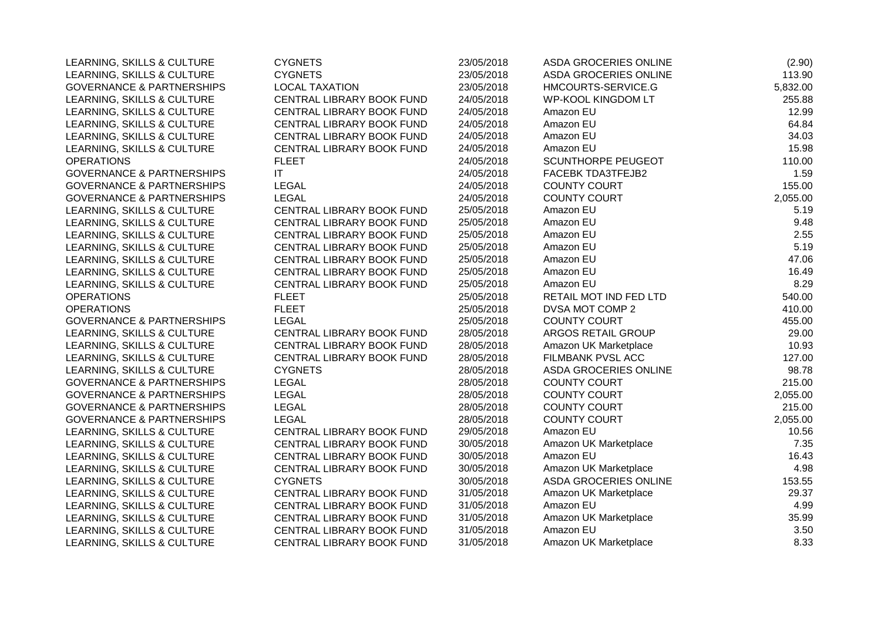| | | | | |
|---|---|---|---|---|
| LEARNING, SKILLS & CULTURE | CYGNETS | 23/05/2018 | ASDA GROCERIES ONLINE | (2.90) |
| LEARNING, SKILLS & CULTURE | CYGNETS | 23/05/2018 | ASDA GROCERIES ONLINE | 113.90 |
| GOVERNANCE & PARTNERSHIPS | LOCAL TAXATION | 23/05/2018 | HMCOURTS-SERVICE.G | 5,832.00 |
| LEARNING, SKILLS & CULTURE | CENTRAL LIBRARY BOOK FUND | 24/05/2018 | WP-KOOL KINGDOM LT | 255.88 |
| LEARNING, SKILLS & CULTURE | CENTRAL LIBRARY BOOK FUND | 24/05/2018 | Amazon EU | 12.99 |
| LEARNING, SKILLS & CULTURE | CENTRAL LIBRARY BOOK FUND | 24/05/2018 | Amazon EU | 64.84 |
| LEARNING, SKILLS & CULTURE | CENTRAL LIBRARY BOOK FUND | 24/05/2018 | Amazon EU | 34.03 |
| LEARNING, SKILLS & CULTURE | CENTRAL LIBRARY BOOK FUND | 24/05/2018 | Amazon EU | 15.98 |
| OPERATIONS | FLEET | 24/05/2018 | SCUNTHORPE PEUGEOT | 110.00 |
| GOVERNANCE & PARTNERSHIPS | IT | 24/05/2018 | FACEBK TDA3TFEJB2 | 1.59 |
| GOVERNANCE & PARTNERSHIPS | LEGAL | 24/05/2018 | COUNTY COURT | 155.00 |
| GOVERNANCE & PARTNERSHIPS | LEGAL | 24/05/2018 | COUNTY COURT | 2,055.00 |
| LEARNING, SKILLS & CULTURE | CENTRAL LIBRARY BOOK FUND | 25/05/2018 | Amazon EU | 5.19 |
| LEARNING, SKILLS & CULTURE | CENTRAL LIBRARY BOOK FUND | 25/05/2018 | Amazon EU | 9.48 |
| LEARNING, SKILLS & CULTURE | CENTRAL LIBRARY BOOK FUND | 25/05/2018 | Amazon EU | 2.55 |
| LEARNING, SKILLS & CULTURE | CENTRAL LIBRARY BOOK FUND | 25/05/2018 | Amazon EU | 5.19 |
| LEARNING, SKILLS & CULTURE | CENTRAL LIBRARY BOOK FUND | 25/05/2018 | Amazon EU | 47.06 |
| LEARNING, SKILLS & CULTURE | CENTRAL LIBRARY BOOK FUND | 25/05/2018 | Amazon EU | 16.49 |
| LEARNING, SKILLS & CULTURE | CENTRAL LIBRARY BOOK FUND | 25/05/2018 | Amazon EU | 8.29 |
| OPERATIONS | FLEET | 25/05/2018 | RETAIL MOT IND FED LTD | 540.00 |
| OPERATIONS | FLEET | 25/05/2018 | DVSA MOT COMP 2 | 410.00 |
| GOVERNANCE & PARTNERSHIPS | LEGAL | 25/05/2018 | COUNTY COURT | 455.00 |
| LEARNING, SKILLS & CULTURE | CENTRAL LIBRARY BOOK FUND | 28/05/2018 | ARGOS RETAIL GROUP | 29.00 |
| LEARNING, SKILLS & CULTURE | CENTRAL LIBRARY BOOK FUND | 28/05/2018 | Amazon UK Marketplace | 10.93 |
| LEARNING, SKILLS & CULTURE | CENTRAL LIBRARY BOOK FUND | 28/05/2018 | FILMBANK PVSL ACC | 127.00 |
| LEARNING, SKILLS & CULTURE | CYGNETS | 28/05/2018 | ASDA GROCERIES ONLINE | 98.78 |
| GOVERNANCE & PARTNERSHIPS | LEGAL | 28/05/2018 | COUNTY COURT | 215.00 |
| GOVERNANCE & PARTNERSHIPS | LEGAL | 28/05/2018 | COUNTY COURT | 2,055.00 |
| GOVERNANCE & PARTNERSHIPS | LEGAL | 28/05/2018 | COUNTY COURT | 215.00 |
| GOVERNANCE & PARTNERSHIPS | LEGAL | 28/05/2018 | COUNTY COURT | 2,055.00 |
| LEARNING, SKILLS & CULTURE | CENTRAL LIBRARY BOOK FUND | 29/05/2018 | Amazon EU | 10.56 |
| LEARNING, SKILLS & CULTURE | CENTRAL LIBRARY BOOK FUND | 30/05/2018 | Amazon UK Marketplace | 7.35 |
| LEARNING, SKILLS & CULTURE | CENTRAL LIBRARY BOOK FUND | 30/05/2018 | Amazon EU | 16.43 |
| LEARNING, SKILLS & CULTURE | CENTRAL LIBRARY BOOK FUND | 30/05/2018 | Amazon UK Marketplace | 4.98 |
| LEARNING, SKILLS & CULTURE | CYGNETS | 30/05/2018 | ASDA GROCERIES ONLINE | 153.55 |
| LEARNING, SKILLS & CULTURE | CENTRAL LIBRARY BOOK FUND | 31/05/2018 | Amazon UK Marketplace | 29.37 |
| LEARNING, SKILLS & CULTURE | CENTRAL LIBRARY BOOK FUND | 31/05/2018 | Amazon EU | 4.99 |
| LEARNING, SKILLS & CULTURE | CENTRAL LIBRARY BOOK FUND | 31/05/2018 | Amazon UK Marketplace | 35.99 |
| LEARNING, SKILLS & CULTURE | CENTRAL LIBRARY BOOK FUND | 31/05/2018 | Amazon EU | 3.50 |
| LEARNING, SKILLS & CULTURE | CENTRAL LIBRARY BOOK FUND | 31/05/2018 | Amazon UK Marketplace | 8.33 |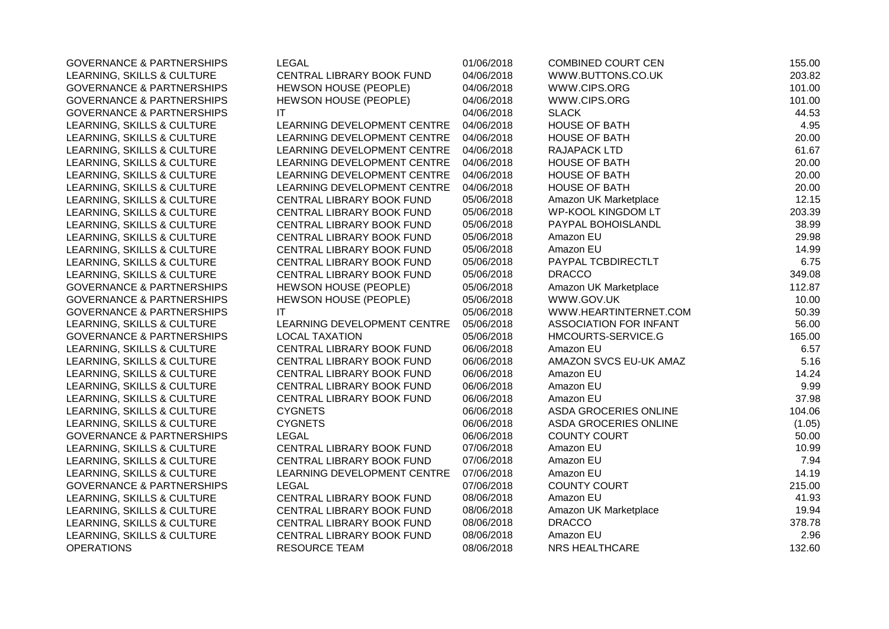| | | | | |
|---|---|---|---|---|
| GOVERNANCE & PARTNERSHIPS | LEGAL | 01/06/2018 | COMBINED COURT CEN | 155.00 |
| LEARNING, SKILLS & CULTURE | CENTRAL LIBRARY BOOK FUND | 04/06/2018 | WWW.BUTTONS.CO.UK | 203.82 |
| GOVERNANCE & PARTNERSHIPS | HEWSON HOUSE (PEOPLE) | 04/06/2018 | WWW.CIPS.ORG | 101.00 |
| GOVERNANCE & PARTNERSHIPS | HEWSON HOUSE (PEOPLE) | 04/06/2018 | WWW.CIPS.ORG | 101.00 |
| GOVERNANCE & PARTNERSHIPS | IT | 04/06/2018 | SLACK | 44.53 |
| LEARNING, SKILLS & CULTURE | LEARNING DEVELOPMENT CENTRE | 04/06/2018 | HOUSE OF BATH | 4.95 |
| LEARNING, SKILLS & CULTURE | LEARNING DEVELOPMENT CENTRE | 04/06/2018 | HOUSE OF BATH | 20.00 |
| LEARNING, SKILLS & CULTURE | LEARNING DEVELOPMENT CENTRE | 04/06/2018 | RAJAPACK LTD | 61.67 |
| LEARNING, SKILLS & CULTURE | LEARNING DEVELOPMENT CENTRE | 04/06/2018 | HOUSE OF BATH | 20.00 |
| LEARNING, SKILLS & CULTURE | LEARNING DEVELOPMENT CENTRE | 04/06/2018 | HOUSE OF BATH | 20.00 |
| LEARNING, SKILLS & CULTURE | LEARNING DEVELOPMENT CENTRE | 04/06/2018 | HOUSE OF BATH | 20.00 |
| LEARNING, SKILLS & CULTURE | CENTRAL LIBRARY BOOK FUND | 05/06/2018 | Amazon UK Marketplace | 12.15 |
| LEARNING, SKILLS & CULTURE | CENTRAL LIBRARY BOOK FUND | 05/06/2018 | WP-KOOL KINGDOM LT | 203.39 |
| LEARNING, SKILLS & CULTURE | CENTRAL LIBRARY BOOK FUND | 05/06/2018 | PAYPAL BOHOISLANDL | 38.99 |
| LEARNING, SKILLS & CULTURE | CENTRAL LIBRARY BOOK FUND | 05/06/2018 | Amazon EU | 29.98 |
| LEARNING, SKILLS & CULTURE | CENTRAL LIBRARY BOOK FUND | 05/06/2018 | Amazon EU | 14.99 |
| LEARNING, SKILLS & CULTURE | CENTRAL LIBRARY BOOK FUND | 05/06/2018 | PAYPAL TCBDIRECTLT | 6.75 |
| LEARNING, SKILLS & CULTURE | CENTRAL LIBRARY BOOK FUND | 05/06/2018 | DRACCO | 349.08 |
| GOVERNANCE & PARTNERSHIPS | HEWSON HOUSE (PEOPLE) | 05/06/2018 | Amazon UK Marketplace | 112.87 |
| GOVERNANCE & PARTNERSHIPS | HEWSON HOUSE (PEOPLE) | 05/06/2018 | WWW.GOV.UK | 10.00 |
| GOVERNANCE & PARTNERSHIPS | IT | 05/06/2018 | WWW.HEARTINTERNET.COM | 50.39 |
| LEARNING, SKILLS & CULTURE | LEARNING DEVELOPMENT CENTRE | 05/06/2018 | ASSOCIATION FOR INFANT | 56.00 |
| GOVERNANCE & PARTNERSHIPS | LOCAL TAXATION | 05/06/2018 | HMCOURTS-SERVICE.G | 165.00 |
| LEARNING, SKILLS & CULTURE | CENTRAL LIBRARY BOOK FUND | 06/06/2018 | Amazon EU | 6.57 |
| LEARNING, SKILLS & CULTURE | CENTRAL LIBRARY BOOK FUND | 06/06/2018 | AMAZON SVCS EU-UK AMAZ | 5.16 |
| LEARNING, SKILLS & CULTURE | CENTRAL LIBRARY BOOK FUND | 06/06/2018 | Amazon EU | 14.24 |
| LEARNING, SKILLS & CULTURE | CENTRAL LIBRARY BOOK FUND | 06/06/2018 | Amazon EU | 9.99 |
| LEARNING, SKILLS & CULTURE | CENTRAL LIBRARY BOOK FUND | 06/06/2018 | Amazon EU | 37.98 |
| LEARNING, SKILLS & CULTURE | CYGNETS | 06/06/2018 | ASDA GROCERIES ONLINE | 104.06 |
| LEARNING, SKILLS & CULTURE | CYGNETS | 06/06/2018 | ASDA GROCERIES ONLINE | (1.05) |
| GOVERNANCE & PARTNERSHIPS | LEGAL | 06/06/2018 | COUNTY COURT | 50.00 |
| LEARNING, SKILLS & CULTURE | CENTRAL LIBRARY BOOK FUND | 07/06/2018 | Amazon EU | 10.99 |
| LEARNING, SKILLS & CULTURE | CENTRAL LIBRARY BOOK FUND | 07/06/2018 | Amazon EU | 7.94 |
| LEARNING, SKILLS & CULTURE | LEARNING DEVELOPMENT CENTRE | 07/06/2018 | Amazon EU | 14.19 |
| GOVERNANCE & PARTNERSHIPS | LEGAL | 07/06/2018 | COUNTY COURT | 215.00 |
| LEARNING, SKILLS & CULTURE | CENTRAL LIBRARY BOOK FUND | 08/06/2018 | Amazon EU | 41.93 |
| LEARNING, SKILLS & CULTURE | CENTRAL LIBRARY BOOK FUND | 08/06/2018 | Amazon UK Marketplace | 19.94 |
| LEARNING, SKILLS & CULTURE | CENTRAL LIBRARY BOOK FUND | 08/06/2018 | DRACCO | 378.78 |
| LEARNING, SKILLS & CULTURE | CENTRAL LIBRARY BOOK FUND | 08/06/2018 | Amazon EU | 2.96 |
| OPERATIONS | RESOURCE TEAM | 08/06/2018 | NRS HEALTHCARE | 132.60 |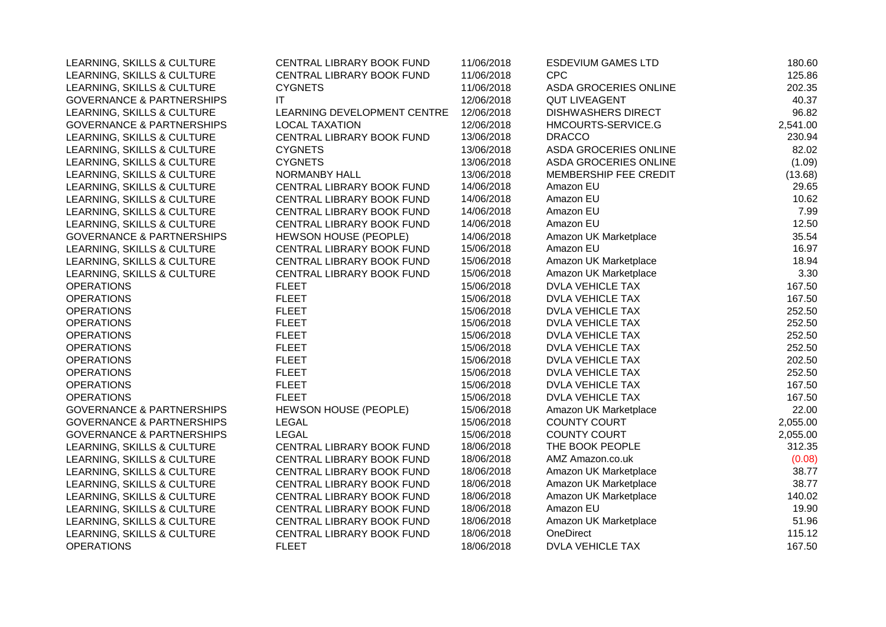| | | | | |
|---|---|---|---|---|
| LEARNING, SKILLS & CULTURE | CENTRAL LIBRARY BOOK FUND | 11/06/2018 | ESDEVIUM GAMES LTD | 180.60 |
| LEARNING, SKILLS & CULTURE | CENTRAL LIBRARY BOOK FUND | 11/06/2018 | CPC | 125.86 |
| LEARNING, SKILLS & CULTURE | CYGNETS | 11/06/2018 | ASDA GROCERIES ONLINE | 202.35 |
| GOVERNANCE & PARTNERSHIPS | IT | 12/06/2018 | QUT LIVEAGENT | 40.37 |
| LEARNING, SKILLS & CULTURE | LEARNING DEVELOPMENT CENTRE | 12/06/2018 | DISHWASHERS DIRECT | 96.82 |
| GOVERNANCE & PARTNERSHIPS | LOCAL TAXATION | 12/06/2018 | HMCOURTS-SERVICE.G | 2,541.00 |
| LEARNING, SKILLS & CULTURE | CENTRAL LIBRARY BOOK FUND | 13/06/2018 | DRACCO | 230.94 |
| LEARNING, SKILLS & CULTURE | CYGNETS | 13/06/2018 | ASDA GROCERIES ONLINE | 82.02 |
| LEARNING, SKILLS & CULTURE | CYGNETS | 13/06/2018 | ASDA GROCERIES ONLINE | (1.09) |
| LEARNING, SKILLS & CULTURE | NORMANBY HALL | 13/06/2018 | MEMBERSHIP FEE CREDIT | (13.68) |
| LEARNING, SKILLS & CULTURE | CENTRAL LIBRARY BOOK FUND | 14/06/2018 | Amazon EU | 29.65 |
| LEARNING, SKILLS & CULTURE | CENTRAL LIBRARY BOOK FUND | 14/06/2018 | Amazon EU | 10.62 |
| LEARNING, SKILLS & CULTURE | CENTRAL LIBRARY BOOK FUND | 14/06/2018 | Amazon EU | 7.99 |
| LEARNING, SKILLS & CULTURE | CENTRAL LIBRARY BOOK FUND | 14/06/2018 | Amazon EU | 12.50 |
| GOVERNANCE & PARTNERSHIPS | HEWSON HOUSE (PEOPLE) | 14/06/2018 | Amazon UK Marketplace | 35.54 |
| LEARNING, SKILLS & CULTURE | CENTRAL LIBRARY BOOK FUND | 15/06/2018 | Amazon EU | 16.97 |
| LEARNING, SKILLS & CULTURE | CENTRAL LIBRARY BOOK FUND | 15/06/2018 | Amazon UK Marketplace | 18.94 |
| LEARNING, SKILLS & CULTURE | CENTRAL LIBRARY BOOK FUND | 15/06/2018 | Amazon UK Marketplace | 3.30 |
| OPERATIONS | FLEET | 15/06/2018 | DVLA VEHICLE TAX | 167.50 |
| OPERATIONS | FLEET | 15/06/2018 | DVLA VEHICLE TAX | 167.50 |
| OPERATIONS | FLEET | 15/06/2018 | DVLA VEHICLE TAX | 252.50 |
| OPERATIONS | FLEET | 15/06/2018 | DVLA VEHICLE TAX | 252.50 |
| OPERATIONS | FLEET | 15/06/2018 | DVLA VEHICLE TAX | 252.50 |
| OPERATIONS | FLEET | 15/06/2018 | DVLA VEHICLE TAX | 252.50 |
| OPERATIONS | FLEET | 15/06/2018 | DVLA VEHICLE TAX | 202.50 |
| OPERATIONS | FLEET | 15/06/2018 | DVLA VEHICLE TAX | 252.50 |
| OPERATIONS | FLEET | 15/06/2018 | DVLA VEHICLE TAX | 167.50 |
| OPERATIONS | FLEET | 15/06/2018 | DVLA VEHICLE TAX | 167.50 |
| GOVERNANCE & PARTNERSHIPS | HEWSON HOUSE (PEOPLE) | 15/06/2018 | Amazon UK Marketplace | 22.00 |
| GOVERNANCE & PARTNERSHIPS | LEGAL | 15/06/2018 | COUNTY COURT | 2,055.00 |
| GOVERNANCE & PARTNERSHIPS | LEGAL | 15/06/2018 | COUNTY COURT | 2,055.00 |
| LEARNING, SKILLS & CULTURE | CENTRAL LIBRARY BOOK FUND | 18/06/2018 | THE BOOK PEOPLE | 312.35 |
| LEARNING, SKILLS & CULTURE | CENTRAL LIBRARY BOOK FUND | 18/06/2018 | AMZ Amazon.co.uk | (0.08) |
| LEARNING, SKILLS & CULTURE | CENTRAL LIBRARY BOOK FUND | 18/06/2018 | Amazon UK Marketplace | 38.77 |
| LEARNING, SKILLS & CULTURE | CENTRAL LIBRARY BOOK FUND | 18/06/2018 | Amazon UK Marketplace | 38.77 |
| LEARNING, SKILLS & CULTURE | CENTRAL LIBRARY BOOK FUND | 18/06/2018 | Amazon UK Marketplace | 140.02 |
| LEARNING, SKILLS & CULTURE | CENTRAL LIBRARY BOOK FUND | 18/06/2018 | Amazon EU | 19.90 |
| LEARNING, SKILLS & CULTURE | CENTRAL LIBRARY BOOK FUND | 18/06/2018 | Amazon UK Marketplace | 51.96 |
| LEARNING, SKILLS & CULTURE | CENTRAL LIBRARY BOOK FUND | 18/06/2018 | OneDirect | 115.12 |
| OPERATIONS | FLEET | 18/06/2018 | DVLA VEHICLE TAX | 167.50 |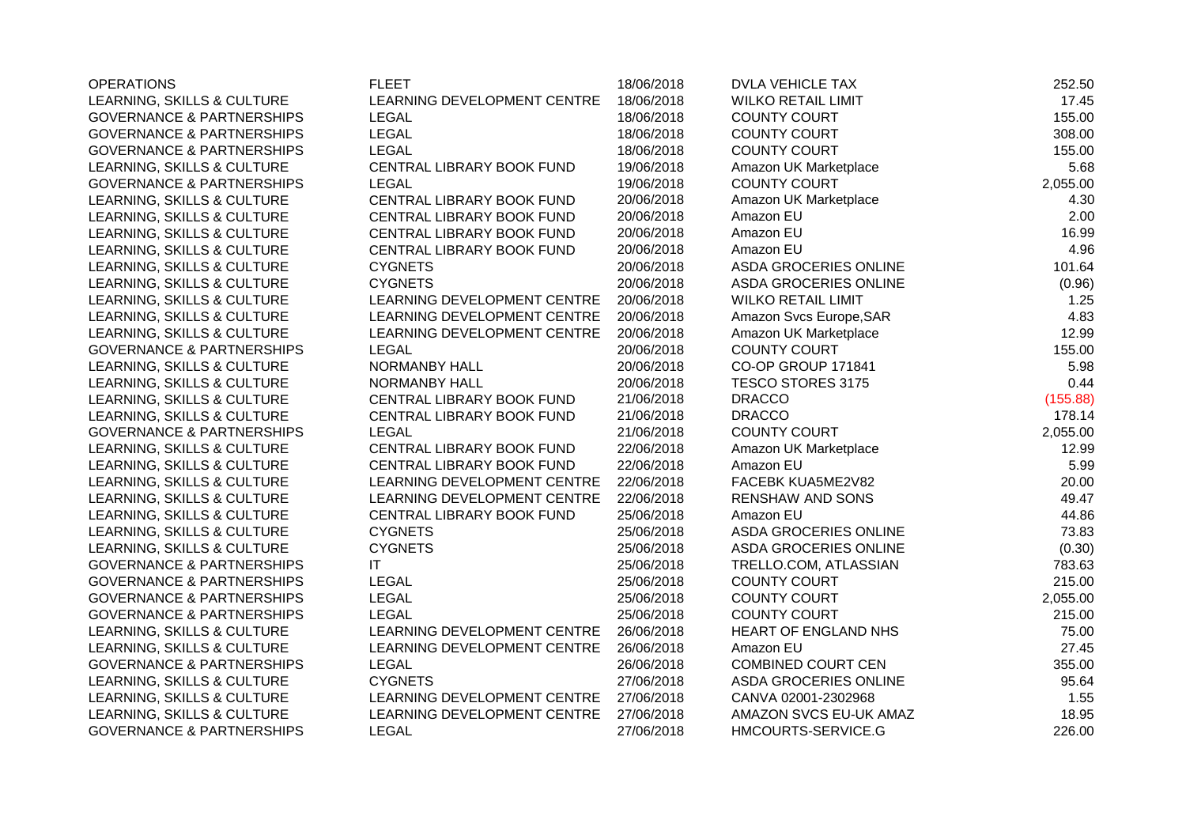| | | | | |
|---|---|---|---|---|
| OPERATIONS | FLEET | 18/06/2018 | DVLA VEHICLE TAX | 252.50 |
| LEARNING, SKILLS & CULTURE | LEARNING DEVELOPMENT CENTRE | 18/06/2018 | WILKO RETAIL LIMIT | 17.45 |
| GOVERNANCE & PARTNERSHIPS | LEGAL | 18/06/2018 | COUNTY COURT | 155.00 |
| GOVERNANCE & PARTNERSHIPS | LEGAL | 18/06/2018 | COUNTY COURT | 308.00 |
| GOVERNANCE & PARTNERSHIPS | LEGAL | 18/06/2018 | COUNTY COURT | 155.00 |
| LEARNING, SKILLS & CULTURE | CENTRAL LIBRARY BOOK FUND | 19/06/2018 | Amazon UK Marketplace | 5.68 |
| GOVERNANCE & PARTNERSHIPS | LEGAL | 19/06/2018 | COUNTY COURT | 2,055.00 |
| LEARNING, SKILLS & CULTURE | CENTRAL LIBRARY BOOK FUND | 20/06/2018 | Amazon UK Marketplace | 4.30 |
| LEARNING, SKILLS & CULTURE | CENTRAL LIBRARY BOOK FUND | 20/06/2018 | Amazon EU | 2.00 |
| LEARNING, SKILLS & CULTURE | CENTRAL LIBRARY BOOK FUND | 20/06/2018 | Amazon EU | 16.99 |
| LEARNING, SKILLS & CULTURE | CENTRAL LIBRARY BOOK FUND | 20/06/2018 | Amazon EU | 4.96 |
| LEARNING, SKILLS & CULTURE | CYGNETS | 20/06/2018 | ASDA GROCERIES ONLINE | 101.64 |
| LEARNING, SKILLS & CULTURE | CYGNETS | 20/06/2018 | ASDA GROCERIES ONLINE | (0.96) |
| LEARNING, SKILLS & CULTURE | LEARNING DEVELOPMENT CENTRE | 20/06/2018 | WILKO RETAIL LIMIT | 1.25 |
| LEARNING, SKILLS & CULTURE | LEARNING DEVELOPMENT CENTRE | 20/06/2018 | Amazon Svcs Europe,SAR | 4.83 |
| LEARNING, SKILLS & CULTURE | LEARNING DEVELOPMENT CENTRE | 20/06/2018 | Amazon UK Marketplace | 12.99 |
| GOVERNANCE & PARTNERSHIPS | LEGAL | 20/06/2018 | COUNTY COURT | 155.00 |
| LEARNING, SKILLS & CULTURE | NORMANBY HALL | 20/06/2018 | CO-OP GROUP 171841 | 5.98 |
| LEARNING, SKILLS & CULTURE | NORMANBY HALL | 20/06/2018 | TESCO STORES 3175 | 0.44 |
| LEARNING, SKILLS & CULTURE | CENTRAL LIBRARY BOOK FUND | 21/06/2018 | DRACCO | (155.88) |
| LEARNING, SKILLS & CULTURE | CENTRAL LIBRARY BOOK FUND | 21/06/2018 | DRACCO | 178.14 |
| GOVERNANCE & PARTNERSHIPS | LEGAL | 21/06/2018 | COUNTY COURT | 2,055.00 |
| LEARNING, SKILLS & CULTURE | CENTRAL LIBRARY BOOK FUND | 22/06/2018 | Amazon UK Marketplace | 12.99 |
| LEARNING, SKILLS & CULTURE | CENTRAL LIBRARY BOOK FUND | 22/06/2018 | Amazon EU | 5.99 |
| LEARNING, SKILLS & CULTURE | LEARNING DEVELOPMENT CENTRE | 22/06/2018 | FACEBK KUA5ME2V82 | 20.00 |
| LEARNING, SKILLS & CULTURE | LEARNING DEVELOPMENT CENTRE | 22/06/2018 | RENSHAW AND SONS | 49.47 |
| LEARNING, SKILLS & CULTURE | CENTRAL LIBRARY BOOK FUND | 25/06/2018 | Amazon EU | 44.86 |
| LEARNING, SKILLS & CULTURE | CYGNETS | 25/06/2018 | ASDA GROCERIES ONLINE | 73.83 |
| LEARNING, SKILLS & CULTURE | CYGNETS | 25/06/2018 | ASDA GROCERIES ONLINE | (0.30) |
| GOVERNANCE & PARTNERSHIPS | IT | 25/06/2018 | TRELLO.COM, ATLASSIAN | 783.63 |
| GOVERNANCE & PARTNERSHIPS | LEGAL | 25/06/2018 | COUNTY COURT | 215.00 |
| GOVERNANCE & PARTNERSHIPS | LEGAL | 25/06/2018 | COUNTY COURT | 2,055.00 |
| GOVERNANCE & PARTNERSHIPS | LEGAL | 25/06/2018 | COUNTY COURT | 215.00 |
| LEARNING, SKILLS & CULTURE | LEARNING DEVELOPMENT CENTRE | 26/06/2018 | HEART OF ENGLAND NHS | 75.00 |
| LEARNING, SKILLS & CULTURE | LEARNING DEVELOPMENT CENTRE | 26/06/2018 | Amazon EU | 27.45 |
| GOVERNANCE & PARTNERSHIPS | LEGAL | 26/06/2018 | COMBINED COURT CEN | 355.00 |
| LEARNING, SKILLS & CULTURE | CYGNETS | 27/06/2018 | ASDA GROCERIES ONLINE | 95.64 |
| LEARNING, SKILLS & CULTURE | LEARNING DEVELOPMENT CENTRE | 27/06/2018 | CANVA 02001-2302968 | 1.55 |
| LEARNING, SKILLS & CULTURE | LEARNING DEVELOPMENT CENTRE | 27/06/2018 | AMAZON SVCS EU-UK AMAZ | 18.95 |
| GOVERNANCE & PARTNERSHIPS | LEGAL | 27/06/2018 | HMCOURTS-SERVICE.G | 226.00 |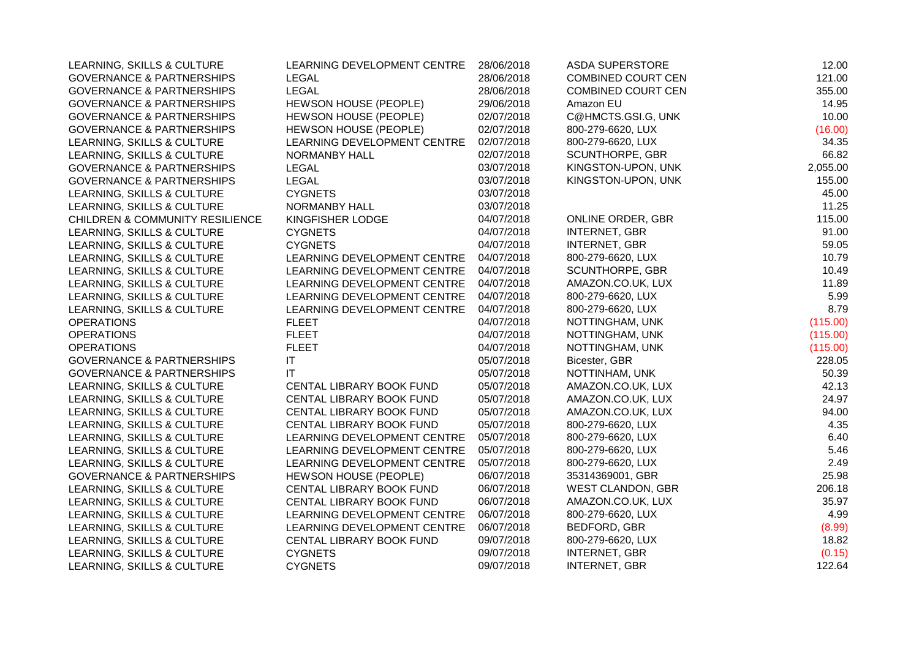| | | | | |
|---|---|---|---|---|
| LEARNING, SKILLS & CULTURE | LEARNING DEVELOPMENT CENTRE | 28/06/2018 | ASDA SUPERSTORE | 12.00 |
| GOVERNANCE & PARTNERSHIPS | LEGAL | 28/06/2018 | COMBINED COURT CEN | 121.00 |
| GOVERNANCE & PARTNERSHIPS | LEGAL | 28/06/2018 | COMBINED COURT CEN | 355.00 |
| GOVERNANCE & PARTNERSHIPS | HEWSON HOUSE (PEOPLE) | 29/06/2018 | Amazon EU | 14.95 |
| GOVERNANCE & PARTNERSHIPS | HEWSON HOUSE (PEOPLE) | 02/07/2018 | C@HMCTS.GSI.G, UNK | 10.00 |
| GOVERNANCE & PARTNERSHIPS | HEWSON HOUSE (PEOPLE) | 02/07/2018 | 800-279-6620, LUX | (16.00) |
| LEARNING, SKILLS & CULTURE | LEARNING DEVELOPMENT CENTRE | 02/07/2018 | 800-279-6620, LUX | 34.35 |
| LEARNING, SKILLS & CULTURE | NORMANBY HALL | 02/07/2018 | SCUNTHORPE, GBR | 66.82 |
| GOVERNANCE & PARTNERSHIPS | LEGAL | 03/07/2018 | KINGSTON-UPON, UNK | 2,055.00 |
| GOVERNANCE & PARTNERSHIPS | LEGAL | 03/07/2018 | KINGSTON-UPON, UNK | 155.00 |
| LEARNING, SKILLS & CULTURE | CYGNETS | 03/07/2018 | | 45.00 |
| LEARNING, SKILLS & CULTURE | NORMANBY HALL | 03/07/2018 | | 11.25 |
| CHILDREN & COMMUNITY RESILIENCE | KINGFISHER LODGE | 04/07/2018 | ONLINE ORDER, GBR | 115.00 |
| LEARNING, SKILLS & CULTURE | CYGNETS | 04/07/2018 | INTERNET, GBR | 91.00 |
| LEARNING, SKILLS & CULTURE | CYGNETS | 04/07/2018 | INTERNET, GBR | 59.05 |
| LEARNING, SKILLS & CULTURE | LEARNING DEVELOPMENT CENTRE | 04/07/2018 | 800-279-6620, LUX | 10.79 |
| LEARNING, SKILLS & CULTURE | LEARNING DEVELOPMENT CENTRE | 04/07/2018 | SCUNTHORPE, GBR | 10.49 |
| LEARNING, SKILLS & CULTURE | LEARNING DEVELOPMENT CENTRE | 04/07/2018 | AMAZON.CO.UK, LUX | 11.89 |
| LEARNING, SKILLS & CULTURE | LEARNING DEVELOPMENT CENTRE | 04/07/2018 | 800-279-6620, LUX | 5.99 |
| LEARNING, SKILLS & CULTURE | LEARNING DEVELOPMENT CENTRE | 04/07/2018 | 800-279-6620, LUX | 8.79 |
| OPERATIONS | FLEET | 04/07/2018 | NOTTINGHAM, UNK | (115.00) |
| OPERATIONS | FLEET | 04/07/2018 | NOTTINGHAM, UNK | (115.00) |
| OPERATIONS | FLEET | 04/07/2018 | NOTTINGHAM, UNK | (115.00) |
| GOVERNANCE & PARTNERSHIPS | IT | 05/07/2018 | Bicester, GBR | 228.05 |
| GOVERNANCE & PARTNERSHIPS | IT | 05/07/2018 | NOTTINHAM, UNK | 50.39 |
| LEARNING, SKILLS & CULTURE | CENTAL LIBRARY BOOK FUND | 05/07/2018 | AMAZON.CO.UK, LUX | 42.13 |
| LEARNING, SKILLS & CULTURE | CENTAL LIBRARY BOOK FUND | 05/07/2018 | AMAZON.CO.UK, LUX | 24.97 |
| LEARNING, SKILLS & CULTURE | CENTAL LIBRARY BOOK FUND | 05/07/2018 | AMAZON.CO.UK, LUX | 94.00 |
| LEARNING, SKILLS & CULTURE | CENTAL LIBRARY BOOK FUND | 05/07/2018 | 800-279-6620, LUX | 4.35 |
| LEARNING, SKILLS & CULTURE | LEARNING DEVELOPMENT CENTRE | 05/07/2018 | 800-279-6620, LUX | 6.40 |
| LEARNING, SKILLS & CULTURE | LEARNING DEVELOPMENT CENTRE | 05/07/2018 | 800-279-6620, LUX | 5.46 |
| LEARNING, SKILLS & CULTURE | LEARNING DEVELOPMENT CENTRE | 05/07/2018 | 800-279-6620, LUX | 2.49 |
| GOVERNANCE & PARTNERSHIPS | HEWSON HOUSE (PEOPLE) | 06/07/2018 | 35314369001, GBR | 25.98 |
| LEARNING, SKILLS & CULTURE | CENTAL LIBRARY BOOK FUND | 06/07/2018 | WEST CLANDON, GBR | 206.18 |
| LEARNING, SKILLS & CULTURE | CENTAL LIBRARY BOOK FUND | 06/07/2018 | AMAZON.CO.UK, LUX | 35.97 |
| LEARNING, SKILLS & CULTURE | LEARNING DEVELOPMENT CENTRE | 06/07/2018 | 800-279-6620, LUX | 4.99 |
| LEARNING, SKILLS & CULTURE | LEARNING DEVELOPMENT CENTRE | 06/07/2018 | BEDFORD, GBR | (8.99) |
| LEARNING, SKILLS & CULTURE | CENTAL LIBRARY BOOK FUND | 09/07/2018 | 800-279-6620, LUX | 18.82 |
| LEARNING, SKILLS & CULTURE | CYGNETS | 09/07/2018 | INTERNET, GBR | (0.15) |
| LEARNING, SKILLS & CULTURE | CYGNETS | 09/07/2018 | INTERNET, GBR | 122.64 |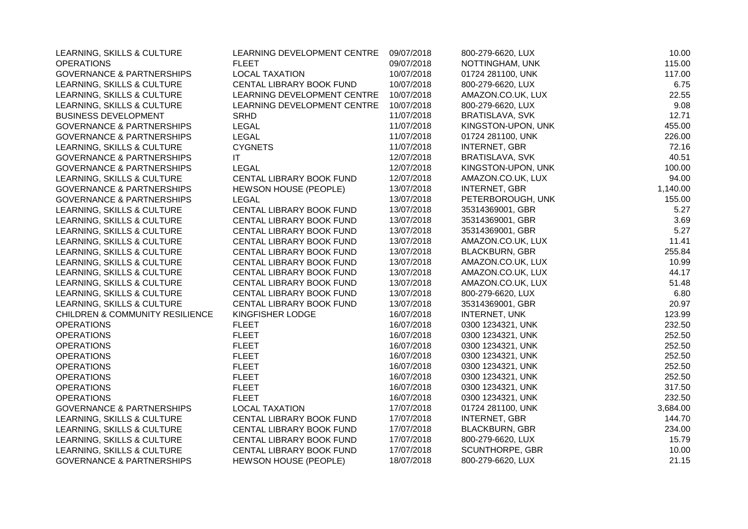| | | | | |
|---|---|---|---|---|
| LEARNING, SKILLS & CULTURE | LEARNING DEVELOPMENT CENTRE | 09/07/2018 | 800-279-6620, LUX | 10.00 |
| OPERATIONS | FLEET | 09/07/2018 | NOTTINGHAM, UNK | 115.00 |
| GOVERNANCE & PARTNERSHIPS | LOCAL TAXATION | 10/07/2018 | 01724 281100, UNK | 117.00 |
| LEARNING, SKILLS & CULTURE | CENTAL LIBRARY BOOK FUND | 10/07/2018 | 800-279-6620, LUX | 6.75 |
| LEARNING, SKILLS & CULTURE | LEARNING DEVELOPMENT CENTRE | 10/07/2018 | AMAZON.CO.UK, LUX | 22.55 |
| LEARNING, SKILLS & CULTURE | LEARNING DEVELOPMENT CENTRE | 10/07/2018 | 800-279-6620, LUX | 9.08 |
| BUSINESS DEVELOPMENT | SRHD | 11/07/2018 | BRATISLAVA, SVK | 12.71 |
| GOVERNANCE & PARTNERSHIPS | LEGAL | 11/07/2018 | KINGSTON-UPON, UNK | 455.00 |
| GOVERNANCE & PARTNERSHIPS | LEGAL | 11/07/2018 | 01724 281100, UNK | 226.00 |
| LEARNING, SKILLS & CULTURE | CYGNETS | 11/07/2018 | INTERNET, GBR | 72.16 |
| GOVERNANCE & PARTNERSHIPS | IT | 12/07/2018 | BRATISLAVA, SVK | 40.51 |
| GOVERNANCE & PARTNERSHIPS | LEGAL | 12/07/2018 | KINGSTON-UPON, UNK | 100.00 |
| LEARNING, SKILLS & CULTURE | CENTAL LIBRARY BOOK FUND | 12/07/2018 | AMAZON.CO.UK, LUX | 94.00 |
| GOVERNANCE & PARTNERSHIPS | HEWSON HOUSE (PEOPLE) | 13/07/2018 | INTERNET, GBR | 1,140.00 |
| GOVERNANCE & PARTNERSHIPS | LEGAL | 13/07/2018 | PETERBOROUGH, UNK | 155.00 |
| LEARNING, SKILLS & CULTURE | CENTAL LIBRARY BOOK FUND | 13/07/2018 | 35314369001, GBR | 5.27 |
| LEARNING, SKILLS & CULTURE | CENTAL LIBRARY BOOK FUND | 13/07/2018 | 35314369001, GBR | 3.69 |
| LEARNING, SKILLS & CULTURE | CENTAL LIBRARY BOOK FUND | 13/07/2018 | 35314369001, GBR | 5.27 |
| LEARNING, SKILLS & CULTURE | CENTAL LIBRARY BOOK FUND | 13/07/2018 | AMAZON.CO.UK, LUX | 11.41 |
| LEARNING, SKILLS & CULTURE | CENTAL LIBRARY BOOK FUND | 13/07/2018 | BLACKBURN, GBR | 255.84 |
| LEARNING, SKILLS & CULTURE | CENTAL LIBRARY BOOK FUND | 13/07/2018 | AMAZON.CO.UK, LUX | 10.99 |
| LEARNING, SKILLS & CULTURE | CENTAL LIBRARY BOOK FUND | 13/07/2018 | AMAZON.CO.UK, LUX | 44.17 |
| LEARNING, SKILLS & CULTURE | CENTAL LIBRARY BOOK FUND | 13/07/2018 | AMAZON.CO.UK, LUX | 51.48 |
| LEARNING, SKILLS & CULTURE | CENTAL LIBRARY BOOK FUND | 13/07/2018 | 800-279-6620, LUX | 6.80 |
| LEARNING, SKILLS & CULTURE | CENTAL LIBRARY BOOK FUND | 13/07/2018 | 35314369001, GBR | 20.97 |
| CHILDREN & COMMUNITY RESILIENCE | KINGFISHER LODGE | 16/07/2018 | INTERNET, UNK | 123.99 |
| OPERATIONS | FLEET | 16/07/2018 | 0300 1234321, UNK | 232.50 |
| OPERATIONS | FLEET | 16/07/2018 | 0300 1234321, UNK | 252.50 |
| OPERATIONS | FLEET | 16/07/2018 | 0300 1234321, UNK | 252.50 |
| OPERATIONS | FLEET | 16/07/2018 | 0300 1234321, UNK | 252.50 |
| OPERATIONS | FLEET | 16/07/2018 | 0300 1234321, UNK | 252.50 |
| OPERATIONS | FLEET | 16/07/2018 | 0300 1234321, UNK | 252.50 |
| OPERATIONS | FLEET | 16/07/2018 | 0300 1234321, UNK | 317.50 |
| OPERATIONS | FLEET | 16/07/2018 | 0300 1234321, UNK | 232.50 |
| GOVERNANCE & PARTNERSHIPS | LOCAL TAXATION | 17/07/2018 | 01724 281100, UNK | 3,684.00 |
| LEARNING, SKILLS & CULTURE | CENTAL LIBRARY BOOK FUND | 17/07/2018 | INTERNET, GBR | 144.70 |
| LEARNING, SKILLS & CULTURE | CENTAL LIBRARY BOOK FUND | 17/07/2018 | BLACKBURN, GBR | 234.00 |
| LEARNING, SKILLS & CULTURE | CENTAL LIBRARY BOOK FUND | 17/07/2018 | 800-279-6620, LUX | 15.79 |
| LEARNING, SKILLS & CULTURE | CENTAL LIBRARY BOOK FUND | 17/07/2018 | SCUNTHORPE, GBR | 10.00 |
| GOVERNANCE & PARTNERSHIPS | HEWSON HOUSE (PEOPLE) | 18/07/2018 | 800-279-6620, LUX | 21.15 |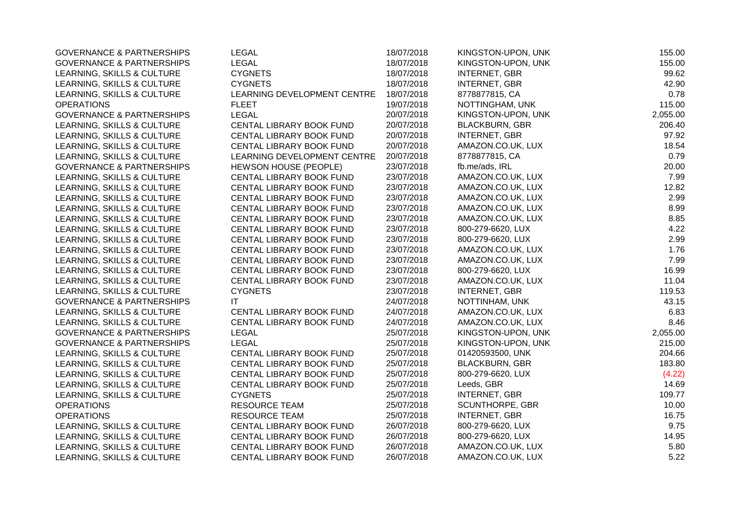| | | | | |
|---|---|---|---|---|
| GOVERNANCE & PARTNERSHIPS | LEGAL | 18/07/2018 | KINGSTON-UPON, UNK | 155.00 |
| GOVERNANCE & PARTNERSHIPS | LEGAL | 18/07/2018 | KINGSTON-UPON, UNK | 155.00 |
| LEARNING, SKILLS & CULTURE | CYGNETS | 18/07/2018 | INTERNET, GBR | 99.62 |
| LEARNING, SKILLS & CULTURE | CYGNETS | 18/07/2018 | INTERNET, GBR | 42.90 |
| LEARNING, SKILLS & CULTURE | LEARNING DEVELOPMENT CENTRE | 18/07/2018 | 8778877815, CA | 0.78 |
| OPERATIONS | FLEET | 19/07/2018 | NOTTINGHAM, UNK | 115.00 |
| GOVERNANCE & PARTNERSHIPS | LEGAL | 20/07/2018 | KINGSTON-UPON, UNK | 2,055.00 |
| LEARNING, SKILLS & CULTURE | CENTAL LIBRARY BOOK FUND | 20/07/2018 | BLACKBURN, GBR | 206.40 |
| LEARNING, SKILLS & CULTURE | CENTAL LIBRARY BOOK FUND | 20/07/2018 | INTERNET, GBR | 97.92 |
| LEARNING, SKILLS & CULTURE | CENTAL LIBRARY BOOK FUND | 20/07/2018 | AMAZON.CO.UK, LUX | 18.54 |
| LEARNING, SKILLS & CULTURE | LEARNING DEVELOPMENT CENTRE | 20/07/2018 | 8778877815, CA | 0.79 |
| GOVERNANCE & PARTNERSHIPS | HEWSON HOUSE (PEOPLE) | 23/07/2018 | fb.me/ads, IRL | 20.00 |
| LEARNING, SKILLS & CULTURE | CENTAL LIBRARY BOOK FUND | 23/07/2018 | AMAZON.CO.UK, LUX | 7.99 |
| LEARNING, SKILLS & CULTURE | CENTAL LIBRARY BOOK FUND | 23/07/2018 | AMAZON.CO.UK, LUX | 12.82 |
| LEARNING, SKILLS & CULTURE | CENTAL LIBRARY BOOK FUND | 23/07/2018 | AMAZON.CO.UK, LUX | 2.99 |
| LEARNING, SKILLS & CULTURE | CENTAL LIBRARY BOOK FUND | 23/07/2018 | AMAZON.CO.UK, LUX | 8.99 |
| LEARNING, SKILLS & CULTURE | CENTAL LIBRARY BOOK FUND | 23/07/2018 | AMAZON.CO.UK, LUX | 8.85 |
| LEARNING, SKILLS & CULTURE | CENTAL LIBRARY BOOK FUND | 23/07/2018 | 800-279-6620, LUX | 4.22 |
| LEARNING, SKILLS & CULTURE | CENTAL LIBRARY BOOK FUND | 23/07/2018 | 800-279-6620, LUX | 2.99 |
| LEARNING, SKILLS & CULTURE | CENTAL LIBRARY BOOK FUND | 23/07/2018 | AMAZON.CO.UK, LUX | 1.76 |
| LEARNING, SKILLS & CULTURE | CENTAL LIBRARY BOOK FUND | 23/07/2018 | AMAZON.CO.UK, LUX | 7.99 |
| LEARNING, SKILLS & CULTURE | CENTAL LIBRARY BOOK FUND | 23/07/2018 | 800-279-6620, LUX | 16.99 |
| LEARNING, SKILLS & CULTURE | CENTAL LIBRARY BOOK FUND | 23/07/2018 | AMAZON.CO.UK, LUX | 11.04 |
| LEARNING, SKILLS & CULTURE | CYGNETS | 23/07/2018 | INTERNET, GBR | 119.53 |
| GOVERNANCE & PARTNERSHIPS | IT | 24/07/2018 | NOTTINHAM, UNK | 43.15 |
| LEARNING, SKILLS & CULTURE | CENTAL LIBRARY BOOK FUND | 24/07/2018 | AMAZON.CO.UK, LUX | 6.83 |
| LEARNING, SKILLS & CULTURE | CENTAL LIBRARY BOOK FUND | 24/07/2018 | AMAZON.CO.UK, LUX | 8.46 |
| GOVERNANCE & PARTNERSHIPS | LEGAL | 25/07/2018 | KINGSTON-UPON, UNK | 2,055.00 |
| GOVERNANCE & PARTNERSHIPS | LEGAL | 25/07/2018 | KINGSTON-UPON, UNK | 215.00 |
| LEARNING, SKILLS & CULTURE | CENTAL LIBRARY BOOK FUND | 25/07/2018 | 01420593500, UNK | 204.66 |
| LEARNING, SKILLS & CULTURE | CENTAL LIBRARY BOOK FUND | 25/07/2018 | BLACKBURN, GBR | 183.80 |
| LEARNING, SKILLS & CULTURE | CENTAL LIBRARY BOOK FUND | 25/07/2018 | 800-279-6620, LUX | (4.22) |
| LEARNING, SKILLS & CULTURE | CENTAL LIBRARY BOOK FUND | 25/07/2018 | Leeds, GBR | 14.69 |
| LEARNING, SKILLS & CULTURE | CYGNETS | 25/07/2018 | INTERNET, GBR | 109.77 |
| OPERATIONS | RESOURCE TEAM | 25/07/2018 | SCUNTHORPE, GBR | 10.00 |
| OPERATIONS | RESOURCE TEAM | 25/07/2018 | INTERNET, GBR | 16.75 |
| LEARNING, SKILLS & CULTURE | CENTAL LIBRARY BOOK FUND | 26/07/2018 | 800-279-6620, LUX | 9.75 |
| LEARNING, SKILLS & CULTURE | CENTAL LIBRARY BOOK FUND | 26/07/2018 | 800-279-6620, LUX | 14.95 |
| LEARNING, SKILLS & CULTURE | CENTAL LIBRARY BOOK FUND | 26/07/2018 | AMAZON.CO.UK, LUX | 5.80 |
| LEARNING, SKILLS & CULTURE | CENTAL LIBRARY BOOK FUND | 26/07/2018 | AMAZON.CO.UK, LUX | 5.22 |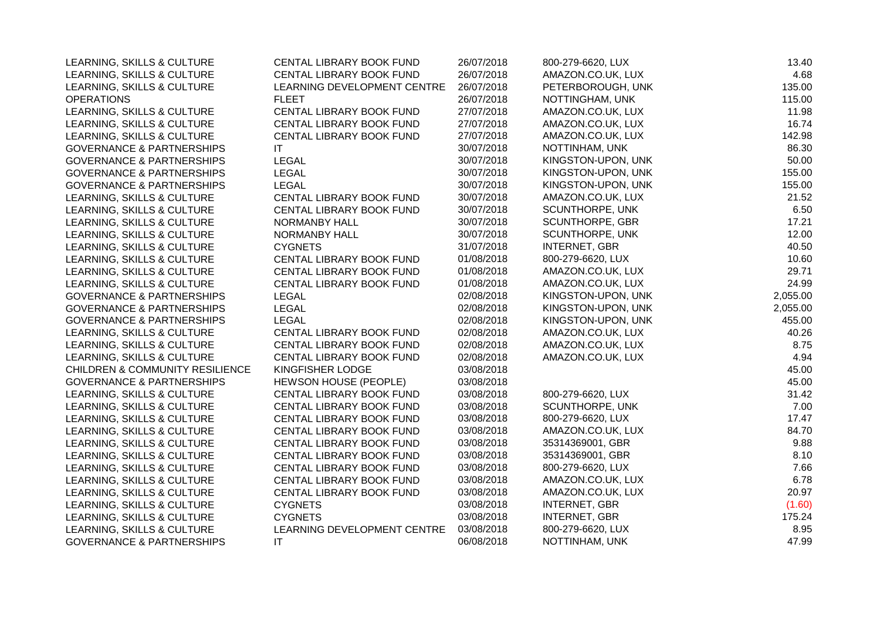| | | | | |
|---|---|---|---|---|
| LEARNING, SKILLS & CULTURE | CENTAL LIBRARY BOOK FUND | 26/07/2018 | 800-279-6620, LUX | 13.40 |
| LEARNING, SKILLS & CULTURE | CENTAL LIBRARY BOOK FUND | 26/07/2018 | AMAZON.CO.UK, LUX | 4.68 |
| LEARNING, SKILLS & CULTURE | LEARNING DEVELOPMENT CENTRE | 26/07/2018 | PETERBOROUGH, UNK | 135.00 |
| OPERATIONS | FLEET | 26/07/2018 | NOTTINGHAM, UNK | 115.00 |
| LEARNING, SKILLS & CULTURE | CENTAL LIBRARY BOOK FUND | 27/07/2018 | AMAZON.CO.UK, LUX | 11.98 |
| LEARNING, SKILLS & CULTURE | CENTAL LIBRARY BOOK FUND | 27/07/2018 | AMAZON.CO.UK, LUX | 16.74 |
| LEARNING, SKILLS & CULTURE | CENTAL LIBRARY BOOK FUND | 27/07/2018 | AMAZON.CO.UK, LUX | 142.98 |
| GOVERNANCE & PARTNERSHIPS | IT | 30/07/2018 | NOTTINHAM, UNK | 86.30 |
| GOVERNANCE & PARTNERSHIPS | LEGAL | 30/07/2018 | KINGSTON-UPON, UNK | 50.00 |
| GOVERNANCE & PARTNERSHIPS | LEGAL | 30/07/2018 | KINGSTON-UPON, UNK | 155.00 |
| GOVERNANCE & PARTNERSHIPS | LEGAL | 30/07/2018 | KINGSTON-UPON, UNK | 155.00 |
| LEARNING, SKILLS & CULTURE | CENTAL LIBRARY BOOK FUND | 30/07/2018 | AMAZON.CO.UK, LUX | 21.52 |
| LEARNING, SKILLS & CULTURE | CENTAL LIBRARY BOOK FUND | 30/07/2018 | SCUNTHORPE, UNK | 6.50 |
| LEARNING, SKILLS & CULTURE | NORMANBY HALL | 30/07/2018 | SCUNTHORPE, GBR | 17.21 |
| LEARNING, SKILLS & CULTURE | NORMANBY HALL | 30/07/2018 | SCUNTHORPE, UNK | 12.00 |
| LEARNING, SKILLS & CULTURE | CYGNETS | 31/07/2018 | INTERNET, GBR | 40.50 |
| LEARNING, SKILLS & CULTURE | CENTAL LIBRARY BOOK FUND | 01/08/2018 | 800-279-6620, LUX | 10.60 |
| LEARNING, SKILLS & CULTURE | CENTAL LIBRARY BOOK FUND | 01/08/2018 | AMAZON.CO.UK, LUX | 29.71 |
| LEARNING, SKILLS & CULTURE | CENTAL LIBRARY BOOK FUND | 01/08/2018 | AMAZON.CO.UK, LUX | 24.99 |
| GOVERNANCE & PARTNERSHIPS | LEGAL | 02/08/2018 | KINGSTON-UPON, UNK | 2,055.00 |
| GOVERNANCE & PARTNERSHIPS | LEGAL | 02/08/2018 | KINGSTON-UPON, UNK | 2,055.00 |
| GOVERNANCE & PARTNERSHIPS | LEGAL | 02/08/2018 | KINGSTON-UPON, UNK | 455.00 |
| LEARNING, SKILLS & CULTURE | CENTAL LIBRARY BOOK FUND | 02/08/2018 | AMAZON.CO.UK, LUX | 40.26 |
| LEARNING, SKILLS & CULTURE | CENTAL LIBRARY BOOK FUND | 02/08/2018 | AMAZON.CO.UK, LUX | 8.75 |
| LEARNING, SKILLS & CULTURE | CENTAL LIBRARY BOOK FUND | 02/08/2018 | AMAZON.CO.UK, LUX | 4.94 |
| CHILDREN & COMMUNITY RESILIENCE | KINGFISHER LODGE | 03/08/2018 | | 45.00 |
| GOVERNANCE & PARTNERSHIPS | HEWSON HOUSE (PEOPLE) | 03/08/2018 | | 45.00 |
| LEARNING, SKILLS & CULTURE | CENTAL LIBRARY BOOK FUND | 03/08/2018 | 800-279-6620, LUX | 31.42 |
| LEARNING, SKILLS & CULTURE | CENTAL LIBRARY BOOK FUND | 03/08/2018 | SCUNTHORPE, UNK | 7.00 |
| LEARNING, SKILLS & CULTURE | CENTAL LIBRARY BOOK FUND | 03/08/2018 | 800-279-6620, LUX | 17.47 |
| LEARNING, SKILLS & CULTURE | CENTAL LIBRARY BOOK FUND | 03/08/2018 | AMAZON.CO.UK, LUX | 84.70 |
| LEARNING, SKILLS & CULTURE | CENTAL LIBRARY BOOK FUND | 03/08/2018 | 35314369001, GBR | 9.88 |
| LEARNING, SKILLS & CULTURE | CENTAL LIBRARY BOOK FUND | 03/08/2018 | 35314369001, GBR | 8.10 |
| LEARNING, SKILLS & CULTURE | CENTAL LIBRARY BOOK FUND | 03/08/2018 | 800-279-6620, LUX | 7.66 |
| LEARNING, SKILLS & CULTURE | CENTAL LIBRARY BOOK FUND | 03/08/2018 | AMAZON.CO.UK, LUX | 6.78 |
| LEARNING, SKILLS & CULTURE | CENTAL LIBRARY BOOK FUND | 03/08/2018 | AMAZON.CO.UK, LUX | 20.97 |
| LEARNING, SKILLS & CULTURE | CYGNETS | 03/08/2018 | INTERNET, GBR | (1.60) |
| LEARNING, SKILLS & CULTURE | CYGNETS | 03/08/2018 | INTERNET, GBR | 175.24 |
| LEARNING, SKILLS & CULTURE | LEARNING DEVELOPMENT CENTRE | 03/08/2018 | 800-279-6620, LUX | 8.95 |
| GOVERNANCE & PARTNERSHIPS | IT | 06/08/2018 | NOTTINHAM, UNK | 47.99 |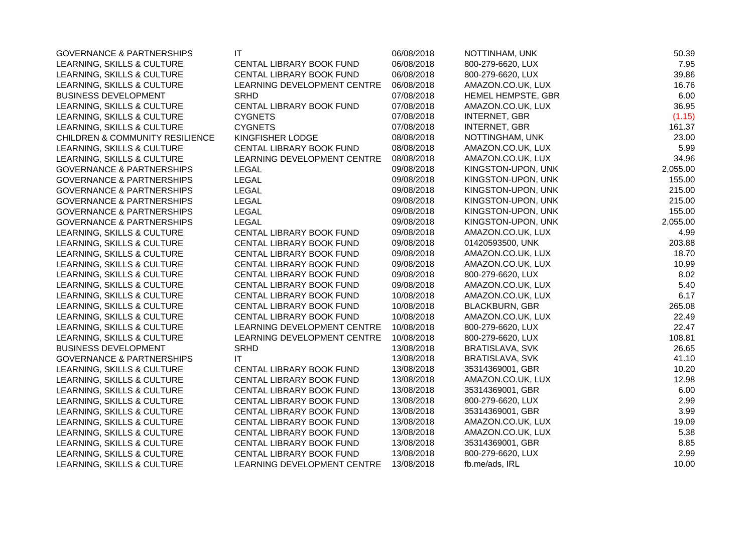| | | | | |
|---|---|---|---|---|
| GOVERNANCE & PARTNERSHIPS | IT | 06/08/2018 | NOTTINHAM, UNK | 50.39 |
| LEARNING, SKILLS & CULTURE | CENTAL LIBRARY BOOK FUND | 06/08/2018 | 800-279-6620, LUX | 7.95 |
| LEARNING, SKILLS & CULTURE | CENTAL LIBRARY BOOK FUND | 06/08/2018 | 800-279-6620, LUX | 39.86 |
| LEARNING, SKILLS & CULTURE | LEARNING DEVELOPMENT CENTRE | 06/08/2018 | AMAZON.CO.UK, LUX | 16.76 |
| BUSINESS DEVELOPMENT | SRHD | 07/08/2018 | HEMEL HEMPSTE, GBR | 6.00 |
| LEARNING, SKILLS & CULTURE | CENTAL LIBRARY BOOK FUND | 07/08/2018 | AMAZON.CO.UK, LUX | 36.95 |
| LEARNING, SKILLS & CULTURE | CYGNETS | 07/08/2018 | INTERNET, GBR | (1.15) |
| LEARNING, SKILLS & CULTURE | CYGNETS | 07/08/2018 | INTERNET, GBR | 161.37 |
| CHILDREN & COMMUNITY RESILIENCE | KINGFISHER LODGE | 08/08/2018 | NOTTINGHAM, UNK | 23.00 |
| LEARNING, SKILLS & CULTURE | CENTAL LIBRARY BOOK FUND | 08/08/2018 | AMAZON.CO.UK, LUX | 5.99 |
| LEARNING, SKILLS & CULTURE | LEARNING DEVELOPMENT CENTRE | 08/08/2018 | AMAZON.CO.UK, LUX | 34.96 |
| GOVERNANCE & PARTNERSHIPS | LEGAL | 09/08/2018 | KINGSTON-UPON, UNK | 2,055.00 |
| GOVERNANCE & PARTNERSHIPS | LEGAL | 09/08/2018 | KINGSTON-UPON, UNK | 155.00 |
| GOVERNANCE & PARTNERSHIPS | LEGAL | 09/08/2018 | KINGSTON-UPON, UNK | 215.00 |
| GOVERNANCE & PARTNERSHIPS | LEGAL | 09/08/2018 | KINGSTON-UPON, UNK | 215.00 |
| GOVERNANCE & PARTNERSHIPS | LEGAL | 09/08/2018 | KINGSTON-UPON, UNK | 155.00 |
| GOVERNANCE & PARTNERSHIPS | LEGAL | 09/08/2018 | KINGSTON-UPON, UNK | 2,055.00 |
| LEARNING, SKILLS & CULTURE | CENTAL LIBRARY BOOK FUND | 09/08/2018 | AMAZON.CO.UK, LUX | 4.99 |
| LEARNING, SKILLS & CULTURE | CENTAL LIBRARY BOOK FUND | 09/08/2018 | 01420593500, UNK | 203.88 |
| LEARNING, SKILLS & CULTURE | CENTAL LIBRARY BOOK FUND | 09/08/2018 | AMAZON.CO.UK, LUX | 18.70 |
| LEARNING, SKILLS & CULTURE | CENTAL LIBRARY BOOK FUND | 09/08/2018 | AMAZON.CO.UK, LUX | 10.99 |
| LEARNING, SKILLS & CULTURE | CENTAL LIBRARY BOOK FUND | 09/08/2018 | 800-279-6620, LUX | 8.02 |
| LEARNING, SKILLS & CULTURE | CENTAL LIBRARY BOOK FUND | 09/08/2018 | AMAZON.CO.UK, LUX | 5.40 |
| LEARNING, SKILLS & CULTURE | CENTAL LIBRARY BOOK FUND | 10/08/2018 | AMAZON.CO.UK, LUX | 6.17 |
| LEARNING, SKILLS & CULTURE | CENTAL LIBRARY BOOK FUND | 10/08/2018 | BLACKBURN, GBR | 265.08 |
| LEARNING, SKILLS & CULTURE | CENTAL LIBRARY BOOK FUND | 10/08/2018 | AMAZON.CO.UK, LUX | 22.49 |
| LEARNING, SKILLS & CULTURE | LEARNING DEVELOPMENT CENTRE | 10/08/2018 | 800-279-6620, LUX | 22.47 |
| LEARNING, SKILLS & CULTURE | LEARNING DEVELOPMENT CENTRE | 10/08/2018 | 800-279-6620, LUX | 108.81 |
| BUSINESS DEVELOPMENT | SRHD | 13/08/2018 | BRATISLAVA, SVK | 26.65 |
| GOVERNANCE & PARTNERSHIPS | IT | 13/08/2018 | BRATISLAVA, SVK | 41.10 |
| LEARNING, SKILLS & CULTURE | CENTAL LIBRARY BOOK FUND | 13/08/2018 | 35314369001, GBR | 10.20 |
| LEARNING, SKILLS & CULTURE | CENTAL LIBRARY BOOK FUND | 13/08/2018 | AMAZON.CO.UK, LUX | 12.98 |
| LEARNING, SKILLS & CULTURE | CENTAL LIBRARY BOOK FUND | 13/08/2018 | 35314369001, GBR | 6.00 |
| LEARNING, SKILLS & CULTURE | CENTAL LIBRARY BOOK FUND | 13/08/2018 | 800-279-6620, LUX | 2.99 |
| LEARNING, SKILLS & CULTURE | CENTAL LIBRARY BOOK FUND | 13/08/2018 | 35314369001, GBR | 3.99 |
| LEARNING, SKILLS & CULTURE | CENTAL LIBRARY BOOK FUND | 13/08/2018 | AMAZON.CO.UK, LUX | 19.09 |
| LEARNING, SKILLS & CULTURE | CENTAL LIBRARY BOOK FUND | 13/08/2018 | AMAZON.CO.UK, LUX | 5.38 |
| LEARNING, SKILLS & CULTURE | CENTAL LIBRARY BOOK FUND | 13/08/2018 | 35314369001, GBR | 8.85 |
| LEARNING, SKILLS & CULTURE | CENTAL LIBRARY BOOK FUND | 13/08/2018 | 800-279-6620, LUX | 2.99 |
| LEARNING, SKILLS & CULTURE | LEARNING DEVELOPMENT CENTRE | 13/08/2018 | fb.me/ads, IRL | 10.00 |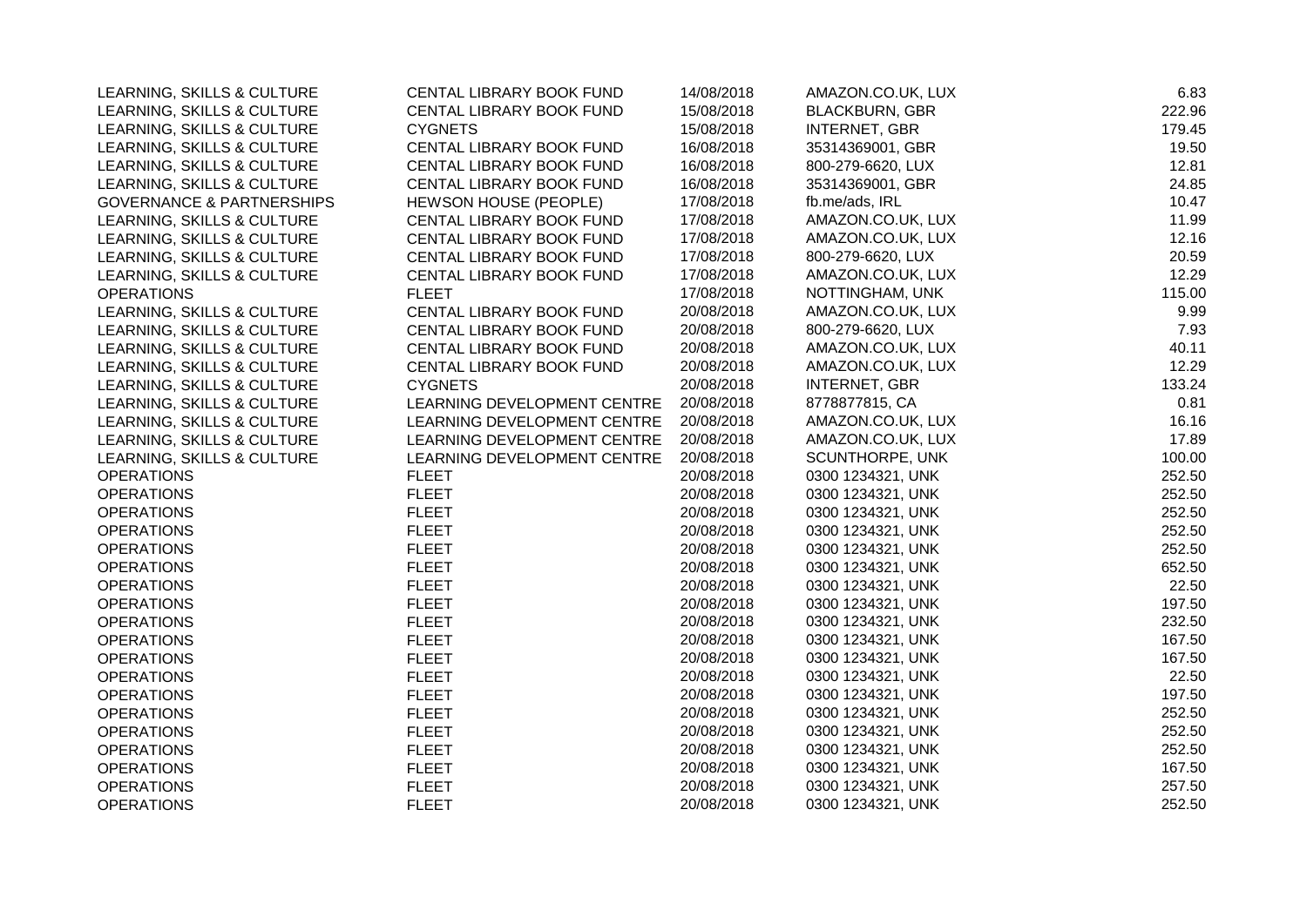| | | | | |
|---|---|---|---|---|
| LEARNING, SKILLS & CULTURE | CENTAL LIBRARY BOOK FUND | 14/08/2018 | AMAZON.CO.UK, LUX | 6.83 |
| LEARNING, SKILLS & CULTURE | CENTAL LIBRARY BOOK FUND | 15/08/2018 | BLACKBURN, GBR | 222.96 |
| LEARNING, SKILLS & CULTURE | CYGNETS | 15/08/2018 | INTERNET, GBR | 179.45 |
| LEARNING, SKILLS & CULTURE | CENTAL LIBRARY BOOK FUND | 16/08/2018 | 35314369001, GBR | 19.50 |
| LEARNING, SKILLS & CULTURE | CENTAL LIBRARY BOOK FUND | 16/08/2018 | 800-279-6620, LUX | 12.81 |
| LEARNING, SKILLS & CULTURE | CENTAL LIBRARY BOOK FUND | 16/08/2018 | 35314369001, GBR | 24.85 |
| GOVERNANCE & PARTNERSHIPS | HEWSON HOUSE (PEOPLE) | 17/08/2018 | fb.me/ads, IRL | 10.47 |
| LEARNING, SKILLS & CULTURE | CENTAL LIBRARY BOOK FUND | 17/08/2018 | AMAZON.CO.UK, LUX | 11.99 |
| LEARNING, SKILLS & CULTURE | CENTAL LIBRARY BOOK FUND | 17/08/2018 | AMAZON.CO.UK, LUX | 12.16 |
| LEARNING, SKILLS & CULTURE | CENTAL LIBRARY BOOK FUND | 17/08/2018 | 800-279-6620, LUX | 20.59 |
| LEARNING, SKILLS & CULTURE | CENTAL LIBRARY BOOK FUND | 17/08/2018 | AMAZON.CO.UK, LUX | 12.29 |
| OPERATIONS | FLEET | 17/08/2018 | NOTTINGHAM, UNK | 115.00 |
| LEARNING, SKILLS & CULTURE | CENTAL LIBRARY BOOK FUND | 20/08/2018 | AMAZON.CO.UK, LUX | 9.99 |
| LEARNING, SKILLS & CULTURE | CENTAL LIBRARY BOOK FUND | 20/08/2018 | 800-279-6620, LUX | 7.93 |
| LEARNING, SKILLS & CULTURE | CENTAL LIBRARY BOOK FUND | 20/08/2018 | AMAZON.CO.UK, LUX | 40.11 |
| LEARNING, SKILLS & CULTURE | CENTAL LIBRARY BOOK FUND | 20/08/2018 | AMAZON.CO.UK, LUX | 12.29 |
| LEARNING, SKILLS & CULTURE | CYGNETS | 20/08/2018 | INTERNET, GBR | 133.24 |
| LEARNING, SKILLS & CULTURE | LEARNING DEVELOPMENT CENTRE | 20/08/2018 | 8778877815, CA | 0.81 |
| LEARNING, SKILLS & CULTURE | LEARNING DEVELOPMENT CENTRE | 20/08/2018 | AMAZON.CO.UK, LUX | 16.16 |
| LEARNING, SKILLS & CULTURE | LEARNING DEVELOPMENT CENTRE | 20/08/2018 | AMAZON.CO.UK, LUX | 17.89 |
| LEARNING, SKILLS & CULTURE | LEARNING DEVELOPMENT CENTRE | 20/08/2018 | SCUNTHORPE, UNK | 100.00 |
| OPERATIONS | FLEET | 20/08/2018 | 0300 1234321, UNK | 252.50 |
| OPERATIONS | FLEET | 20/08/2018 | 0300 1234321, UNK | 252.50 |
| OPERATIONS | FLEET | 20/08/2018 | 0300 1234321, UNK | 252.50 |
| OPERATIONS | FLEET | 20/08/2018 | 0300 1234321, UNK | 252.50 |
| OPERATIONS | FLEET | 20/08/2018 | 0300 1234321, UNK | 252.50 |
| OPERATIONS | FLEET | 20/08/2018 | 0300 1234321, UNK | 652.50 |
| OPERATIONS | FLEET | 20/08/2018 | 0300 1234321, UNK | 22.50 |
| OPERATIONS | FLEET | 20/08/2018 | 0300 1234321, UNK | 197.50 |
| OPERATIONS | FLEET | 20/08/2018 | 0300 1234321, UNK | 232.50 |
| OPERATIONS | FLEET | 20/08/2018 | 0300 1234321, UNK | 167.50 |
| OPERATIONS | FLEET | 20/08/2018 | 0300 1234321, UNK | 167.50 |
| OPERATIONS | FLEET | 20/08/2018 | 0300 1234321, UNK | 22.50 |
| OPERATIONS | FLEET | 20/08/2018 | 0300 1234321, UNK | 197.50 |
| OPERATIONS | FLEET | 20/08/2018 | 0300 1234321, UNK | 252.50 |
| OPERATIONS | FLEET | 20/08/2018 | 0300 1234321, UNK | 252.50 |
| OPERATIONS | FLEET | 20/08/2018 | 0300 1234321, UNK | 252.50 |
| OPERATIONS | FLEET | 20/08/2018 | 0300 1234321, UNK | 167.50 |
| OPERATIONS | FLEET | 20/08/2018 | 0300 1234321, UNK | 257.50 |
| OPERATIONS | FLEET | 20/08/2018 | 0300 1234321, UNK | 252.50 |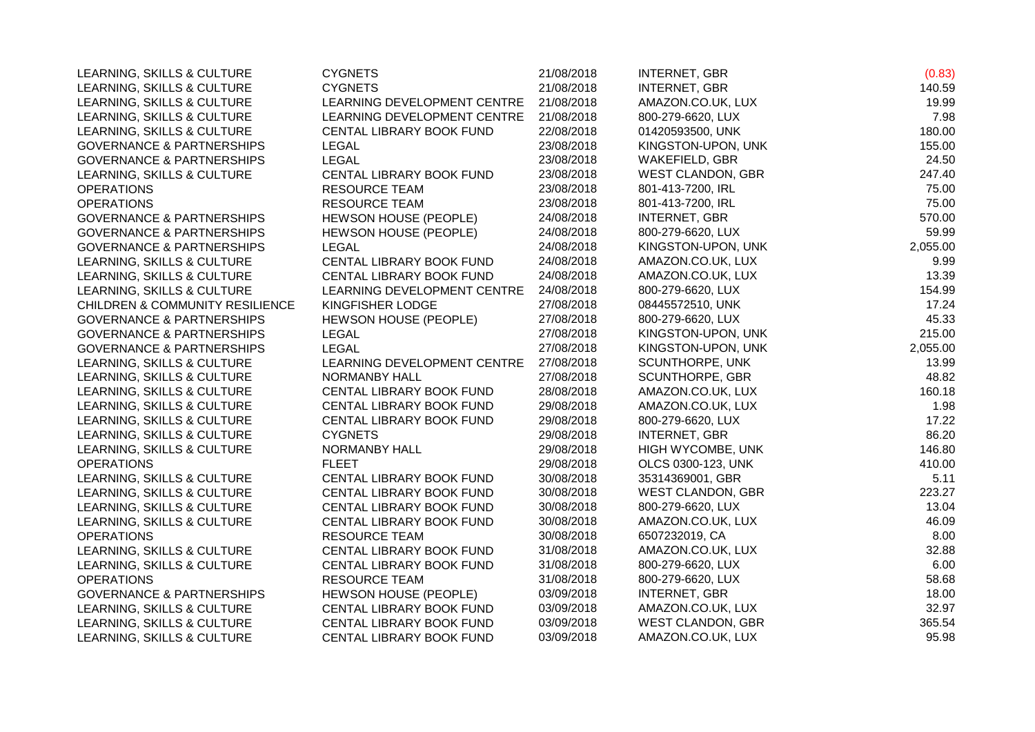| | | | | |
|---|---|---|---|---|
| LEARNING, SKILLS & CULTURE | CYGNETS | 21/08/2018 | INTERNET, GBR | (0.83) |
| LEARNING, SKILLS & CULTURE | CYGNETS | 21/08/2018 | INTERNET, GBR | 140.59 |
| LEARNING, SKILLS & CULTURE | LEARNING DEVELOPMENT CENTRE | 21/08/2018 | AMAZON.CO.UK, LUX | 19.99 |
| LEARNING, SKILLS & CULTURE | LEARNING DEVELOPMENT CENTRE | 21/08/2018 | 800-279-6620, LUX | 7.98 |
| LEARNING, SKILLS & CULTURE | CENTAL LIBRARY BOOK FUND | 22/08/2018 | 01420593500, UNK | 180.00 |
| GOVERNANCE & PARTNERSHIPS | LEGAL | 23/08/2018 | KINGSTON-UPON, UNK | 155.00 |
| GOVERNANCE & PARTNERSHIPS | LEGAL | 23/08/2018 | WAKEFIELD, GBR | 24.50 |
| LEARNING, SKILLS & CULTURE | CENTAL LIBRARY BOOK FUND | 23/08/2018 | WEST CLANDON, GBR | 247.40 |
| OPERATIONS | RESOURCE TEAM | 23/08/2018 | 801-413-7200, IRL | 75.00 |
| OPERATIONS | RESOURCE TEAM | 23/08/2018 | 801-413-7200, IRL | 75.00 |
| GOVERNANCE & PARTNERSHIPS | HEWSON HOUSE (PEOPLE) | 24/08/2018 | INTERNET, GBR | 570.00 |
| GOVERNANCE & PARTNERSHIPS | HEWSON HOUSE (PEOPLE) | 24/08/2018 | 800-279-6620, LUX | 59.99 |
| GOVERNANCE & PARTNERSHIPS | LEGAL | 24/08/2018 | KINGSTON-UPON, UNK | 2,055.00 |
| LEARNING, SKILLS & CULTURE | CENTAL LIBRARY BOOK FUND | 24/08/2018 | AMAZON.CO.UK, LUX | 9.99 |
| LEARNING, SKILLS & CULTURE | CENTAL LIBRARY BOOK FUND | 24/08/2018 | AMAZON.CO.UK, LUX | 13.39 |
| LEARNING, SKILLS & CULTURE | LEARNING DEVELOPMENT CENTRE | 24/08/2018 | 800-279-6620, LUX | 154.99 |
| CHILDREN & COMMUNITY RESILIENCE | KINGFISHER LODGE | 27/08/2018 | 08445572510, UNK | 17.24 |
| GOVERNANCE & PARTNERSHIPS | HEWSON HOUSE (PEOPLE) | 27/08/2018 | 800-279-6620, LUX | 45.33 |
| GOVERNANCE & PARTNERSHIPS | LEGAL | 27/08/2018 | KINGSTON-UPON, UNK | 215.00 |
| GOVERNANCE & PARTNERSHIPS | LEGAL | 27/08/2018 | KINGSTON-UPON, UNK | 2,055.00 |
| LEARNING, SKILLS & CULTURE | LEARNING DEVELOPMENT CENTRE | 27/08/2018 | SCUNTHORPE, UNK | 13.99 |
| LEARNING, SKILLS & CULTURE | NORMANBY HALL | 27/08/2018 | SCUNTHORPE, GBR | 48.82 |
| LEARNING, SKILLS & CULTURE | CENTAL LIBRARY BOOK FUND | 28/08/2018 | AMAZON.CO.UK, LUX | 160.18 |
| LEARNING, SKILLS & CULTURE | CENTAL LIBRARY BOOK FUND | 29/08/2018 | AMAZON.CO.UK, LUX | 1.98 |
| LEARNING, SKILLS & CULTURE | CENTAL LIBRARY BOOK FUND | 29/08/2018 | 800-279-6620, LUX | 17.22 |
| LEARNING, SKILLS & CULTURE | CYGNETS | 29/08/2018 | INTERNET, GBR | 86.20 |
| LEARNING, SKILLS & CULTURE | NORMANBY HALL | 29/08/2018 | HIGH WYCOMBE, UNK | 146.80 |
| OPERATIONS | FLEET | 29/08/2018 | OLCS 0300-123, UNK | 410.00 |
| LEARNING, SKILLS & CULTURE | CENTAL LIBRARY BOOK FUND | 30/08/2018 | 35314369001, GBR | 5.11 |
| LEARNING, SKILLS & CULTURE | CENTAL LIBRARY BOOK FUND | 30/08/2018 | WEST CLANDON, GBR | 223.27 |
| LEARNING, SKILLS & CULTURE | CENTAL LIBRARY BOOK FUND | 30/08/2018 | 800-279-6620, LUX | 13.04 |
| LEARNING, SKILLS & CULTURE | CENTAL LIBRARY BOOK FUND | 30/08/2018 | AMAZON.CO.UK, LUX | 46.09 |
| OPERATIONS | RESOURCE TEAM | 30/08/2018 | 6507232019, CA | 8.00 |
| LEARNING, SKILLS & CULTURE | CENTAL LIBRARY BOOK FUND | 31/08/2018 | AMAZON.CO.UK, LUX | 32.88 |
| LEARNING, SKILLS & CULTURE | CENTAL LIBRARY BOOK FUND | 31/08/2018 | 800-279-6620, LUX | 6.00 |
| OPERATIONS | RESOURCE TEAM | 31/08/2018 | 800-279-6620, LUX | 58.68 |
| GOVERNANCE & PARTNERSHIPS | HEWSON HOUSE (PEOPLE) | 03/09/2018 | INTERNET, GBR | 18.00 |
| LEARNING, SKILLS & CULTURE | CENTAL LIBRARY BOOK FUND | 03/09/2018 | AMAZON.CO.UK, LUX | 32.97 |
| LEARNING, SKILLS & CULTURE | CENTAL LIBRARY BOOK FUND | 03/09/2018 | WEST CLANDON, GBR | 365.54 |
| LEARNING, SKILLS & CULTURE | CENTAL LIBRARY BOOK FUND | 03/09/2018 | AMAZON.CO.UK, LUX | 95.98 |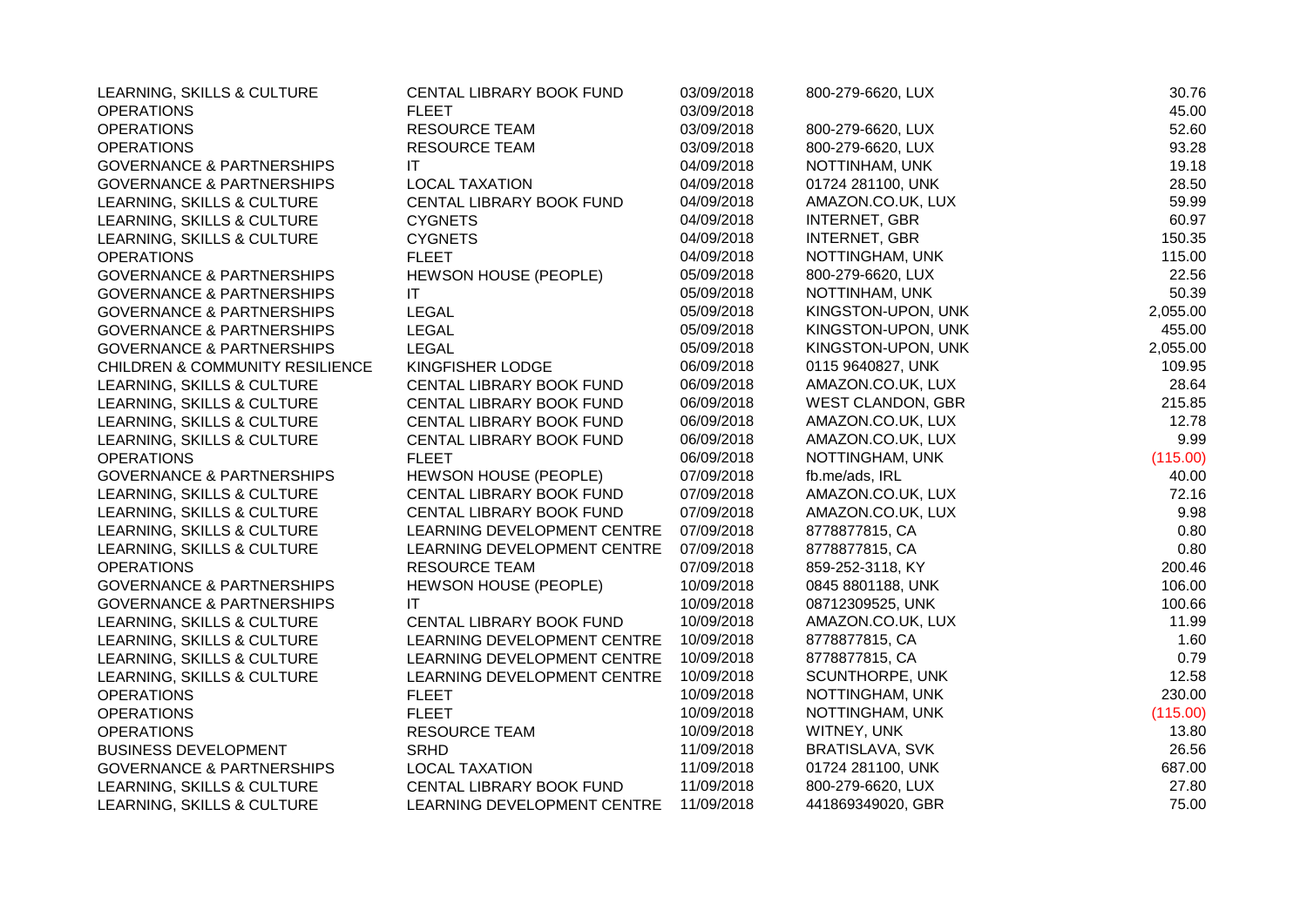| | | | | |
|---|---|---|---|---|
| LEARNING, SKILLS & CULTURE | CENTAL LIBRARY BOOK FUND | 03/09/2018 | 800-279-6620, LUX | 30.76 |
| OPERATIONS | FLEET | 03/09/2018 | | 45.00 |
| OPERATIONS | RESOURCE TEAM | 03/09/2018 | 800-279-6620, LUX | 52.60 |
| OPERATIONS | RESOURCE TEAM | 03/09/2018 | 800-279-6620, LUX | 93.28 |
| GOVERNANCE & PARTNERSHIPS | IT | 04/09/2018 | NOTTINHAM, UNK | 19.18 |
| GOVERNANCE & PARTNERSHIPS | LOCAL TAXATION | 04/09/2018 | 01724 281100, UNK | 28.50 |
| LEARNING, SKILLS & CULTURE | CENTAL LIBRARY BOOK FUND | 04/09/2018 | AMAZON.CO.UK, LUX | 59.99 |
| LEARNING, SKILLS & CULTURE | CYGNETS | 04/09/2018 | INTERNET, GBR | 60.97 |
| LEARNING, SKILLS & CULTURE | CYGNETS | 04/09/2018 | INTERNET, GBR | 150.35 |
| OPERATIONS | FLEET | 04/09/2018 | NOTTINGHAM, UNK | 115.00 |
| GOVERNANCE & PARTNERSHIPS | HEWSON HOUSE (PEOPLE) | 05/09/2018 | 800-279-6620, LUX | 22.56 |
| GOVERNANCE & PARTNERSHIPS | IT | 05/09/2018 | NOTTINHAM, UNK | 50.39 |
| GOVERNANCE & PARTNERSHIPS | LEGAL | 05/09/2018 | KINGSTON-UPON, UNK | 2,055.00 |
| GOVERNANCE & PARTNERSHIPS | LEGAL | 05/09/2018 | KINGSTON-UPON, UNK | 455.00 |
| GOVERNANCE & PARTNERSHIPS | LEGAL | 05/09/2018 | KINGSTON-UPON, UNK | 2,055.00 |
| CHILDREN & COMMUNITY RESILIENCE | KINGFISHER LODGE | 06/09/2018 | 0115 9640827, UNK | 109.95 |
| LEARNING, SKILLS & CULTURE | CENTAL LIBRARY BOOK FUND | 06/09/2018 | AMAZON.CO.UK, LUX | 28.64 |
| LEARNING, SKILLS & CULTURE | CENTAL LIBRARY BOOK FUND | 06/09/2018 | WEST CLANDON, GBR | 215.85 |
| LEARNING, SKILLS & CULTURE | CENTAL LIBRARY BOOK FUND | 06/09/2018 | AMAZON.CO.UK, LUX | 12.78 |
| LEARNING, SKILLS & CULTURE | CENTAL LIBRARY BOOK FUND | 06/09/2018 | AMAZON.CO.UK, LUX | 9.99 |
| OPERATIONS | FLEET | 06/09/2018 | NOTTINGHAM, UNK | (115.00) |
| GOVERNANCE & PARTNERSHIPS | HEWSON HOUSE (PEOPLE) | 07/09/2018 | fb.me/ads, IRL | 40.00 |
| LEARNING, SKILLS & CULTURE | CENTAL LIBRARY BOOK FUND | 07/09/2018 | AMAZON.CO.UK, LUX | 72.16 |
| LEARNING, SKILLS & CULTURE | CENTAL LIBRARY BOOK FUND | 07/09/2018 | AMAZON.CO.UK, LUX | 9.98 |
| LEARNING, SKILLS & CULTURE | LEARNING DEVELOPMENT CENTRE | 07/09/2018 | 8778877815, CA | 0.80 |
| LEARNING, SKILLS & CULTURE | LEARNING DEVELOPMENT CENTRE | 07/09/2018 | 8778877815, CA | 0.80 |
| OPERATIONS | RESOURCE TEAM | 07/09/2018 | 859-252-3118, KY | 200.46 |
| GOVERNANCE & PARTNERSHIPS | HEWSON HOUSE (PEOPLE) | 10/09/2018 | 0845 8801188, UNK | 106.00 |
| GOVERNANCE & PARTNERSHIPS | IT | 10/09/2018 | 08712309525, UNK | 100.66 |
| LEARNING, SKILLS & CULTURE | CENTAL LIBRARY BOOK FUND | 10/09/2018 | AMAZON.CO.UK, LUX | 11.99 |
| LEARNING, SKILLS & CULTURE | LEARNING DEVELOPMENT CENTRE | 10/09/2018 | 8778877815, CA | 1.60 |
| LEARNING, SKILLS & CULTURE | LEARNING DEVELOPMENT CENTRE | 10/09/2018 | 8778877815, CA | 0.79 |
| LEARNING, SKILLS & CULTURE | LEARNING DEVELOPMENT CENTRE | 10/09/2018 | SCUNTHORPE, UNK | 12.58 |
| OPERATIONS | FLEET | 10/09/2018 | NOTTINGHAM, UNK | 230.00 |
| OPERATIONS | FLEET | 10/09/2018 | NOTTINGHAM, UNK | (115.00) |
| OPERATIONS | RESOURCE TEAM | 10/09/2018 | WITNEY, UNK | 13.80 |
| BUSINESS DEVELOPMENT | SRHD | 11/09/2018 | BRATISLAVA, SVK | 26.56 |
| GOVERNANCE & PARTNERSHIPS | LOCAL TAXATION | 11/09/2018 | 01724 281100, UNK | 687.00 |
| LEARNING, SKILLS & CULTURE | CENTAL LIBRARY BOOK FUND | 11/09/2018 | 800-279-6620, LUX | 27.80 |
| LEARNING, SKILLS & CULTURE | LEARNING DEVELOPMENT CENTRE | 11/09/2018 | 441869349020, GBR | 75.00 |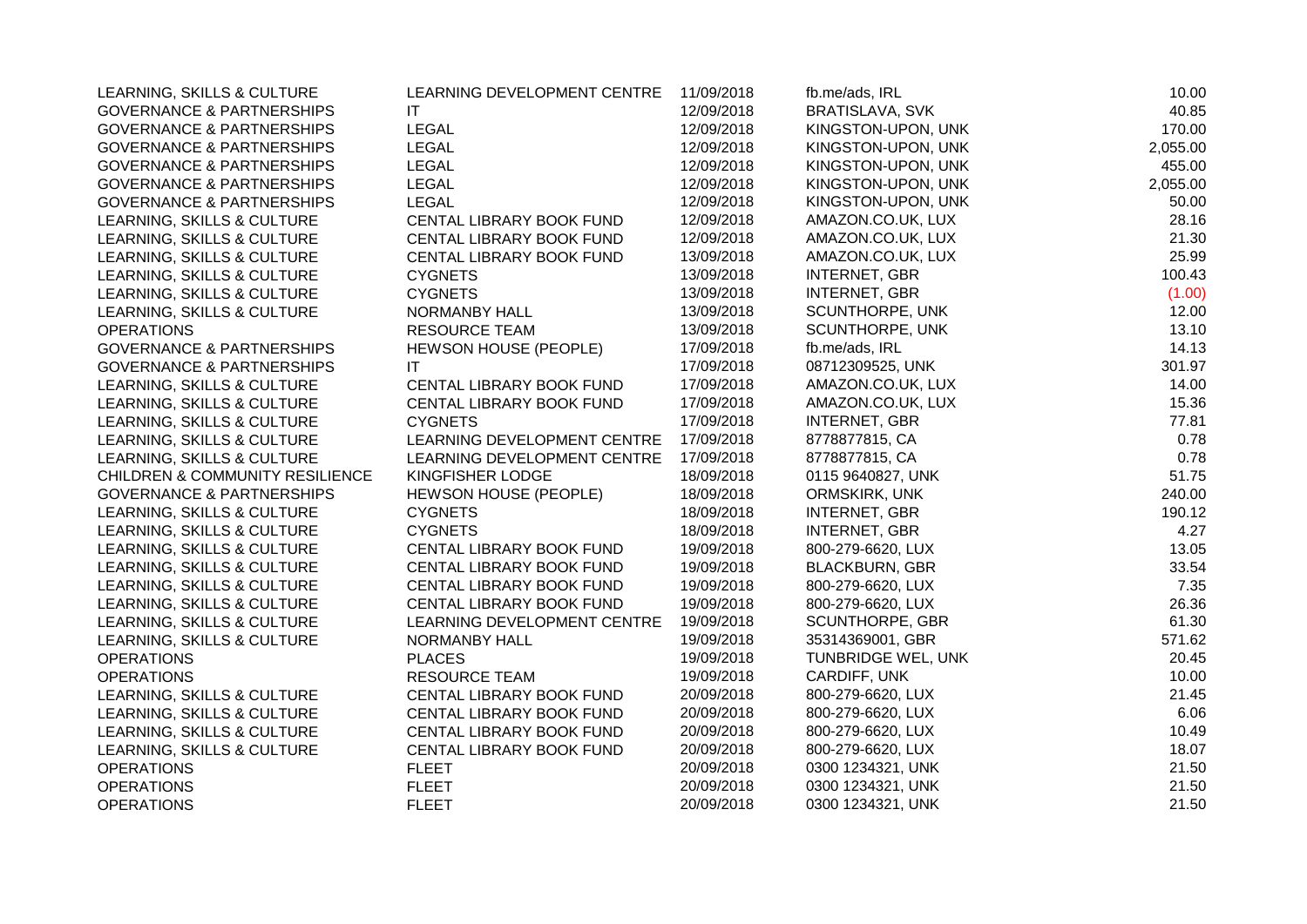| | | | | |
|---|---|---|---|---|
| LEARNING, SKILLS & CULTURE | LEARNING DEVELOPMENT CENTRE | 11/09/2018 | fb.me/ads, IRL | 10.00 |
| GOVERNANCE & PARTNERSHIPS | IT | 12/09/2018 | BRATISLAVA, SVK | 40.85 |
| GOVERNANCE & PARTNERSHIPS | LEGAL | 12/09/2018 | KINGSTON-UPON, UNK | 170.00 |
| GOVERNANCE & PARTNERSHIPS | LEGAL | 12/09/2018 | KINGSTON-UPON, UNK | 2,055.00 |
| GOVERNANCE & PARTNERSHIPS | LEGAL | 12/09/2018 | KINGSTON-UPON, UNK | 455.00 |
| GOVERNANCE & PARTNERSHIPS | LEGAL | 12/09/2018 | KINGSTON-UPON, UNK | 2,055.00 |
| GOVERNANCE & PARTNERSHIPS | LEGAL | 12/09/2018 | KINGSTON-UPON, UNK | 50.00 |
| LEARNING, SKILLS & CULTURE | CENTAL LIBRARY BOOK FUND | 12/09/2018 | AMAZON.CO.UK, LUX | 28.16 |
| LEARNING, SKILLS & CULTURE | CENTAL LIBRARY BOOK FUND | 12/09/2018 | AMAZON.CO.UK, LUX | 21.30 |
| LEARNING, SKILLS & CULTURE | CENTAL LIBRARY BOOK FUND | 13/09/2018 | AMAZON.CO.UK, LUX | 25.99 |
| LEARNING, SKILLS & CULTURE | CYGNETS | 13/09/2018 | INTERNET, GBR | 100.43 |
| LEARNING, SKILLS & CULTURE | CYGNETS | 13/09/2018 | INTERNET, GBR | (1.00) |
| LEARNING, SKILLS & CULTURE | NORMANBY HALL | 13/09/2018 | SCUNTHORPE, UNK | 12.00 |
| OPERATIONS | RESOURCE TEAM | 13/09/2018 | SCUNTHORPE, UNK | 13.10 |
| GOVERNANCE & PARTNERSHIPS | HEWSON HOUSE (PEOPLE) | 17/09/2018 | fb.me/ads, IRL | 14.13 |
| GOVERNANCE & PARTNERSHIPS | IT | 17/09/2018 | 08712309525, UNK | 301.97 |
| LEARNING, SKILLS & CULTURE | CENTAL LIBRARY BOOK FUND | 17/09/2018 | AMAZON.CO.UK, LUX | 14.00 |
| LEARNING, SKILLS & CULTURE | CENTAL LIBRARY BOOK FUND | 17/09/2018 | AMAZON.CO.UK, LUX | 15.36 |
| LEARNING, SKILLS & CULTURE | CYGNETS | 17/09/2018 | INTERNET, GBR | 77.81 |
| LEARNING, SKILLS & CULTURE | LEARNING DEVELOPMENT CENTRE | 17/09/2018 | 8778877815, CA | 0.78 |
| LEARNING, SKILLS & CULTURE | LEARNING DEVELOPMENT CENTRE | 17/09/2018 | 8778877815, CA | 0.78 |
| CHILDREN & COMMUNITY RESILIENCE | KINGFISHER LODGE | 18/09/2018 | 0115 9640827, UNK | 51.75 |
| GOVERNANCE & PARTNERSHIPS | HEWSON HOUSE (PEOPLE) | 18/09/2018 | ORMSKIRK, UNK | 240.00 |
| LEARNING, SKILLS & CULTURE | CYGNETS | 18/09/2018 | INTERNET, GBR | 190.12 |
| LEARNING, SKILLS & CULTURE | CYGNETS | 18/09/2018 | INTERNET, GBR | 4.27 |
| LEARNING, SKILLS & CULTURE | CENTAL LIBRARY BOOK FUND | 19/09/2018 | 800-279-6620, LUX | 13.05 |
| LEARNING, SKILLS & CULTURE | CENTAL LIBRARY BOOK FUND | 19/09/2018 | BLACKBURN, GBR | 33.54 |
| LEARNING, SKILLS & CULTURE | CENTAL LIBRARY BOOK FUND | 19/09/2018 | 800-279-6620, LUX | 7.35 |
| LEARNING, SKILLS & CULTURE | CENTAL LIBRARY BOOK FUND | 19/09/2018 | 800-279-6620, LUX | 26.36 |
| LEARNING, SKILLS & CULTURE | LEARNING DEVELOPMENT CENTRE | 19/09/2018 | SCUNTHORPE, GBR | 61.30 |
| LEARNING, SKILLS & CULTURE | NORMANBY HALL | 19/09/2018 | 35314369001, GBR | 571.62 |
| OPERATIONS | PLACES | 19/09/2018 | TUNBRIDGE WEL, UNK | 20.45 |
| OPERATIONS | RESOURCE TEAM | 19/09/2018 | CARDIFF, UNK | 10.00 |
| LEARNING, SKILLS & CULTURE | CENTAL LIBRARY BOOK FUND | 20/09/2018 | 800-279-6620, LUX | 21.45 |
| LEARNING, SKILLS & CULTURE | CENTAL LIBRARY BOOK FUND | 20/09/2018 | 800-279-6620, LUX | 6.06 |
| LEARNING, SKILLS & CULTURE | CENTAL LIBRARY BOOK FUND | 20/09/2018 | 800-279-6620, LUX | 10.49 |
| LEARNING, SKILLS & CULTURE | CENTAL LIBRARY BOOK FUND | 20/09/2018 | 800-279-6620, LUX | 18.07 |
| OPERATIONS | FLEET | 20/09/2018 | 0300 1234321, UNK | 21.50 |
| OPERATIONS | FLEET | 20/09/2018 | 0300 1234321, UNK | 21.50 |
| OPERATIONS | FLEET | 20/09/2018 | 0300 1234321, UNK | 21.50 |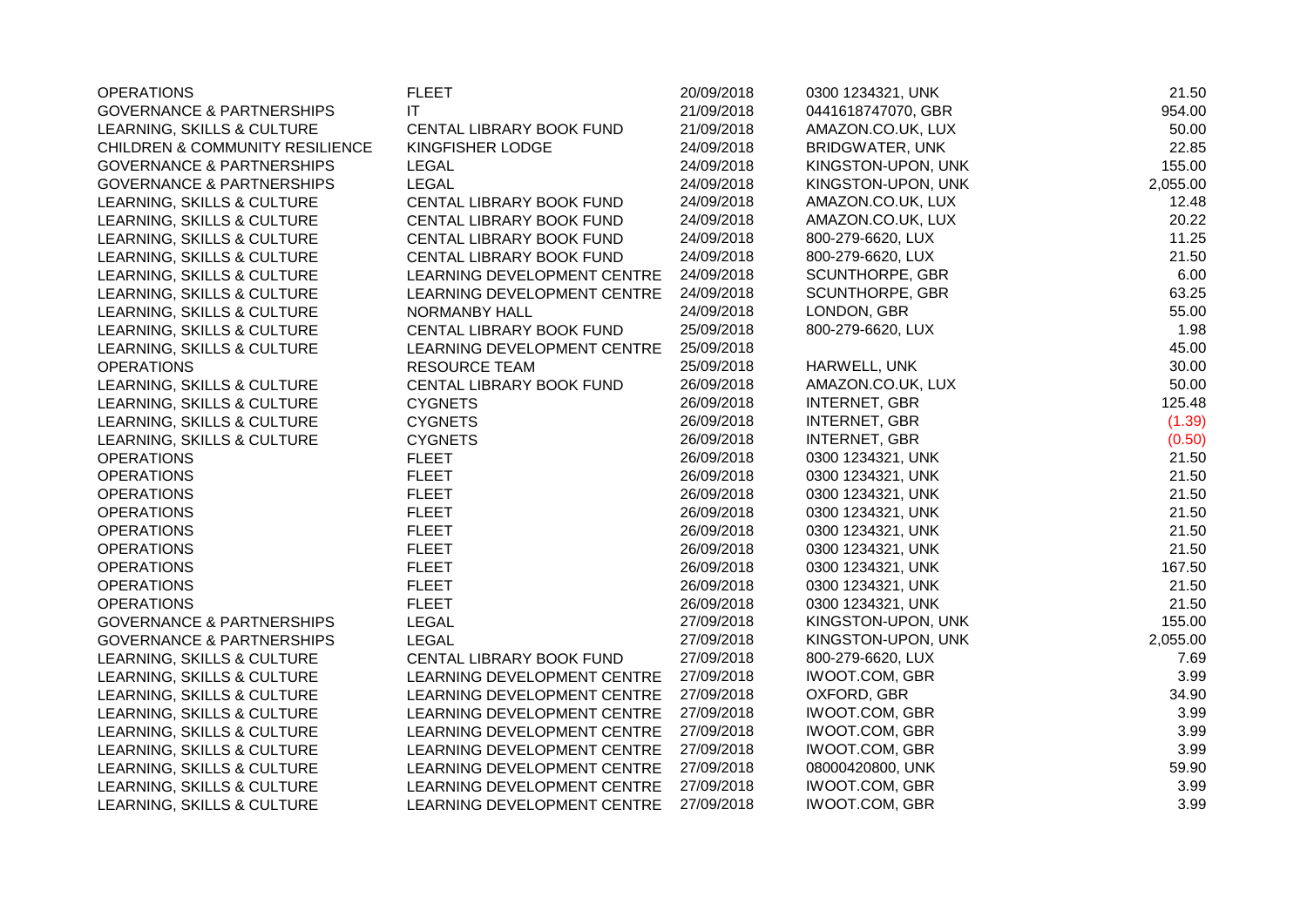| | | | | |
|---|---|---|---|---|
| OPERATIONS | FLEET | 20/09/2018 | 0300 1234321, UNK | 21.50 |
| GOVERNANCE & PARTNERSHIPS | IT | 21/09/2018 | 0441618747070, GBR | 954.00 |
| LEARNING, SKILLS & CULTURE | CENTAL LIBRARY BOOK FUND | 21/09/2018 | AMAZON.CO.UK, LUX | 50.00 |
| CHILDREN & COMMUNITY RESILIENCE | KINGFISHER LODGE | 24/09/2018 | BRIDGWATER, UNK | 22.85 |
| GOVERNANCE & PARTNERSHIPS | LEGAL | 24/09/2018 | KINGSTON-UPON, UNK | 155.00 |
| GOVERNANCE & PARTNERSHIPS | LEGAL | 24/09/2018 | KINGSTON-UPON, UNK | 2,055.00 |
| LEARNING, SKILLS & CULTURE | CENTAL LIBRARY BOOK FUND | 24/09/2018 | AMAZON.CO.UK, LUX | 12.48 |
| LEARNING, SKILLS & CULTURE | CENTAL LIBRARY BOOK FUND | 24/09/2018 | AMAZON.CO.UK, LUX | 20.22 |
| LEARNING, SKILLS & CULTURE | CENTAL LIBRARY BOOK FUND | 24/09/2018 | 800-279-6620, LUX | 11.25 |
| LEARNING, SKILLS & CULTURE | CENTAL LIBRARY BOOK FUND | 24/09/2018 | 800-279-6620, LUX | 21.50 |
| LEARNING, SKILLS & CULTURE | LEARNING DEVELOPMENT CENTRE | 24/09/2018 | SCUNTHORPE, GBR | 6.00 |
| LEARNING, SKILLS & CULTURE | LEARNING DEVELOPMENT CENTRE | 24/09/2018 | SCUNTHORPE, GBR | 63.25 |
| LEARNING, SKILLS & CULTURE | NORMANBY HALL | 24/09/2018 | LONDON, GBR | 55.00 |
| LEARNING, SKILLS & CULTURE | CENTAL LIBRARY BOOK FUND | 25/09/2018 | 800-279-6620, LUX | 1.98 |
| LEARNING, SKILLS & CULTURE | LEARNING DEVELOPMENT CENTRE | 25/09/2018 | | 45.00 |
| OPERATIONS | RESOURCE TEAM | 25/09/2018 | HARWELL, UNK | 30.00 |
| LEARNING, SKILLS & CULTURE | CENTAL LIBRARY BOOK FUND | 26/09/2018 | AMAZON.CO.UK, LUX | 50.00 |
| LEARNING, SKILLS & CULTURE | CYGNETS | 26/09/2018 | INTERNET, GBR | 125.48 |
| LEARNING, SKILLS & CULTURE | CYGNETS | 26/09/2018 | INTERNET, GBR | (1.39) |
| LEARNING, SKILLS & CULTURE | CYGNETS | 26/09/2018 | INTERNET, GBR | (0.50) |
| OPERATIONS | FLEET | 26/09/2018 | 0300 1234321, UNK | 21.50 |
| OPERATIONS | FLEET | 26/09/2018 | 0300 1234321, UNK | 21.50 |
| OPERATIONS | FLEET | 26/09/2018 | 0300 1234321, UNK | 21.50 |
| OPERATIONS | FLEET | 26/09/2018 | 0300 1234321, UNK | 21.50 |
| OPERATIONS | FLEET | 26/09/2018 | 0300 1234321, UNK | 21.50 |
| OPERATIONS | FLEET | 26/09/2018 | 0300 1234321, UNK | 21.50 |
| OPERATIONS | FLEET | 26/09/2018 | 0300 1234321, UNK | 167.50 |
| OPERATIONS | FLEET | 26/09/2018 | 0300 1234321, UNK | 21.50 |
| OPERATIONS | FLEET | 26/09/2018 | 0300 1234321, UNK | 21.50 |
| GOVERNANCE & PARTNERSHIPS | LEGAL | 27/09/2018 | KINGSTON-UPON, UNK | 155.00 |
| GOVERNANCE & PARTNERSHIPS | LEGAL | 27/09/2018 | KINGSTON-UPON, UNK | 2,055.00 |
| LEARNING, SKILLS & CULTURE | CENTAL LIBRARY BOOK FUND | 27/09/2018 | 800-279-6620, LUX | 7.69 |
| LEARNING, SKILLS & CULTURE | LEARNING DEVELOPMENT CENTRE | 27/09/2018 | IWOOT.COM, GBR | 3.99 |
| LEARNING, SKILLS & CULTURE | LEARNING DEVELOPMENT CENTRE | 27/09/2018 | OXFORD, GBR | 34.90 |
| LEARNING, SKILLS & CULTURE | LEARNING DEVELOPMENT CENTRE | 27/09/2018 | IWOOT.COM, GBR | 3.99 |
| LEARNING, SKILLS & CULTURE | LEARNING DEVELOPMENT CENTRE | 27/09/2018 | IWOOT.COM, GBR | 3.99 |
| LEARNING, SKILLS & CULTURE | LEARNING DEVELOPMENT CENTRE | 27/09/2018 | IWOOT.COM, GBR | 3.99 |
| LEARNING, SKILLS & CULTURE | LEARNING DEVELOPMENT CENTRE | 27/09/2018 | 08000420800, UNK | 59.90 |
| LEARNING, SKILLS & CULTURE | LEARNING DEVELOPMENT CENTRE | 27/09/2018 | IWOOT.COM, GBR | 3.99 |
| LEARNING, SKILLS & CULTURE | LEARNING DEVELOPMENT CENTRE | 27/09/2018 | IWOOT.COM, GBR | 3.99 |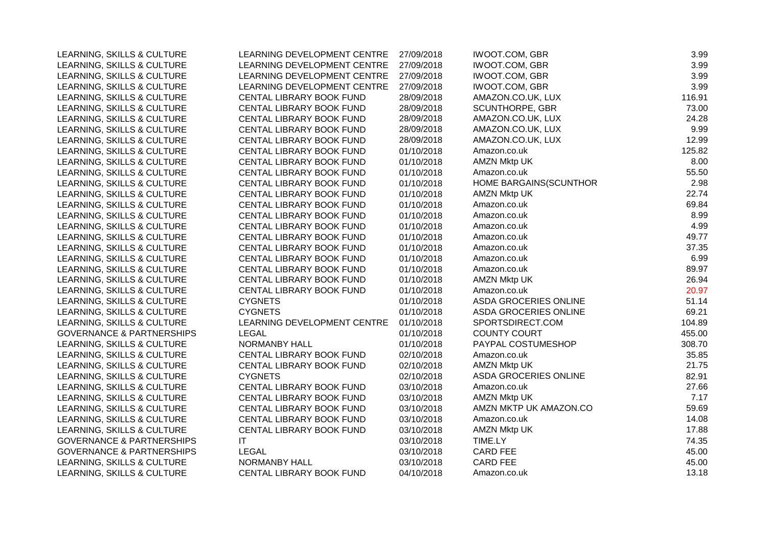| | | | | |
|---|---|---|---|---|
| LEARNING, SKILLS & CULTURE | LEARNING DEVELOPMENT CENTRE | 27/09/2018 | IWOOT.COM, GBR | 3.99 |
| LEARNING, SKILLS & CULTURE | LEARNING DEVELOPMENT CENTRE | 27/09/2018 | IWOOT.COM, GBR | 3.99 |
| LEARNING, SKILLS & CULTURE | LEARNING DEVELOPMENT CENTRE | 27/09/2018 | IWOOT.COM, GBR | 3.99 |
| LEARNING, SKILLS & CULTURE | LEARNING DEVELOPMENT CENTRE | 27/09/2018 | IWOOT.COM, GBR | 3.99 |
| LEARNING, SKILLS & CULTURE | CENTAL LIBRARY BOOK FUND | 28/09/2018 | AMAZON.CO.UK, LUX | 116.91 |
| LEARNING, SKILLS & CULTURE | CENTAL LIBRARY BOOK FUND | 28/09/2018 | SCUNTHORPE, GBR | 73.00 |
| LEARNING, SKILLS & CULTURE | CENTAL LIBRARY BOOK FUND | 28/09/2018 | AMAZON.CO.UK, LUX | 24.28 |
| LEARNING, SKILLS & CULTURE | CENTAL LIBRARY BOOK FUND | 28/09/2018 | AMAZON.CO.UK, LUX | 9.99 |
| LEARNING, SKILLS & CULTURE | CENTAL LIBRARY BOOK FUND | 28/09/2018 | AMAZON.CO.UK, LUX | 12.99 |
| LEARNING, SKILLS & CULTURE | CENTAL LIBRARY BOOK FUND | 01/10/2018 | Amazon.co.uk | 125.82 |
| LEARNING, SKILLS & CULTURE | CENTAL LIBRARY BOOK FUND | 01/10/2018 | AMZN Mktp UK | 8.00 |
| LEARNING, SKILLS & CULTURE | CENTAL LIBRARY BOOK FUND | 01/10/2018 | Amazon.co.uk | 55.50 |
| LEARNING, SKILLS & CULTURE | CENTAL LIBRARY BOOK FUND | 01/10/2018 | HOME BARGAINS(SCUNTHOR | 2.98 |
| LEARNING, SKILLS & CULTURE | CENTAL LIBRARY BOOK FUND | 01/10/2018 | AMZN Mktp UK | 22.74 |
| LEARNING, SKILLS & CULTURE | CENTAL LIBRARY BOOK FUND | 01/10/2018 | Amazon.co.uk | 69.84 |
| LEARNING, SKILLS & CULTURE | CENTAL LIBRARY BOOK FUND | 01/10/2018 | Amazon.co.uk | 8.99 |
| LEARNING, SKILLS & CULTURE | CENTAL LIBRARY BOOK FUND | 01/10/2018 | Amazon.co.uk | 4.99 |
| LEARNING, SKILLS & CULTURE | CENTAL LIBRARY BOOK FUND | 01/10/2018 | Amazon.co.uk | 49.77 |
| LEARNING, SKILLS & CULTURE | CENTAL LIBRARY BOOK FUND | 01/10/2018 | Amazon.co.uk | 37.35 |
| LEARNING, SKILLS & CULTURE | CENTAL LIBRARY BOOK FUND | 01/10/2018 | Amazon.co.uk | 6.99 |
| LEARNING, SKILLS & CULTURE | CENTAL LIBRARY BOOK FUND | 01/10/2018 | Amazon.co.uk | 89.97 |
| LEARNING, SKILLS & CULTURE | CENTAL LIBRARY BOOK FUND | 01/10/2018 | AMZN Mktp UK | 26.94 |
| LEARNING, SKILLS & CULTURE | CENTAL LIBRARY BOOK FUND | 01/10/2018 | Amazon.co.uk | 20.97 |
| LEARNING, SKILLS & CULTURE | CYGNETS | 01/10/2018 | ASDA GROCERIES ONLINE | 51.14 |
| LEARNING, SKILLS & CULTURE | CYGNETS | 01/10/2018 | ASDA GROCERIES ONLINE | 69.21 |
| LEARNING, SKILLS & CULTURE | LEARNING DEVELOPMENT CENTRE | 01/10/2018 | SPORTSDIRECT.COM | 104.89 |
| GOVERNANCE & PARTNERSHIPS | LEGAL | 01/10/2018 | COUNTY COURT | 455.00 |
| LEARNING, SKILLS & CULTURE | NORMANBY HALL | 01/10/2018 | PAYPAL COSTUMESHOP | 308.70 |
| LEARNING, SKILLS & CULTURE | CENTAL LIBRARY BOOK FUND | 02/10/2018 | Amazon.co.uk | 35.85 |
| LEARNING, SKILLS & CULTURE | CENTAL LIBRARY BOOK FUND | 02/10/2018 | AMZN Mktp UK | 21.75 |
| LEARNING, SKILLS & CULTURE | CYGNETS | 02/10/2018 | ASDA GROCERIES ONLINE | 82.91 |
| LEARNING, SKILLS & CULTURE | CENTAL LIBRARY BOOK FUND | 03/10/2018 | Amazon.co.uk | 27.66 |
| LEARNING, SKILLS & CULTURE | CENTAL LIBRARY BOOK FUND | 03/10/2018 | AMZN Mktp UK | 7.17 |
| LEARNING, SKILLS & CULTURE | CENTAL LIBRARY BOOK FUND | 03/10/2018 | AMZN MKTP UK AMAZON.CO | 59.69 |
| LEARNING, SKILLS & CULTURE | CENTAL LIBRARY BOOK FUND | 03/10/2018 | Amazon.co.uk | 14.08 |
| LEARNING, SKILLS & CULTURE | CENTAL LIBRARY BOOK FUND | 03/10/2018 | AMZN Mktp UK | 17.88 |
| GOVERNANCE & PARTNERSHIPS | IT | 03/10/2018 | TIME.LY | 74.35 |
| GOVERNANCE & PARTNERSHIPS | LEGAL | 03/10/2018 | CARD FEE | 45.00 |
| LEARNING, SKILLS & CULTURE | NORMANBY HALL | 03/10/2018 | CARD FEE | 45.00 |
| LEARNING, SKILLS & CULTURE | CENTAL LIBRARY BOOK FUND | 04/10/2018 | Amazon.co.uk | 13.18 |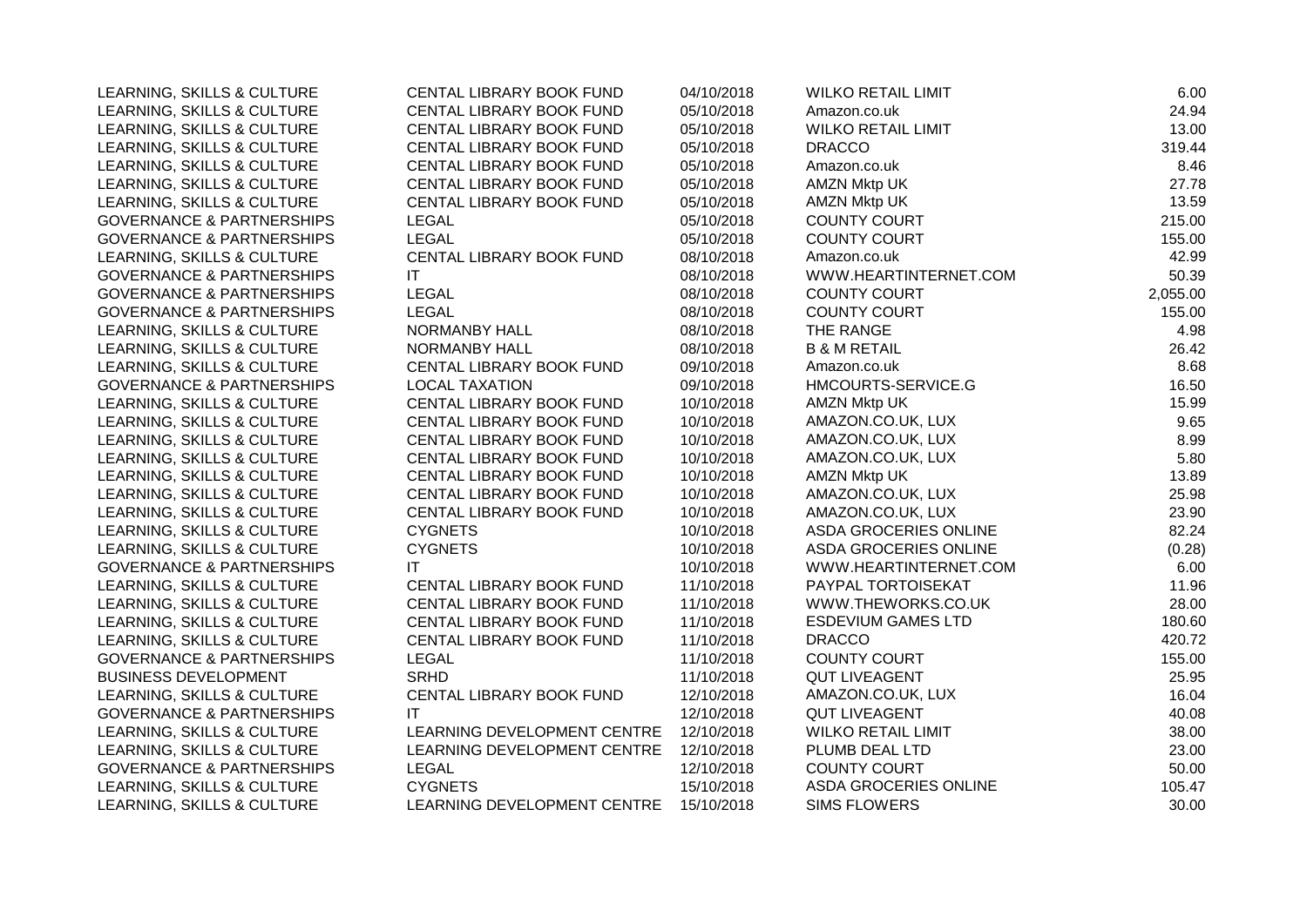| | | | | |
|---|---|---|---|---|
| LEARNING, SKILLS & CULTURE | CENTAL LIBRARY BOOK FUND | 04/10/2018 | WILKO RETAIL LIMIT | 6.00 |
| LEARNING, SKILLS & CULTURE | CENTAL LIBRARY BOOK FUND | 05/10/2018 | Amazon.co.uk | 24.94 |
| LEARNING, SKILLS & CULTURE | CENTAL LIBRARY BOOK FUND | 05/10/2018 | WILKO RETAIL LIMIT | 13.00 |
| LEARNING, SKILLS & CULTURE | CENTAL LIBRARY BOOK FUND | 05/10/2018 | DRACCO | 319.44 |
| LEARNING, SKILLS & CULTURE | CENTAL LIBRARY BOOK FUND | 05/10/2018 | Amazon.co.uk | 8.46 |
| LEARNING, SKILLS & CULTURE | CENTAL LIBRARY BOOK FUND | 05/10/2018 | AMZN Mktp UK | 27.78 |
| LEARNING, SKILLS & CULTURE | CENTAL LIBRARY BOOK FUND | 05/10/2018 | AMZN Mktp UK | 13.59 |
| GOVERNANCE & PARTNERSHIPS | LEGAL | 05/10/2018 | COUNTY COURT | 215.00 |
| GOVERNANCE & PARTNERSHIPS | LEGAL | 05/10/2018 | COUNTY COURT | 155.00 |
| LEARNING, SKILLS & CULTURE | CENTAL LIBRARY BOOK FUND | 08/10/2018 | Amazon.co.uk | 42.99 |
| GOVERNANCE & PARTNERSHIPS | IT | 08/10/2018 | WWW.HEARTINTERNET.COM | 50.39 |
| GOVERNANCE & PARTNERSHIPS | LEGAL | 08/10/2018 | COUNTY COURT | 2,055.00 |
| GOVERNANCE & PARTNERSHIPS | LEGAL | 08/10/2018 | COUNTY COURT | 155.00 |
| LEARNING, SKILLS & CULTURE | NORMANBY HALL | 08/10/2018 | THE RANGE | 4.98 |
| LEARNING, SKILLS & CULTURE | NORMANBY HALL | 08/10/2018 | B & M RETAIL | 26.42 |
| LEARNING, SKILLS & CULTURE | CENTAL LIBRARY BOOK FUND | 09/10/2018 | Amazon.co.uk | 8.68 |
| GOVERNANCE & PARTNERSHIPS | LOCAL TAXATION | 09/10/2018 | HMCOURTS-SERVICE.G | 16.50 |
| LEARNING, SKILLS & CULTURE | CENTAL LIBRARY BOOK FUND | 10/10/2018 | AMZN Mktp UK | 15.99 |
| LEARNING, SKILLS & CULTURE | CENTAL LIBRARY BOOK FUND | 10/10/2018 | AMAZON.CO.UK, LUX | 9.65 |
| LEARNING, SKILLS & CULTURE | CENTAL LIBRARY BOOK FUND | 10/10/2018 | AMAZON.CO.UK, LUX | 8.99 |
| LEARNING, SKILLS & CULTURE | CENTAL LIBRARY BOOK FUND | 10/10/2018 | AMAZON.CO.UK, LUX | 5.80 |
| LEARNING, SKILLS & CULTURE | CENTAL LIBRARY BOOK FUND | 10/10/2018 | AMZN Mktp UK | 13.89 |
| LEARNING, SKILLS & CULTURE | CENTAL LIBRARY BOOK FUND | 10/10/2018 | AMAZON.CO.UK, LUX | 25.98 |
| LEARNING, SKILLS & CULTURE | CENTAL LIBRARY BOOK FUND | 10/10/2018 | AMAZON.CO.UK, LUX | 23.90 |
| LEARNING, SKILLS & CULTURE | CYGNETS | 10/10/2018 | ASDA GROCERIES ONLINE | 82.24 |
| LEARNING, SKILLS & CULTURE | CYGNETS | 10/10/2018 | ASDA GROCERIES ONLINE | (0.28) |
| GOVERNANCE & PARTNERSHIPS | IT | 10/10/2018 | WWW.HEARTINTERNET.COM | 6.00 |
| LEARNING, SKILLS & CULTURE | CENTAL LIBRARY BOOK FUND | 11/10/2018 | PAYPAL TORTOISEKAT | 11.96 |
| LEARNING, SKILLS & CULTURE | CENTAL LIBRARY BOOK FUND | 11/10/2018 | WWW.THEWORKS.CO.UK | 28.00 |
| LEARNING, SKILLS & CULTURE | CENTAL LIBRARY BOOK FUND | 11/10/2018 | ESDEVIUM GAMES LTD | 180.60 |
| LEARNING, SKILLS & CULTURE | CENTAL LIBRARY BOOK FUND | 11/10/2018 | DRACCO | 420.72 |
| GOVERNANCE & PARTNERSHIPS | LEGAL | 11/10/2018 | COUNTY COURT | 155.00 |
| BUSINESS DEVELOPMENT | SRHD | 11/10/2018 | QUT LIVEAGENT | 25.95 |
| LEARNING, SKILLS & CULTURE | CENTAL LIBRARY BOOK FUND | 12/10/2018 | AMAZON.CO.UK, LUX | 16.04 |
| GOVERNANCE & PARTNERSHIPS | IT | 12/10/2018 | QUT LIVEAGENT | 40.08 |
| LEARNING, SKILLS & CULTURE | LEARNING DEVELOPMENT CENTRE | 12/10/2018 | WILKO RETAIL LIMIT | 38.00 |
| LEARNING, SKILLS & CULTURE | LEARNING DEVELOPMENT CENTRE | 12/10/2018 | PLUMB DEAL LTD | 23.00 |
| GOVERNANCE & PARTNERSHIPS | LEGAL | 12/10/2018 | COUNTY COURT | 50.00 |
| LEARNING, SKILLS & CULTURE | CYGNETS | 15/10/2018 | ASDA GROCERIES ONLINE | 105.47 |
| LEARNING, SKILLS & CULTURE | LEARNING DEVELOPMENT CENTRE | 15/10/2018 | SIMS FLOWERS | 30.00 |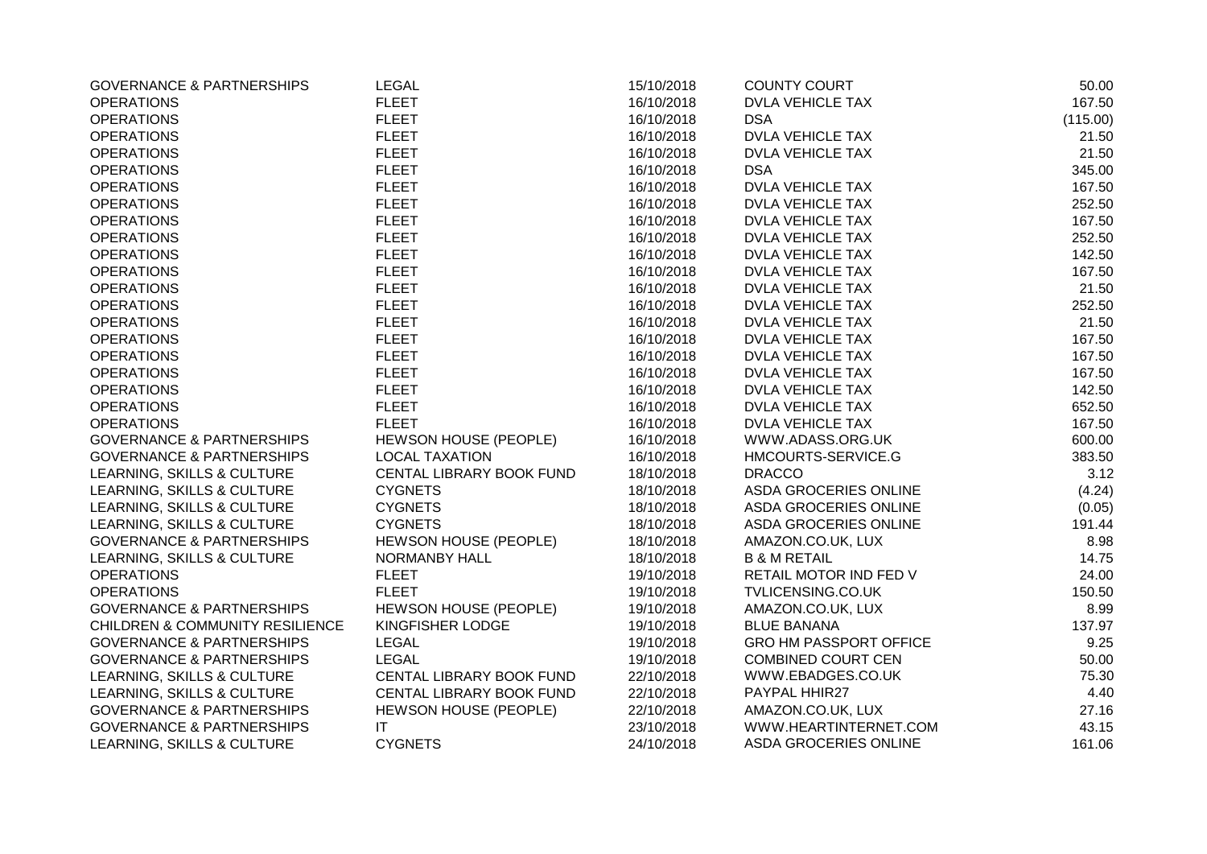| | | | | |
|---|---|---|---|---|
| GOVERNANCE & PARTNERSHIPS | LEGAL | 15/10/2018 | COUNTY COURT | 50.00 |
| OPERATIONS | FLEET | 16/10/2018 | DVLA VEHICLE TAX | 167.50 |
| OPERATIONS | FLEET | 16/10/2018 | DSA | (115.00) |
| OPERATIONS | FLEET | 16/10/2018 | DVLA VEHICLE TAX | 21.50 |
| OPERATIONS | FLEET | 16/10/2018 | DVLA VEHICLE TAX | 21.50 |
| OPERATIONS | FLEET | 16/10/2018 | DSA | 345.00 |
| OPERATIONS | FLEET | 16/10/2018 | DVLA VEHICLE TAX | 167.50 |
| OPERATIONS | FLEET | 16/10/2018 | DVLA VEHICLE TAX | 252.50 |
| OPERATIONS | FLEET | 16/10/2018 | DVLA VEHICLE TAX | 167.50 |
| OPERATIONS | FLEET | 16/10/2018 | DVLA VEHICLE TAX | 252.50 |
| OPERATIONS | FLEET | 16/10/2018 | DVLA VEHICLE TAX | 142.50 |
| OPERATIONS | FLEET | 16/10/2018 | DVLA VEHICLE TAX | 167.50 |
| OPERATIONS | FLEET | 16/10/2018 | DVLA VEHICLE TAX | 21.50 |
| OPERATIONS | FLEET | 16/10/2018 | DVLA VEHICLE TAX | 252.50 |
| OPERATIONS | FLEET | 16/10/2018 | DVLA VEHICLE TAX | 21.50 |
| OPERATIONS | FLEET | 16/10/2018 | DVLA VEHICLE TAX | 167.50 |
| OPERATIONS | FLEET | 16/10/2018 | DVLA VEHICLE TAX | 167.50 |
| OPERATIONS | FLEET | 16/10/2018 | DVLA VEHICLE TAX | 167.50 |
| OPERATIONS | FLEET | 16/10/2018 | DVLA VEHICLE TAX | 142.50 |
| OPERATIONS | FLEET | 16/10/2018 | DVLA VEHICLE TAX | 652.50 |
| OPERATIONS | FLEET | 16/10/2018 | DVLA VEHICLE TAX | 167.50 |
| GOVERNANCE & PARTNERSHIPS | HEWSON HOUSE (PEOPLE) | 16/10/2018 | WWW.ADASS.ORG.UK | 600.00 |
| GOVERNANCE & PARTNERSHIPS | LOCAL TAXATION | 16/10/2018 | HMCOURTS-SERVICE.G | 383.50 |
| LEARNING, SKILLS & CULTURE | CENTAL LIBRARY BOOK FUND | 18/10/2018 | DRACCO | 3.12 |
| LEARNING, SKILLS & CULTURE | CYGNETS | 18/10/2018 | ASDA GROCERIES ONLINE | (4.24) |
| LEARNING, SKILLS & CULTURE | CYGNETS | 18/10/2018 | ASDA GROCERIES ONLINE | (0.05) |
| LEARNING, SKILLS & CULTURE | CYGNETS | 18/10/2018 | ASDA GROCERIES ONLINE | 191.44 |
| GOVERNANCE & PARTNERSHIPS | HEWSON HOUSE (PEOPLE) | 18/10/2018 | AMAZON.CO.UK, LUX | 8.98 |
| LEARNING, SKILLS & CULTURE | NORMANBY HALL | 18/10/2018 | B & M RETAIL | 14.75 |
| OPERATIONS | FLEET | 19/10/2018 | RETAIL MOTOR IND FED V | 24.00 |
| OPERATIONS | FLEET | 19/10/2018 | TVLICENSING.CO.UK | 150.50 |
| GOVERNANCE & PARTNERSHIPS | HEWSON HOUSE (PEOPLE) | 19/10/2018 | AMAZON.CO.UK, LUX | 8.99 |
| CHILDREN & COMMUNITY RESILIENCE | KINGFISHER LODGE | 19/10/2018 | BLUE BANANA | 137.97 |
| GOVERNANCE & PARTNERSHIPS | LEGAL | 19/10/2018 | GRO HM PASSPORT OFFICE | 9.25 |
| GOVERNANCE & PARTNERSHIPS | LEGAL | 19/10/2018 | COMBINED COURT CEN | 50.00 |
| LEARNING, SKILLS & CULTURE | CENTAL LIBRARY BOOK FUND | 22/10/2018 | WWW.EBADGES.CO.UK | 75.30 |
| LEARNING, SKILLS & CULTURE | CENTAL LIBRARY BOOK FUND | 22/10/2018 | PAYPAL HHIR27 | 4.40 |
| GOVERNANCE & PARTNERSHIPS | HEWSON HOUSE (PEOPLE) | 22/10/2018 | AMAZON.CO.UK, LUX | 27.16 |
| GOVERNANCE & PARTNERSHIPS | IT | 23/10/2018 | WWW.HEARTINTERNET.COM | 43.15 |
| LEARNING, SKILLS & CULTURE | CYGNETS | 24/10/2018 | ASDA GROCERIES ONLINE | 161.06 |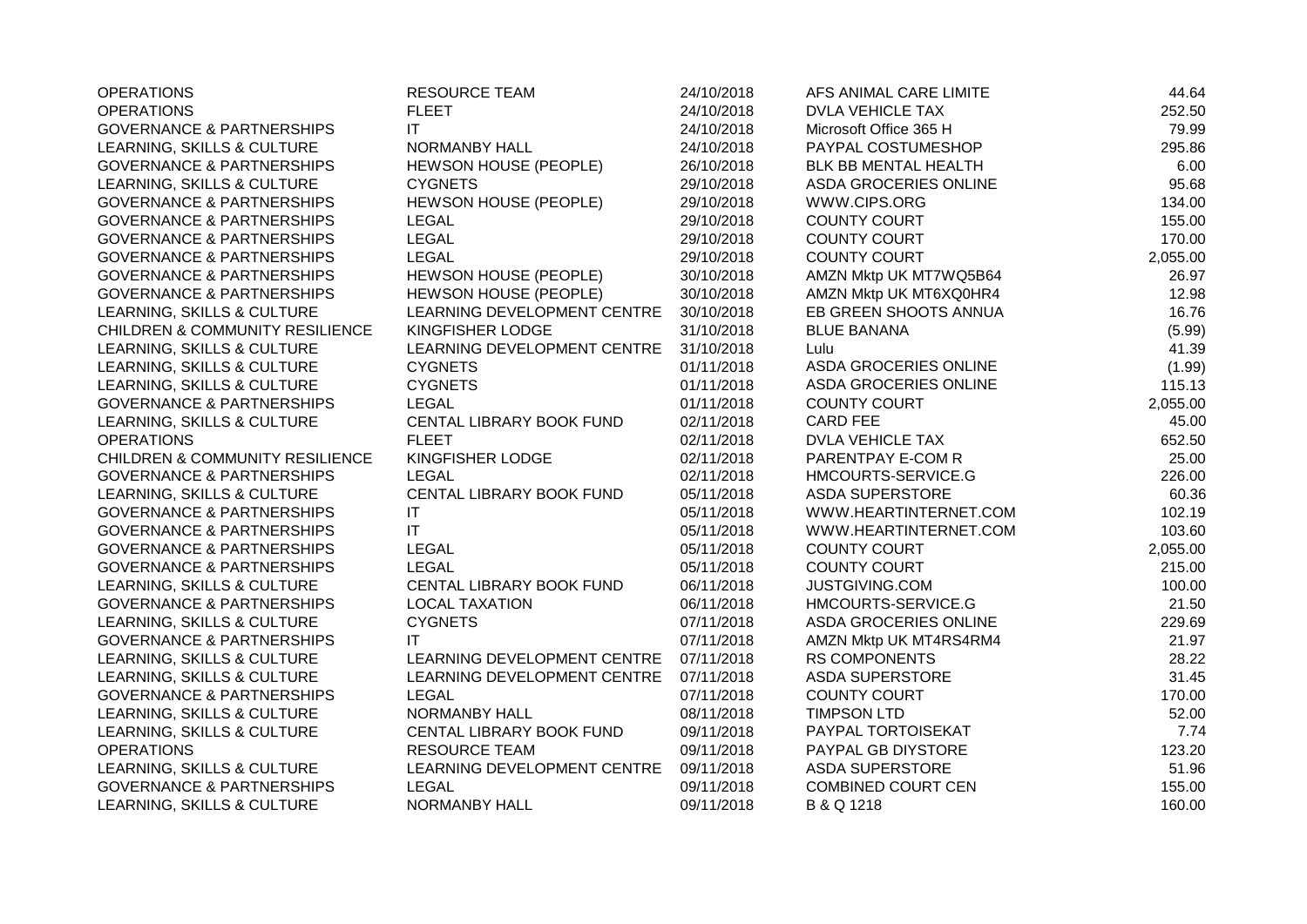| | | | | |
|---|---|---|---|---|
| OPERATIONS | RESOURCE TEAM | 24/10/2018 | AFS ANIMAL CARE LIMITE | 44.64 |
| OPERATIONS | FLEET | 24/10/2018 | DVLA VEHICLE TAX | 252.50 |
| GOVERNANCE & PARTNERSHIPS | IT | 24/10/2018 | Microsoft Office 365 H | 79.99 |
| LEARNING, SKILLS & CULTURE | NORMANBY HALL | 24/10/2018 | PAYPAL COSTUMESHOP | 295.86 |
| GOVERNANCE & PARTNERSHIPS | HEWSON HOUSE (PEOPLE) | 26/10/2018 | BLK BB MENTAL HEALTH | 6.00 |
| LEARNING, SKILLS & CULTURE | CYGNETS | 29/10/2018 | ASDA GROCERIES ONLINE | 95.68 |
| GOVERNANCE & PARTNERSHIPS | HEWSON HOUSE (PEOPLE) | 29/10/2018 | WWW.CIPS.ORG | 134.00 |
| GOVERNANCE & PARTNERSHIPS | LEGAL | 29/10/2018 | COUNTY COURT | 155.00 |
| GOVERNANCE & PARTNERSHIPS | LEGAL | 29/10/2018 | COUNTY COURT | 170.00 |
| GOVERNANCE & PARTNERSHIPS | LEGAL | 29/10/2018 | COUNTY COURT | 2,055.00 |
| GOVERNANCE & PARTNERSHIPS | HEWSON HOUSE (PEOPLE) | 30/10/2018 | AMZN Mktp UK MT7WQ5B64 | 26.97 |
| GOVERNANCE & PARTNERSHIPS | HEWSON HOUSE (PEOPLE) | 30/10/2018 | AMZN Mktp UK MT6XQ0HR4 | 12.98 |
| LEARNING, SKILLS & CULTURE | LEARNING DEVELOPMENT CENTRE | 30/10/2018 | EB GREEN SHOOTS ANNUA | 16.76 |
| CHILDREN & COMMUNITY RESILIENCE | KINGFISHER LODGE | 31/10/2018 | BLUE BANANA | (5.99) |
| LEARNING, SKILLS & CULTURE | LEARNING DEVELOPMENT CENTRE | 31/10/2018 | Lulu | 41.39 |
| LEARNING, SKILLS & CULTURE | CYGNETS | 01/11/2018 | ASDA GROCERIES ONLINE | (1.99) |
| LEARNING, SKILLS & CULTURE | CYGNETS | 01/11/2018 | ASDA GROCERIES ONLINE | 115.13 |
| GOVERNANCE & PARTNERSHIPS | LEGAL | 01/11/2018 | COUNTY COURT | 2,055.00 |
| LEARNING, SKILLS & CULTURE | CENTAL LIBRARY BOOK FUND | 02/11/2018 | CARD FEE | 45.00 |
| OPERATIONS | FLEET | 02/11/2018 | DVLA VEHICLE TAX | 652.50 |
| CHILDREN & COMMUNITY RESILIENCE | KINGFISHER LODGE | 02/11/2018 | PARENTPAY E-COM R | 25.00 |
| GOVERNANCE & PARTNERSHIPS | LEGAL | 02/11/2018 | HMCOURTS-SERVICE.G | 226.00 |
| LEARNING, SKILLS & CULTURE | CENTAL LIBRARY BOOK FUND | 05/11/2018 | ASDA SUPERSTORE | 60.36 |
| GOVERNANCE & PARTNERSHIPS | IT | 05/11/2018 | WWW.HEARTINTERNET.COM | 102.19 |
| GOVERNANCE & PARTNERSHIPS | IT | 05/11/2018 | WWW.HEARTINTERNET.COM | 103.60 |
| GOVERNANCE & PARTNERSHIPS | LEGAL | 05/11/2018 | COUNTY COURT | 2,055.00 |
| GOVERNANCE & PARTNERSHIPS | LEGAL | 05/11/2018 | COUNTY COURT | 215.00 |
| LEARNING, SKILLS & CULTURE | CENTAL LIBRARY BOOK FUND | 06/11/2018 | JUSTGIVING.COM | 100.00 |
| GOVERNANCE & PARTNERSHIPS | LOCAL TAXATION | 06/11/2018 | HMCOURTS-SERVICE.G | 21.50 |
| LEARNING, SKILLS & CULTURE | CYGNETS | 07/11/2018 | ASDA GROCERIES ONLINE | 229.69 |
| GOVERNANCE & PARTNERSHIPS | IT | 07/11/2018 | AMZN Mktp UK MT4RS4RM4 | 21.97 |
| LEARNING, SKILLS & CULTURE | LEARNING DEVELOPMENT CENTRE | 07/11/2018 | RS COMPONENTS | 28.22 |
| LEARNING, SKILLS & CULTURE | LEARNING DEVELOPMENT CENTRE | 07/11/2018 | ASDA SUPERSTORE | 31.45 |
| GOVERNANCE & PARTNERSHIPS | LEGAL | 07/11/2018 | COUNTY COURT | 170.00 |
| LEARNING, SKILLS & CULTURE | NORMANBY HALL | 08/11/2018 | TIMPSON LTD | 52.00 |
| LEARNING, SKILLS & CULTURE | CENTAL LIBRARY BOOK FUND | 09/11/2018 | PAYPAL TORTOISEKAT | 7.74 |
| OPERATIONS | RESOURCE TEAM | 09/11/2018 | PAYPAL GB DIYSTORE | 123.20 |
| LEARNING, SKILLS & CULTURE | LEARNING DEVELOPMENT CENTRE | 09/11/2018 | ASDA SUPERSTORE | 51.96 |
| GOVERNANCE & PARTNERSHIPS | LEGAL | 09/11/2018 | COMBINED COURT CEN | 155.00 |
| LEARNING, SKILLS & CULTURE | NORMANBY HALL | 09/11/2018 | B & Q 1218 | 160.00 |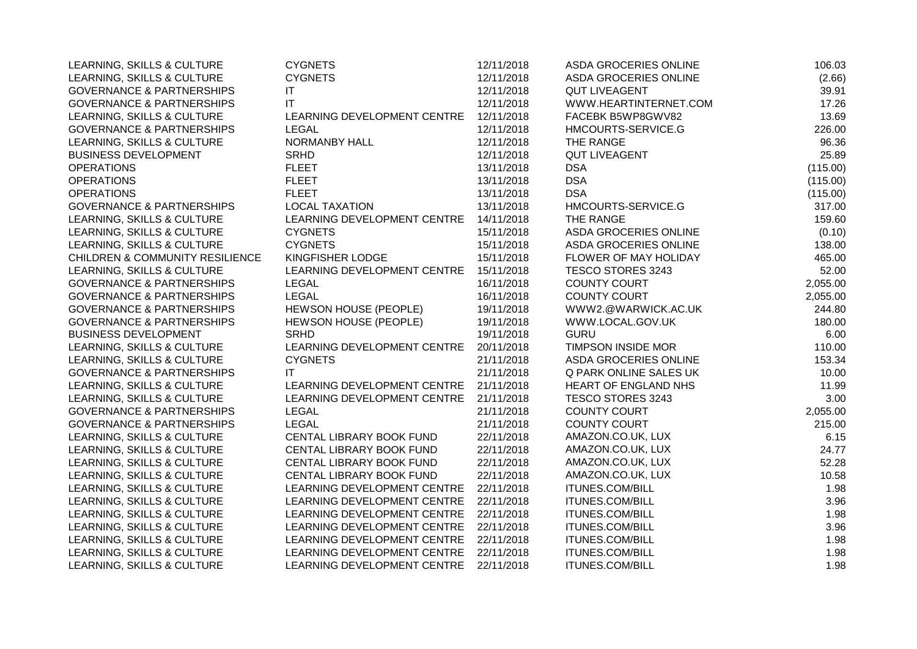| | | | | |
|---|---|---|---|---|
| LEARNING, SKILLS & CULTURE | CYGNETS | 12/11/2018 | ASDA GROCERIES ONLINE | 106.03 |
| LEARNING, SKILLS & CULTURE | CYGNETS | 12/11/2018 | ASDA GROCERIES ONLINE | (2.66) |
| GOVERNANCE & PARTNERSHIPS | IT | 12/11/2018 | QUT LIVEAGENT | 39.91 |
| GOVERNANCE & PARTNERSHIPS | IT | 12/11/2018 | WWW.HEARTINTERNET.COM | 17.26 |
| LEARNING, SKILLS & CULTURE | LEARNING DEVELOPMENT CENTRE | 12/11/2018 | FACEBK B5WP8GWV82 | 13.69 |
| GOVERNANCE & PARTNERSHIPS | LEGAL | 12/11/2018 | HMCOURTS-SERVICE.G | 226.00 |
| LEARNING, SKILLS & CULTURE | NORMANBY HALL | 12/11/2018 | THE RANGE | 96.36 |
| BUSINESS DEVELOPMENT | SRHD | 12/11/2018 | QUT LIVEAGENT | 25.89 |
| OPERATIONS | FLEET | 13/11/2018 | DSA | (115.00) |
| OPERATIONS | FLEET | 13/11/2018 | DSA | (115.00) |
| OPERATIONS | FLEET | 13/11/2018 | DSA | (115.00) |
| GOVERNANCE & PARTNERSHIPS | LOCAL TAXATION | 13/11/2018 | HMCOURTS-SERVICE.G | 317.00 |
| LEARNING, SKILLS & CULTURE | LEARNING DEVELOPMENT CENTRE | 14/11/2018 | THE RANGE | 159.60 |
| LEARNING, SKILLS & CULTURE | CYGNETS | 15/11/2018 | ASDA GROCERIES ONLINE | (0.10) |
| LEARNING, SKILLS & CULTURE | CYGNETS | 15/11/2018 | ASDA GROCERIES ONLINE | 138.00 |
| CHILDREN & COMMUNITY RESILIENCE | KINGFISHER LODGE | 15/11/2018 | FLOWER OF MAY HOLIDAY | 465.00 |
| LEARNING, SKILLS & CULTURE | LEARNING DEVELOPMENT CENTRE | 15/11/2018 | TESCO STORES 3243 | 52.00 |
| GOVERNANCE & PARTNERSHIPS | LEGAL | 16/11/2018 | COUNTY COURT | 2,055.00 |
| GOVERNANCE & PARTNERSHIPS | LEGAL | 16/11/2018 | COUNTY COURT | 2,055.00 |
| GOVERNANCE & PARTNERSHIPS | HEWSON HOUSE (PEOPLE) | 19/11/2018 | WWW2.@WARWICK.AC.UK | 244.80 |
| GOVERNANCE & PARTNERSHIPS | HEWSON HOUSE (PEOPLE) | 19/11/2018 | WWW.LOCAL.GOV.UK | 180.00 |
| BUSINESS DEVELOPMENT | SRHD | 19/11/2018 | GURU | 6.00 |
| LEARNING, SKILLS & CULTURE | LEARNING DEVELOPMENT CENTRE | 20/11/2018 | TIMPSON INSIDE MOR | 110.00 |
| LEARNING, SKILLS & CULTURE | CYGNETS | 21/11/2018 | ASDA GROCERIES ONLINE | 153.34 |
| GOVERNANCE & PARTNERSHIPS | IT | 21/11/2018 | Q PARK ONLINE SALES UK | 10.00 |
| LEARNING, SKILLS & CULTURE | LEARNING DEVELOPMENT CENTRE | 21/11/2018 | HEART OF ENGLAND NHS | 11.99 |
| LEARNING, SKILLS & CULTURE | LEARNING DEVELOPMENT CENTRE | 21/11/2018 | TESCO STORES 3243 | 3.00 |
| GOVERNANCE & PARTNERSHIPS | LEGAL | 21/11/2018 | COUNTY COURT | 2,055.00 |
| GOVERNANCE & PARTNERSHIPS | LEGAL | 21/11/2018 | COUNTY COURT | 215.00 |
| LEARNING, SKILLS & CULTURE | CENTAL LIBRARY BOOK FUND | 22/11/2018 | AMAZON.CO.UK, LUX | 6.15 |
| LEARNING, SKILLS & CULTURE | CENTAL LIBRARY BOOK FUND | 22/11/2018 | AMAZON.CO.UK, LUX | 24.77 |
| LEARNING, SKILLS & CULTURE | CENTAL LIBRARY BOOK FUND | 22/11/2018 | AMAZON.CO.UK, LUX | 52.28 |
| LEARNING, SKILLS & CULTURE | CENTAL LIBRARY BOOK FUND | 22/11/2018 | AMAZON.CO.UK, LUX | 10.58 |
| LEARNING, SKILLS & CULTURE | LEARNING DEVELOPMENT CENTRE | 22/11/2018 | ITUNES.COM/BILL | 1.98 |
| LEARNING, SKILLS & CULTURE | LEARNING DEVELOPMENT CENTRE | 22/11/2018 | ITUNES.COM/BILL | 3.96 |
| LEARNING, SKILLS & CULTURE | LEARNING DEVELOPMENT CENTRE | 22/11/2018 | ITUNES.COM/BILL | 1.98 |
| LEARNING, SKILLS & CULTURE | LEARNING DEVELOPMENT CENTRE | 22/11/2018 | ITUNES.COM/BILL | 3.96 |
| LEARNING, SKILLS & CULTURE | LEARNING DEVELOPMENT CENTRE | 22/11/2018 | ITUNES.COM/BILL | 1.98 |
| LEARNING, SKILLS & CULTURE | LEARNING DEVELOPMENT CENTRE | 22/11/2018 | ITUNES.COM/BILL | 1.98 |
| LEARNING, SKILLS & CULTURE | LEARNING DEVELOPMENT CENTRE | 22/11/2018 | ITUNES.COM/BILL | 1.98 |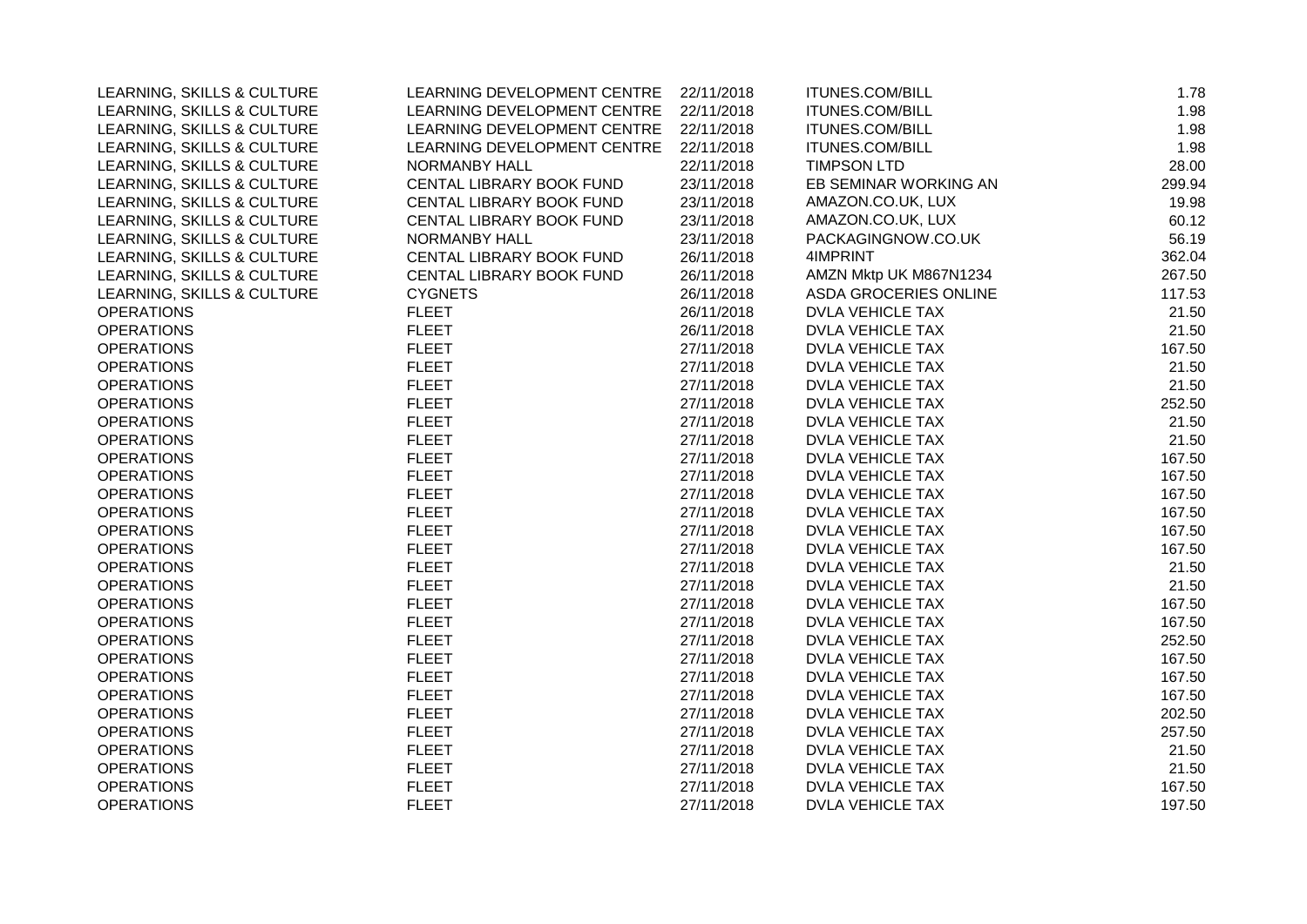| | | | | |
|---|---|---|---|---|
| LEARNING, SKILLS & CULTURE | LEARNING DEVELOPMENT CENTRE | 22/11/2018 | ITUNES.COM/BILL | 1.78 |
| LEARNING, SKILLS & CULTURE | LEARNING DEVELOPMENT CENTRE | 22/11/2018 | ITUNES.COM/BILL | 1.98 |
| LEARNING, SKILLS & CULTURE | LEARNING DEVELOPMENT CENTRE | 22/11/2018 | ITUNES.COM/BILL | 1.98 |
| LEARNING, SKILLS & CULTURE | LEARNING DEVELOPMENT CENTRE | 22/11/2018 | ITUNES.COM/BILL | 1.98 |
| LEARNING, SKILLS & CULTURE | NORMANBY HALL | 22/11/2018 | TIMPSON LTD | 28.00 |
| LEARNING, SKILLS & CULTURE | CENTAL LIBRARY BOOK FUND | 23/11/2018 | EB SEMINAR WORKING AN | 299.94 |
| LEARNING, SKILLS & CULTURE | CENTAL LIBRARY BOOK FUND | 23/11/2018 | AMAZON.CO.UK, LUX | 19.98 |
| LEARNING, SKILLS & CULTURE | CENTAL LIBRARY BOOK FUND | 23/11/2018 | AMAZON.CO.UK, LUX | 60.12 |
| LEARNING, SKILLS & CULTURE | NORMANBY HALL | 23/11/2018 | PACKAGINGNOW.CO.UK | 56.19 |
| LEARNING, SKILLS & CULTURE | CENTAL LIBRARY BOOK FUND | 26/11/2018 | 4IMPRINT | 362.04 |
| LEARNING, SKILLS & CULTURE | CENTAL LIBRARY BOOK FUND | 26/11/2018 | AMZN Mktp UK M867N1234 | 267.50 |
| LEARNING, SKILLS & CULTURE | CYGNETS | 26/11/2018 | ASDA GROCERIES ONLINE | 117.53 |
| OPERATIONS | FLEET | 26/11/2018 | DVLA VEHICLE TAX | 21.50 |
| OPERATIONS | FLEET | 26/11/2018 | DVLA VEHICLE TAX | 21.50 |
| OPERATIONS | FLEET | 27/11/2018 | DVLA VEHICLE TAX | 167.50 |
| OPERATIONS | FLEET | 27/11/2018 | DVLA VEHICLE TAX | 21.50 |
| OPERATIONS | FLEET | 27/11/2018 | DVLA VEHICLE TAX | 21.50 |
| OPERATIONS | FLEET | 27/11/2018 | DVLA VEHICLE TAX | 252.50 |
| OPERATIONS | FLEET | 27/11/2018 | DVLA VEHICLE TAX | 21.50 |
| OPERATIONS | FLEET | 27/11/2018 | DVLA VEHICLE TAX | 21.50 |
| OPERATIONS | FLEET | 27/11/2018 | DVLA VEHICLE TAX | 167.50 |
| OPERATIONS | FLEET | 27/11/2018 | DVLA VEHICLE TAX | 167.50 |
| OPERATIONS | FLEET | 27/11/2018 | DVLA VEHICLE TAX | 167.50 |
| OPERATIONS | FLEET | 27/11/2018 | DVLA VEHICLE TAX | 167.50 |
| OPERATIONS | FLEET | 27/11/2018 | DVLA VEHICLE TAX | 167.50 |
| OPERATIONS | FLEET | 27/11/2018 | DVLA VEHICLE TAX | 167.50 |
| OPERATIONS | FLEET | 27/11/2018 | DVLA VEHICLE TAX | 21.50 |
| OPERATIONS | FLEET | 27/11/2018 | DVLA VEHICLE TAX | 21.50 |
| OPERATIONS | FLEET | 27/11/2018 | DVLA VEHICLE TAX | 167.50 |
| OPERATIONS | FLEET | 27/11/2018 | DVLA VEHICLE TAX | 167.50 |
| OPERATIONS | FLEET | 27/11/2018 | DVLA VEHICLE TAX | 252.50 |
| OPERATIONS | FLEET | 27/11/2018 | DVLA VEHICLE TAX | 167.50 |
| OPERATIONS | FLEET | 27/11/2018 | DVLA VEHICLE TAX | 167.50 |
| OPERATIONS | FLEET | 27/11/2018 | DVLA VEHICLE TAX | 167.50 |
| OPERATIONS | FLEET | 27/11/2018 | DVLA VEHICLE TAX | 202.50 |
| OPERATIONS | FLEET | 27/11/2018 | DVLA VEHICLE TAX | 257.50 |
| OPERATIONS | FLEET | 27/11/2018 | DVLA VEHICLE TAX | 21.50 |
| OPERATIONS | FLEET | 27/11/2018 | DVLA VEHICLE TAX | 21.50 |
| OPERATIONS | FLEET | 27/11/2018 | DVLA VEHICLE TAX | 167.50 |
| OPERATIONS | FLEET | 27/11/2018 | DVLA VEHICLE TAX | 197.50 |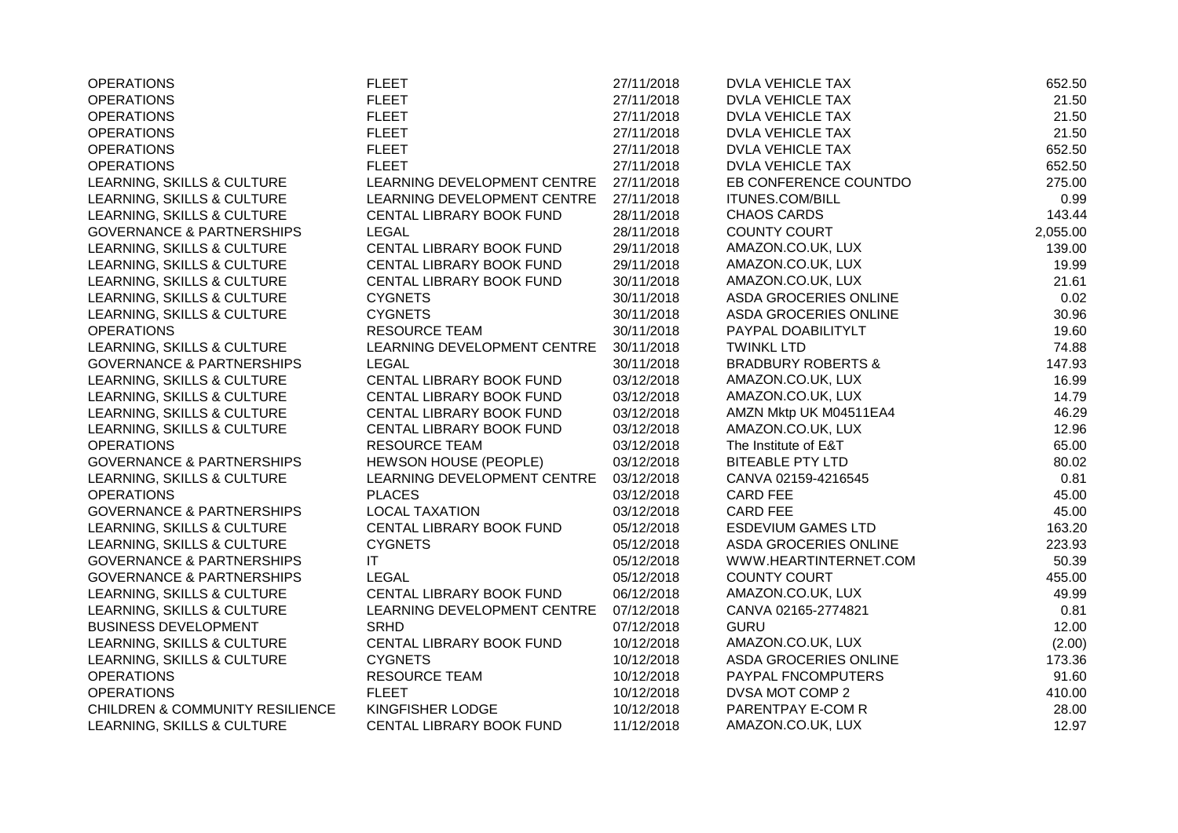| | | | | |
|---|---|---|---|---|
| OPERATIONS | FLEET | 27/11/2018 | DVLA VEHICLE TAX | 652.50 |
| OPERATIONS | FLEET | 27/11/2018 | DVLA VEHICLE TAX | 21.50 |
| OPERATIONS | FLEET | 27/11/2018 | DVLA VEHICLE TAX | 21.50 |
| OPERATIONS | FLEET | 27/11/2018 | DVLA VEHICLE TAX | 21.50 |
| OPERATIONS | FLEET | 27/11/2018 | DVLA VEHICLE TAX | 652.50 |
| OPERATIONS | FLEET | 27/11/2018 | DVLA VEHICLE TAX | 652.50 |
| LEARNING, SKILLS & CULTURE | LEARNING DEVELOPMENT CENTRE | 27/11/2018 | EB CONFERENCE COUNTDO | 275.00 |
| LEARNING, SKILLS & CULTURE | LEARNING DEVELOPMENT CENTRE | 27/11/2018 | ITUNES.COM/BILL | 0.99 |
| LEARNING, SKILLS & CULTURE | CENTAL LIBRARY BOOK FUND | 28/11/2018 | CHAOS CARDS | 143.44 |
| GOVERNANCE & PARTNERSHIPS | LEGAL | 28/11/2018 | COUNTY COURT | 2,055.00 |
| LEARNING, SKILLS & CULTURE | CENTAL LIBRARY BOOK FUND | 29/11/2018 | AMAZON.CO.UK, LUX | 139.00 |
| LEARNING, SKILLS & CULTURE | CENTAL LIBRARY BOOK FUND | 29/11/2018 | AMAZON.CO.UK, LUX | 19.99 |
| LEARNING, SKILLS & CULTURE | CENTAL LIBRARY BOOK FUND | 30/11/2018 | AMAZON.CO.UK, LUX | 21.61 |
| LEARNING, SKILLS & CULTURE | CYGNETS | 30/11/2018 | ASDA GROCERIES ONLINE | 0.02 |
| LEARNING, SKILLS & CULTURE | CYGNETS | 30/11/2018 | ASDA GROCERIES ONLINE | 30.96 |
| OPERATIONS | RESOURCE TEAM | 30/11/2018 | PAYPAL DOABILITYLT | 19.60 |
| LEARNING, SKILLS & CULTURE | LEARNING DEVELOPMENT CENTRE | 30/11/2018 | TWINKL LTD | 74.88 |
| GOVERNANCE & PARTNERSHIPS | LEGAL | 30/11/2018 | BRADBURY ROBERTS & | 147.93 |
| LEARNING, SKILLS & CULTURE | CENTAL LIBRARY BOOK FUND | 03/12/2018 | AMAZON.CO.UK, LUX | 16.99 |
| LEARNING, SKILLS & CULTURE | CENTAL LIBRARY BOOK FUND | 03/12/2018 | AMAZON.CO.UK, LUX | 14.79 |
| LEARNING, SKILLS & CULTURE | CENTAL LIBRARY BOOK FUND | 03/12/2018 | AMZN Mktp UK M04511EA4 | 46.29 |
| LEARNING, SKILLS & CULTURE | CENTAL LIBRARY BOOK FUND | 03/12/2018 | AMAZON.CO.UK, LUX | 12.96 |
| OPERATIONS | RESOURCE TEAM | 03/12/2018 | The Institute of E&T | 65.00 |
| GOVERNANCE & PARTNERSHIPS | HEWSON HOUSE (PEOPLE) | 03/12/2018 | BITEABLE PTY LTD | 80.02 |
| LEARNING, SKILLS & CULTURE | LEARNING DEVELOPMENT CENTRE | 03/12/2018 | CANVA 02159-4216545 | 0.81 |
| OPERATIONS | PLACES | 03/12/2018 | CARD FEE | 45.00 |
| GOVERNANCE & PARTNERSHIPS | LOCAL TAXATION | 03/12/2018 | CARD FEE | 45.00 |
| LEARNING, SKILLS & CULTURE | CENTAL LIBRARY BOOK FUND | 05/12/2018 | ESDEVIUM GAMES LTD | 163.20 |
| LEARNING, SKILLS & CULTURE | CYGNETS | 05/12/2018 | ASDA GROCERIES ONLINE | 223.93 |
| GOVERNANCE & PARTNERSHIPS | IT | 05/12/2018 | WWW.HEARTINTERNET.COM | 50.39 |
| GOVERNANCE & PARTNERSHIPS | LEGAL | 05/12/2018 | COUNTY COURT | 455.00 |
| LEARNING, SKILLS & CULTURE | CENTAL LIBRARY BOOK FUND | 06/12/2018 | AMAZON.CO.UK, LUX | 49.99 |
| LEARNING, SKILLS & CULTURE | LEARNING DEVELOPMENT CENTRE | 07/12/2018 | CANVA 02165-2774821 | 0.81 |
| BUSINESS DEVELOPMENT | SRHD | 07/12/2018 | GURU | 12.00 |
| LEARNING, SKILLS & CULTURE | CENTAL LIBRARY BOOK FUND | 10/12/2018 | AMAZON.CO.UK, LUX | (2.00) |
| LEARNING, SKILLS & CULTURE | CYGNETS | 10/12/2018 | ASDA GROCERIES ONLINE | 173.36 |
| OPERATIONS | RESOURCE TEAM | 10/12/2018 | PAYPAL FNCOMPUTERS | 91.60 |
| OPERATIONS | FLEET | 10/12/2018 | DVSA MOT COMP 2 | 410.00 |
| CHILDREN & COMMUNITY RESILIENCE | KINGFISHER LODGE | 10/12/2018 | PARENTPAY E-COM R | 28.00 |
| LEARNING, SKILLS & CULTURE | CENTAL LIBRARY BOOK FUND | 11/12/2018 | AMAZON.CO.UK, LUX | 12.97 |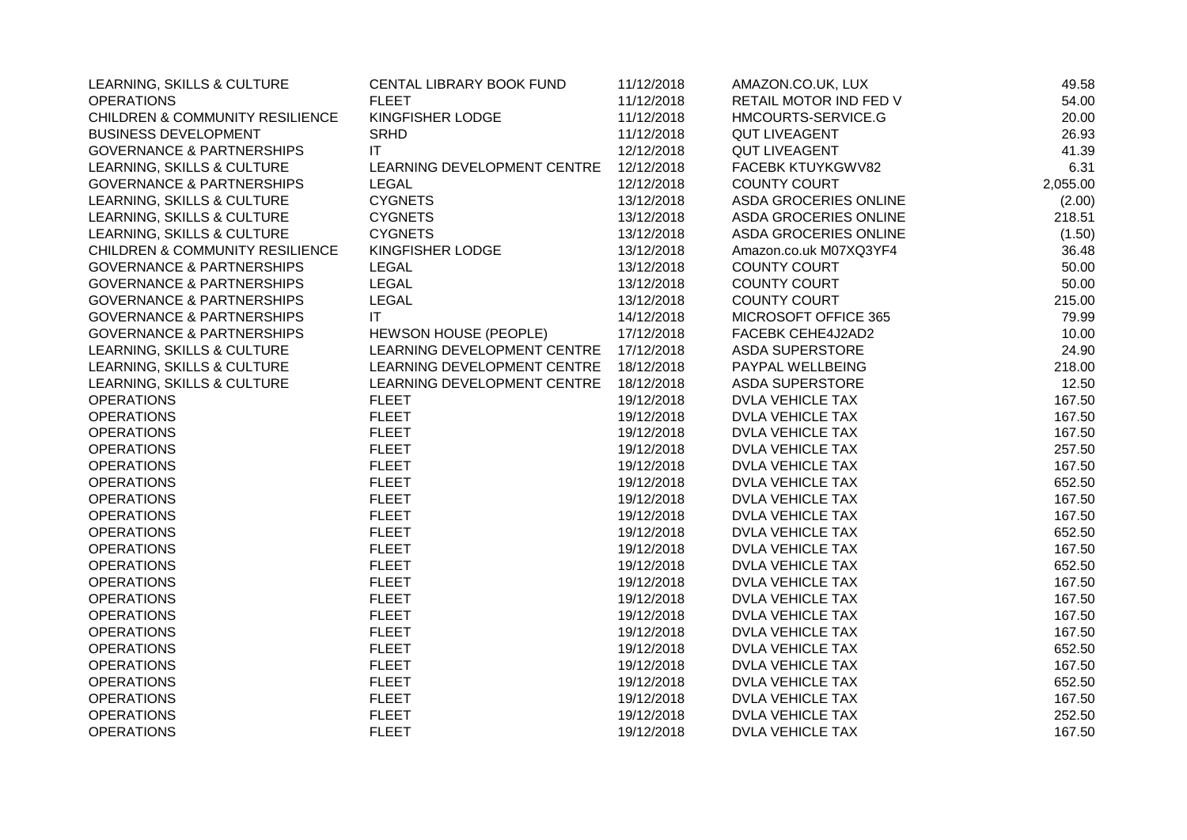| | | | | |
|---|---|---|---|---|
| LEARNING, SKILLS & CULTURE | CENTAL LIBRARY BOOK FUND | 11/12/2018 | AMAZON.CO.UK, LUX | 49.58 |
| OPERATIONS | FLEET | 11/12/2018 | RETAIL MOTOR IND FED V | 54.00 |
| CHILDREN & COMMUNITY RESILIENCE | KINGFISHER LODGE | 11/12/2018 | HMCOURTS-SERVICE.G | 20.00 |
| BUSINESS DEVELOPMENT | SRHD | 11/12/2018 | QUT LIVEAGENT | 26.93 |
| GOVERNANCE & PARTNERSHIPS | IT | 12/12/2018 | QUT LIVEAGENT | 41.39 |
| LEARNING, SKILLS & CULTURE | LEARNING DEVELOPMENT CENTRE | 12/12/2018 | FACEBK KTUYKGWV82 | 6.31 |
| GOVERNANCE & PARTNERSHIPS | LEGAL | 12/12/2018 | COUNTY COURT | 2,055.00 |
| LEARNING, SKILLS & CULTURE | CYGNETS | 13/12/2018 | ASDA GROCERIES ONLINE | (2.00) |
| LEARNING, SKILLS & CULTURE | CYGNETS | 13/12/2018 | ASDA GROCERIES ONLINE | 218.51 |
| LEARNING, SKILLS & CULTURE | CYGNETS | 13/12/2018 | ASDA GROCERIES ONLINE | (1.50) |
| CHILDREN & COMMUNITY RESILIENCE | KINGFISHER LODGE | 13/12/2018 | Amazon.co.uk M07XQ3YF4 | 36.48 |
| GOVERNANCE & PARTNERSHIPS | LEGAL | 13/12/2018 | COUNTY COURT | 50.00 |
| GOVERNANCE & PARTNERSHIPS | LEGAL | 13/12/2018 | COUNTY COURT | 50.00 |
| GOVERNANCE & PARTNERSHIPS | LEGAL | 13/12/2018 | COUNTY COURT | 215.00 |
| GOVERNANCE & PARTNERSHIPS | IT | 14/12/2018 | MICROSOFT OFFICE 365 | 79.99 |
| GOVERNANCE & PARTNERSHIPS | HEWSON HOUSE (PEOPLE) | 17/12/2018 | FACEBK CEHE4J2AD2 | 10.00 |
| LEARNING, SKILLS & CULTURE | LEARNING DEVELOPMENT CENTRE | 17/12/2018 | ASDA SUPERSTORE | 24.90 |
| LEARNING, SKILLS & CULTURE | LEARNING DEVELOPMENT CENTRE | 18/12/2018 | PAYPAL WELLBEING | 218.00 |
| LEARNING, SKILLS & CULTURE | LEARNING DEVELOPMENT CENTRE | 18/12/2018 | ASDA SUPERSTORE | 12.50 |
| OPERATIONS | FLEET | 19/12/2018 | DVLA VEHICLE TAX | 167.50 |
| OPERATIONS | FLEET | 19/12/2018 | DVLA VEHICLE TAX | 167.50 |
| OPERATIONS | FLEET | 19/12/2018 | DVLA VEHICLE TAX | 167.50 |
| OPERATIONS | FLEET | 19/12/2018 | DVLA VEHICLE TAX | 257.50 |
| OPERATIONS | FLEET | 19/12/2018 | DVLA VEHICLE TAX | 167.50 |
| OPERATIONS | FLEET | 19/12/2018 | DVLA VEHICLE TAX | 652.50 |
| OPERATIONS | FLEET | 19/12/2018 | DVLA VEHICLE TAX | 167.50 |
| OPERATIONS | FLEET | 19/12/2018 | DVLA VEHICLE TAX | 167.50 |
| OPERATIONS | FLEET | 19/12/2018 | DVLA VEHICLE TAX | 652.50 |
| OPERATIONS | FLEET | 19/12/2018 | DVLA VEHICLE TAX | 167.50 |
| OPERATIONS | FLEET | 19/12/2018 | DVLA VEHICLE TAX | 652.50 |
| OPERATIONS | FLEET | 19/12/2018 | DVLA VEHICLE TAX | 167.50 |
| OPERATIONS | FLEET | 19/12/2018 | DVLA VEHICLE TAX | 167.50 |
| OPERATIONS | FLEET | 19/12/2018 | DVLA VEHICLE TAX | 167.50 |
| OPERATIONS | FLEET | 19/12/2018 | DVLA VEHICLE TAX | 167.50 |
| OPERATIONS | FLEET | 19/12/2018 | DVLA VEHICLE TAX | 652.50 |
| OPERATIONS | FLEET | 19/12/2018 | DVLA VEHICLE TAX | 167.50 |
| OPERATIONS | FLEET | 19/12/2018 | DVLA VEHICLE TAX | 652.50 |
| OPERATIONS | FLEET | 19/12/2018 | DVLA VEHICLE TAX | 167.50 |
| OPERATIONS | FLEET | 19/12/2018 | DVLA VEHICLE TAX | 252.50 |
| OPERATIONS | FLEET | 19/12/2018 | DVLA VEHICLE TAX | 167.50 |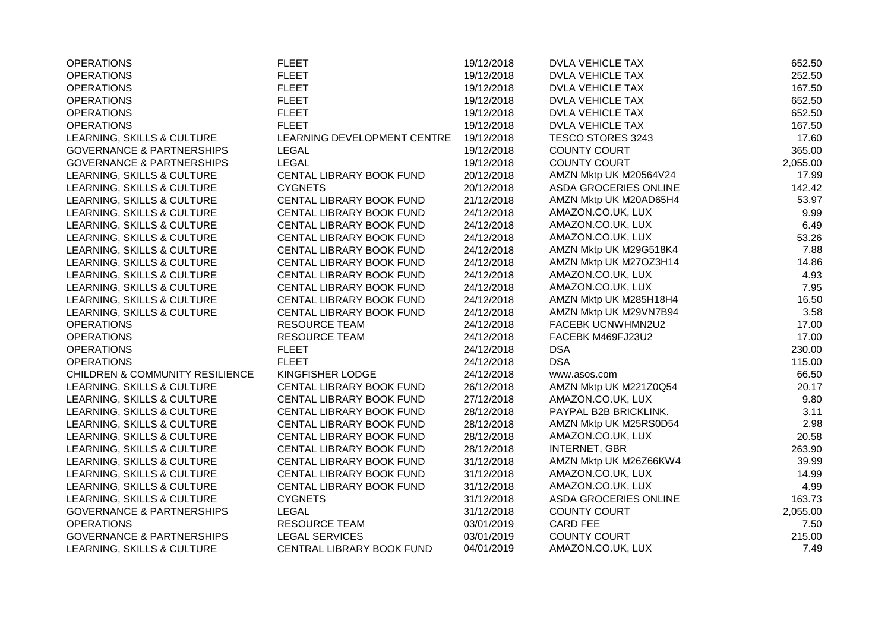| | | | | |
|---|---|---|---|---|
| OPERATIONS | FLEET | 19/12/2018 | DVLA VEHICLE TAX | 652.50 |
| OPERATIONS | FLEET | 19/12/2018 | DVLA VEHICLE TAX | 252.50 |
| OPERATIONS | FLEET | 19/12/2018 | DVLA VEHICLE TAX | 167.50 |
| OPERATIONS | FLEET | 19/12/2018 | DVLA VEHICLE TAX | 652.50 |
| OPERATIONS | FLEET | 19/12/2018 | DVLA VEHICLE TAX | 652.50 |
| OPERATIONS | FLEET | 19/12/2018 | DVLA VEHICLE TAX | 167.50 |
| LEARNING, SKILLS & CULTURE | LEARNING DEVELOPMENT CENTRE | 19/12/2018 | TESCO STORES 3243 | 17.60 |
| GOVERNANCE & PARTNERSHIPS | LEGAL | 19/12/2018 | COUNTY COURT | 365.00 |
| GOVERNANCE & PARTNERSHIPS | LEGAL | 19/12/2018 | COUNTY COURT | 2,055.00 |
| LEARNING, SKILLS & CULTURE | CENTAL LIBRARY BOOK FUND | 20/12/2018 | AMZN Mktp UK M20564V24 | 17.99 |
| LEARNING, SKILLS & CULTURE | CYGNETS | 20/12/2018 | ASDA GROCERIES ONLINE | 142.42 |
| LEARNING, SKILLS & CULTURE | CENTAL LIBRARY BOOK FUND | 21/12/2018 | AMZN Mktp UK M20AD65H4 | 53.97 |
| LEARNING, SKILLS & CULTURE | CENTAL LIBRARY BOOK FUND | 24/12/2018 | AMAZON.CO.UK, LUX | 9.99 |
| LEARNING, SKILLS & CULTURE | CENTAL LIBRARY BOOK FUND | 24/12/2018 | AMAZON.CO.UK, LUX | 6.49 |
| LEARNING, SKILLS & CULTURE | CENTAL LIBRARY BOOK FUND | 24/12/2018 | AMAZON.CO.UK, LUX | 53.26 |
| LEARNING, SKILLS & CULTURE | CENTAL LIBRARY BOOK FUND | 24/12/2018 | AMZN Mktp UK M29G518K4 | 7.88 |
| LEARNING, SKILLS & CULTURE | CENTAL LIBRARY BOOK FUND | 24/12/2018 | AMZN Mktp UK M27OZ3H14 | 14.86 |
| LEARNING, SKILLS & CULTURE | CENTAL LIBRARY BOOK FUND | 24/12/2018 | AMAZON.CO.UK, LUX | 4.93 |
| LEARNING, SKILLS & CULTURE | CENTAL LIBRARY BOOK FUND | 24/12/2018 | AMAZON.CO.UK, LUX | 7.95 |
| LEARNING, SKILLS & CULTURE | CENTAL LIBRARY BOOK FUND | 24/12/2018 | AMZN Mktp UK M285H18H4 | 16.50 |
| LEARNING, SKILLS & CULTURE | CENTAL LIBRARY BOOK FUND | 24/12/2018 | AMZN Mktp UK M29VN7B94 | 3.58 |
| OPERATIONS | RESOURCE TEAM | 24/12/2018 | FACEBK UCNWHMN2U2 | 17.00 |
| OPERATIONS | RESOURCE TEAM | 24/12/2018 | FACEBK M469FJ23U2 | 17.00 |
| OPERATIONS | FLEET | 24/12/2018 | DSA | 230.00 |
| OPERATIONS | FLEET | 24/12/2018 | DSA | 115.00 |
| CHILDREN & COMMUNITY RESILIENCE | KINGFISHER LODGE | 24/12/2018 | www.asos.com | 66.50 |
| LEARNING, SKILLS & CULTURE | CENTAL LIBRARY BOOK FUND | 26/12/2018 | AMZN Mktp UK M221Z0Q54 | 20.17 |
| LEARNING, SKILLS & CULTURE | CENTAL LIBRARY BOOK FUND | 27/12/2018 | AMAZON.CO.UK, LUX | 9.80 |
| LEARNING, SKILLS & CULTURE | CENTAL LIBRARY BOOK FUND | 28/12/2018 | PAYPAL B2B BRICKLINK. | 3.11 |
| LEARNING, SKILLS & CULTURE | CENTAL LIBRARY BOOK FUND | 28/12/2018 | AMZN Mktp UK M25RS0D54 | 2.98 |
| LEARNING, SKILLS & CULTURE | CENTAL LIBRARY BOOK FUND | 28/12/2018 | AMAZON.CO.UK, LUX | 20.58 |
| LEARNING, SKILLS & CULTURE | CENTAL LIBRARY BOOK FUND | 28/12/2018 | INTERNET, GBR | 263.90 |
| LEARNING, SKILLS & CULTURE | CENTAL LIBRARY BOOK FUND | 31/12/2018 | AMZN Mktp UK M26Z66KW4 | 39.99 |
| LEARNING, SKILLS & CULTURE | CENTAL LIBRARY BOOK FUND | 31/12/2018 | AMAZON.CO.UK, LUX | 14.99 |
| LEARNING, SKILLS & CULTURE | CENTAL LIBRARY BOOK FUND | 31/12/2018 | AMAZON.CO.UK, LUX | 4.99 |
| LEARNING, SKILLS & CULTURE | CYGNETS | 31/12/2018 | ASDA GROCERIES ONLINE | 163.73 |
| GOVERNANCE & PARTNERSHIPS | LEGAL | 31/12/2018 | COUNTY COURT | 2,055.00 |
| OPERATIONS | RESOURCE TEAM | 03/01/2019 | CARD FEE | 7.50 |
| GOVERNANCE & PARTNERSHIPS | LEGAL SERVICES | 03/01/2019 | COUNTY COURT | 215.00 |
| LEARNING, SKILLS & CULTURE | CENTRAL LIBRARY BOOK FUND | 04/01/2019 | AMAZON.CO.UK, LUX | 7.49 |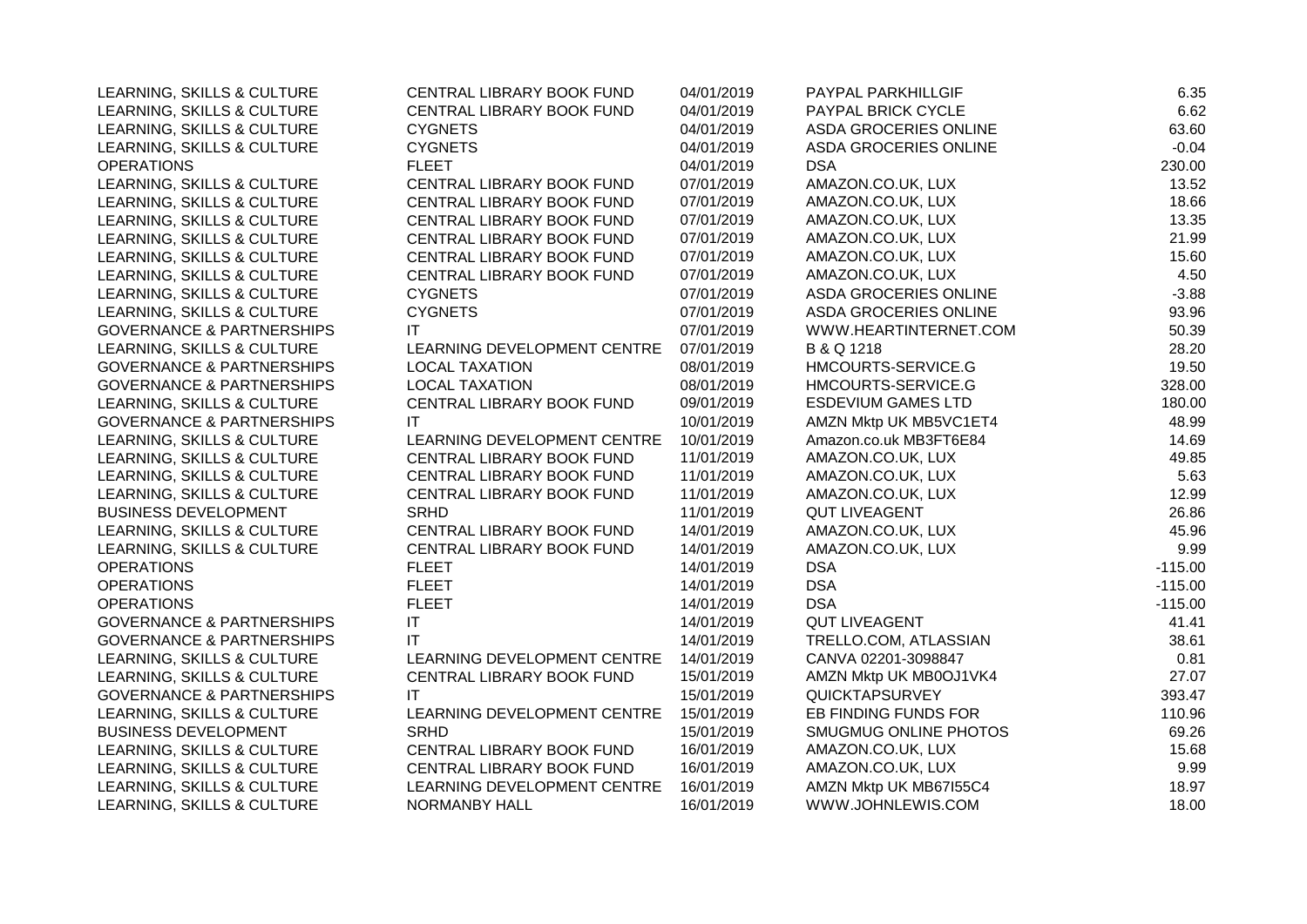| | | | | |
|---|---|---|---|---|
| LEARNING, SKILLS & CULTURE | CENTRAL LIBRARY BOOK FUND | 04/01/2019 | PAYPAL PARKHILLGIF | 6.35 |
| LEARNING, SKILLS & CULTURE | CENTRAL LIBRARY BOOK FUND | 04/01/2019 | PAYPAL BRICK CYCLE | 6.62 |
| LEARNING, SKILLS & CULTURE | CYGNETS | 04/01/2019 | ASDA GROCERIES ONLINE | 63.60 |
| LEARNING, SKILLS & CULTURE | CYGNETS | 04/01/2019 | ASDA GROCERIES ONLINE | -0.04 |
| OPERATIONS | FLEET | 04/01/2019 | DSA | 230.00 |
| LEARNING, SKILLS & CULTURE | CENTRAL LIBRARY BOOK FUND | 07/01/2019 | AMAZON.CO.UK, LUX | 13.52 |
| LEARNING, SKILLS & CULTURE | CENTRAL LIBRARY BOOK FUND | 07/01/2019 | AMAZON.CO.UK, LUX | 18.66 |
| LEARNING, SKILLS & CULTURE | CENTRAL LIBRARY BOOK FUND | 07/01/2019 | AMAZON.CO.UK, LUX | 13.35 |
| LEARNING, SKILLS & CULTURE | CENTRAL LIBRARY BOOK FUND | 07/01/2019 | AMAZON.CO.UK, LUX | 21.99 |
| LEARNING, SKILLS & CULTURE | CENTRAL LIBRARY BOOK FUND | 07/01/2019 | AMAZON.CO.UK, LUX | 15.60 |
| LEARNING, SKILLS & CULTURE | CENTRAL LIBRARY BOOK FUND | 07/01/2019 | AMAZON.CO.UK, LUX | 4.50 |
| LEARNING, SKILLS & CULTURE | CYGNETS | 07/01/2019 | ASDA GROCERIES ONLINE | -3.88 |
| LEARNING, SKILLS & CULTURE | CYGNETS | 07/01/2019 | ASDA GROCERIES ONLINE | 93.96 |
| GOVERNANCE & PARTNERSHIPS | IT | 07/01/2019 | WWW.HEARTINTERNET.COM | 50.39 |
| LEARNING, SKILLS & CULTURE | LEARNING DEVELOPMENT CENTRE | 07/01/2019 | B & Q 1218 | 28.20 |
| GOVERNANCE & PARTNERSHIPS | LOCAL TAXATION | 08/01/2019 | HMCOURTS-SERVICE.G | 19.50 |
| GOVERNANCE & PARTNERSHIPS | LOCAL TAXATION | 08/01/2019 | HMCOURTS-SERVICE.G | 328.00 |
| LEARNING, SKILLS & CULTURE | CENTRAL LIBRARY BOOK FUND | 09/01/2019 | ESDEVIUM GAMES LTD | 180.00 |
| GOVERNANCE & PARTNERSHIPS | IT | 10/01/2019 | AMZN Mktp UK MB5VC1ET4 | 48.99 |
| LEARNING, SKILLS & CULTURE | LEARNING DEVELOPMENT CENTRE | 10/01/2019 | Amazon.co.uk MB3FT6E84 | 14.69 |
| LEARNING, SKILLS & CULTURE | CENTRAL LIBRARY BOOK FUND | 11/01/2019 | AMAZON.CO.UK, LUX | 49.85 |
| LEARNING, SKILLS & CULTURE | CENTRAL LIBRARY BOOK FUND | 11/01/2019 | AMAZON.CO.UK, LUX | 5.63 |
| LEARNING, SKILLS & CULTURE | CENTRAL LIBRARY BOOK FUND | 11/01/2019 | AMAZON.CO.UK, LUX | 12.99 |
| BUSINESS DEVELOPMENT | SRHD | 11/01/2019 | QUT LIVEAGENT | 26.86 |
| LEARNING, SKILLS & CULTURE | CENTRAL LIBRARY BOOK FUND | 14/01/2019 | AMAZON.CO.UK, LUX | 45.96 |
| LEARNING, SKILLS & CULTURE | CENTRAL LIBRARY BOOK FUND | 14/01/2019 | AMAZON.CO.UK, LUX | 9.99 |
| OPERATIONS | FLEET | 14/01/2019 | DSA | -115.00 |
| OPERATIONS | FLEET | 14/01/2019 | DSA | -115.00 |
| OPERATIONS | FLEET | 14/01/2019 | DSA | -115.00 |
| GOVERNANCE & PARTNERSHIPS | IT | 14/01/2019 | QUT LIVEAGENT | 41.41 |
| GOVERNANCE & PARTNERSHIPS | IT | 14/01/2019 | TRELLO.COM, ATLASSIAN | 38.61 |
| LEARNING, SKILLS & CULTURE | LEARNING DEVELOPMENT CENTRE | 14/01/2019 | CANVA 02201-3098847 | 0.81 |
| LEARNING, SKILLS & CULTURE | CENTRAL LIBRARY BOOK FUND | 15/01/2019 | AMZN Mktp UK MB0OJ1VK4 | 27.07 |
| GOVERNANCE & PARTNERSHIPS | IT | 15/01/2019 | QUICKTAPSURVEY | 393.47 |
| LEARNING, SKILLS & CULTURE | LEARNING DEVELOPMENT CENTRE | 15/01/2019 | EB FINDING FUNDS FOR | 110.96 |
| BUSINESS DEVELOPMENT | SRHD | 15/01/2019 | SMUGMUG ONLINE PHOTOS | 69.26 |
| LEARNING, SKILLS & CULTURE | CENTRAL LIBRARY BOOK FUND | 16/01/2019 | AMAZON.CO.UK, LUX | 15.68 |
| LEARNING, SKILLS & CULTURE | CENTRAL LIBRARY BOOK FUND | 16/01/2019 | AMAZON.CO.UK, LUX | 9.99 |
| LEARNING, SKILLS & CULTURE | LEARNING DEVELOPMENT CENTRE | 16/01/2019 | AMZN Mktp UK MB67I55C4 | 18.97 |
| LEARNING, SKILLS & CULTURE | NORMANBY HALL | 16/01/2019 | WWW.JOHNLEWIS.COM | 18.00 |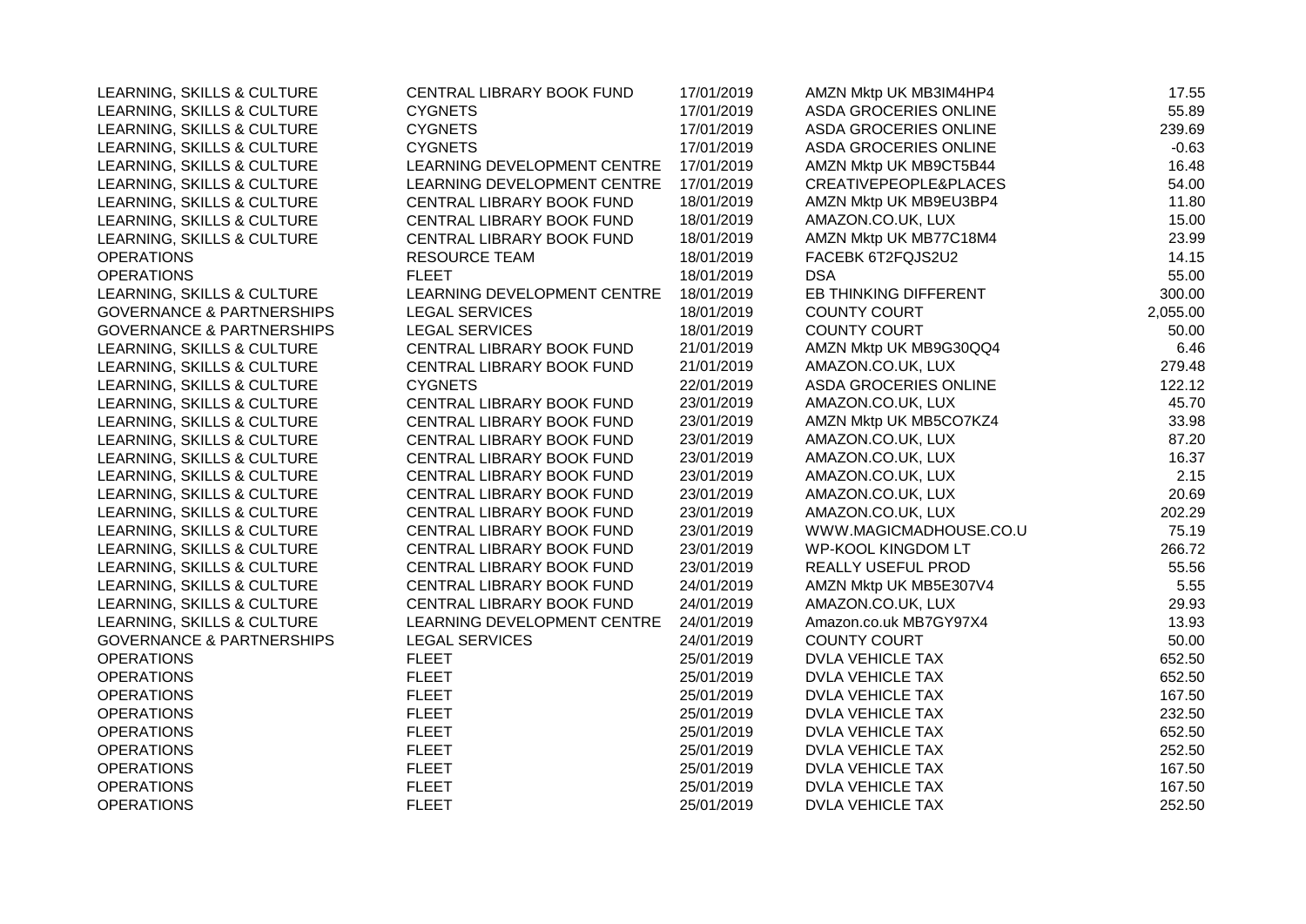| | | | | |
|---|---|---|---|---|
| LEARNING, SKILLS & CULTURE | CENTRAL LIBRARY BOOK FUND | 17/01/2019 | AMZN Mktp UK MB3IM4HP4 | 17.55 |
| LEARNING, SKILLS & CULTURE | CYGNETS | 17/01/2019 | ASDA GROCERIES ONLINE | 55.89 |
| LEARNING, SKILLS & CULTURE | CYGNETS | 17/01/2019 | ASDA GROCERIES ONLINE | 239.69 |
| LEARNING, SKILLS & CULTURE | CYGNETS | 17/01/2019 | ASDA GROCERIES ONLINE | -0.63 |
| LEARNING, SKILLS & CULTURE | LEARNING DEVELOPMENT CENTRE | 17/01/2019 | AMZN Mktp UK MB9CT5B44 | 16.48 |
| LEARNING, SKILLS & CULTURE | LEARNING DEVELOPMENT CENTRE | 17/01/2019 | CREATIVEPEOPLE&PLACES | 54.00 |
| LEARNING, SKILLS & CULTURE | CENTRAL LIBRARY BOOK FUND | 18/01/2019 | AMZN Mktp UK MB9EU3BP4 | 11.80 |
| LEARNING, SKILLS & CULTURE | CENTRAL LIBRARY BOOK FUND | 18/01/2019 | AMAZON.CO.UK, LUX | 15.00 |
| LEARNING, SKILLS & CULTURE | CENTRAL LIBRARY BOOK FUND | 18/01/2019 | AMZN Mktp UK MB77C18M4 | 23.99 |
| OPERATIONS | RESOURCE TEAM | 18/01/2019 | FACEBK 6T2FQJS2U2 | 14.15 |
| OPERATIONS | FLEET | 18/01/2019 | DSA | 55.00 |
| LEARNING, SKILLS & CULTURE | LEARNING DEVELOPMENT CENTRE | 18/01/2019 | EB THINKING DIFFERENT | 300.00 |
| GOVERNANCE & PARTNERSHIPS | LEGAL SERVICES | 18/01/2019 | COUNTY COURT | 2,055.00 |
| GOVERNANCE & PARTNERSHIPS | LEGAL SERVICES | 18/01/2019 | COUNTY COURT | 50.00 |
| LEARNING, SKILLS & CULTURE | CENTRAL LIBRARY BOOK FUND | 21/01/2019 | AMZN Mktp UK MB9G30QQ4 | 6.46 |
| LEARNING, SKILLS & CULTURE | CENTRAL LIBRARY BOOK FUND | 21/01/2019 | AMAZON.CO.UK, LUX | 279.48 |
| LEARNING, SKILLS & CULTURE | CYGNETS | 22/01/2019 | ASDA GROCERIES ONLINE | 122.12 |
| LEARNING, SKILLS & CULTURE | CENTRAL LIBRARY BOOK FUND | 23/01/2019 | AMAZON.CO.UK, LUX | 45.70 |
| LEARNING, SKILLS & CULTURE | CENTRAL LIBRARY BOOK FUND | 23/01/2019 | AMZN Mktp UK MB5CO7KZ4 | 33.98 |
| LEARNING, SKILLS & CULTURE | CENTRAL LIBRARY BOOK FUND | 23/01/2019 | AMAZON.CO.UK, LUX | 87.20 |
| LEARNING, SKILLS & CULTURE | CENTRAL LIBRARY BOOK FUND | 23/01/2019 | AMAZON.CO.UK, LUX | 16.37 |
| LEARNING, SKILLS & CULTURE | CENTRAL LIBRARY BOOK FUND | 23/01/2019 | AMAZON.CO.UK, LUX | 2.15 |
| LEARNING, SKILLS & CULTURE | CENTRAL LIBRARY BOOK FUND | 23/01/2019 | AMAZON.CO.UK, LUX | 20.69 |
| LEARNING, SKILLS & CULTURE | CENTRAL LIBRARY BOOK FUND | 23/01/2019 | AMAZON.CO.UK, LUX | 202.29 |
| LEARNING, SKILLS & CULTURE | CENTRAL LIBRARY BOOK FUND | 23/01/2019 | WWW.MAGICMADHOUSE.CO.U | 75.19 |
| LEARNING, SKILLS & CULTURE | CENTRAL LIBRARY BOOK FUND | 23/01/2019 | WP-KOOL KINGDOM LT | 266.72 |
| LEARNING, SKILLS & CULTURE | CENTRAL LIBRARY BOOK FUND | 23/01/2019 | REALLY USEFUL PROD | 55.56 |
| LEARNING, SKILLS & CULTURE | CENTRAL LIBRARY BOOK FUND | 24/01/2019 | AMZN Mktp UK MB5E307V4 | 5.55 |
| LEARNING, SKILLS & CULTURE | CENTRAL LIBRARY BOOK FUND | 24/01/2019 | AMAZON.CO.UK, LUX | 29.93 |
| LEARNING, SKILLS & CULTURE | LEARNING DEVELOPMENT CENTRE | 24/01/2019 | Amazon.co.uk MB7GY97X4 | 13.93 |
| GOVERNANCE & PARTNERSHIPS | LEGAL SERVICES | 24/01/2019 | COUNTY COURT | 50.00 |
| OPERATIONS | FLEET | 25/01/2019 | DVLA VEHICLE TAX | 652.50 |
| OPERATIONS | FLEET | 25/01/2019 | DVLA VEHICLE TAX | 652.50 |
| OPERATIONS | FLEET | 25/01/2019 | DVLA VEHICLE TAX | 167.50 |
| OPERATIONS | FLEET | 25/01/2019 | DVLA VEHICLE TAX | 232.50 |
| OPERATIONS | FLEET | 25/01/2019 | DVLA VEHICLE TAX | 652.50 |
| OPERATIONS | FLEET | 25/01/2019 | DVLA VEHICLE TAX | 252.50 |
| OPERATIONS | FLEET | 25/01/2019 | DVLA VEHICLE TAX | 167.50 |
| OPERATIONS | FLEET | 25/01/2019 | DVLA VEHICLE TAX | 167.50 |
| OPERATIONS | FLEET | 25/01/2019 | DVLA VEHICLE TAX | 252.50 |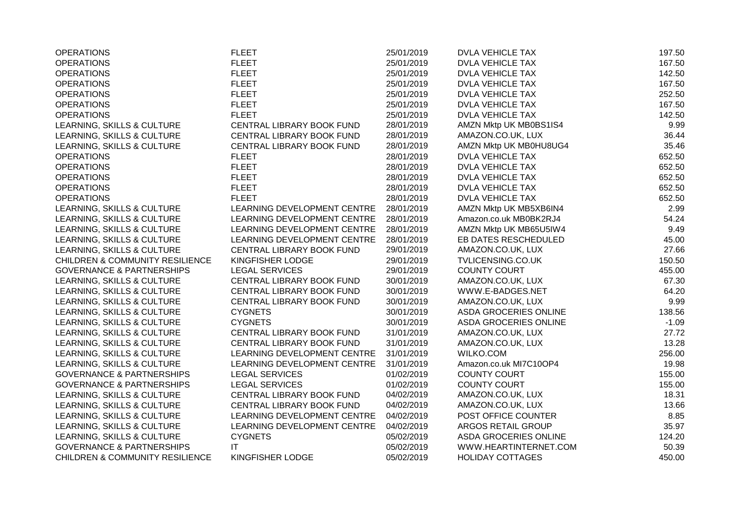| | | | | |
|---|---|---|---|---|
| OPERATIONS | FLEET | 25/01/2019 | DVLA VEHICLE TAX | 197.50 |
| OPERATIONS | FLEET | 25/01/2019 | DVLA VEHICLE TAX | 167.50 |
| OPERATIONS | FLEET | 25/01/2019 | DVLA VEHICLE TAX | 142.50 |
| OPERATIONS | FLEET | 25/01/2019 | DVLA VEHICLE TAX | 167.50 |
| OPERATIONS | FLEET | 25/01/2019 | DVLA VEHICLE TAX | 252.50 |
| OPERATIONS | FLEET | 25/01/2019 | DVLA VEHICLE TAX | 167.50 |
| OPERATIONS | FLEET | 25/01/2019 | DVLA VEHICLE TAX | 142.50 |
| LEARNING, SKILLS & CULTURE | CENTRAL LIBRARY BOOK FUND | 28/01/2019 | AMZN Mktp UK MB0BS1IS4 | 9.99 |
| LEARNING, SKILLS & CULTURE | CENTRAL LIBRARY BOOK FUND | 28/01/2019 | AMAZON.CO.UK, LUX | 36.44 |
| LEARNING, SKILLS & CULTURE | CENTRAL LIBRARY BOOK FUND | 28/01/2019 | AMZN Mktp UK MB0HU8UG4 | 35.46 |
| OPERATIONS | FLEET | 28/01/2019 | DVLA VEHICLE TAX | 652.50 |
| OPERATIONS | FLEET | 28/01/2019 | DVLA VEHICLE TAX | 652.50 |
| OPERATIONS | FLEET | 28/01/2019 | DVLA VEHICLE TAX | 652.50 |
| OPERATIONS | FLEET | 28/01/2019 | DVLA VEHICLE TAX | 652.50 |
| OPERATIONS | FLEET | 28/01/2019 | DVLA VEHICLE TAX | 652.50 |
| LEARNING, SKILLS & CULTURE | LEARNING DEVELOPMENT CENTRE | 28/01/2019 | AMZN Mktp UK MB5XB6IN4 | 2.99 |
| LEARNING, SKILLS & CULTURE | LEARNING DEVELOPMENT CENTRE | 28/01/2019 | Amazon.co.uk MB0BK2RJ4 | 54.24 |
| LEARNING, SKILLS & CULTURE | LEARNING DEVELOPMENT CENTRE | 28/01/2019 | AMZN Mktp UK MB65U5IW4 | 9.49 |
| LEARNING, SKILLS & CULTURE | LEARNING DEVELOPMENT CENTRE | 28/01/2019 | EB DATES RESCHEDULED | 45.00 |
| LEARNING, SKILLS & CULTURE | CENTRAL LIBRARY BOOK FUND | 29/01/2019 | AMAZON.CO.UK, LUX | 27.66 |
| CHILDREN & COMMUNITY RESILIENCE | KINGFISHER LODGE | 29/01/2019 | TVLICENSING.CO.UK | 150.50 |
| GOVERNANCE & PARTNERSHIPS | LEGAL SERVICES | 29/01/2019 | COUNTY COURT | 455.00 |
| LEARNING, SKILLS & CULTURE | CENTRAL LIBRARY BOOK FUND | 30/01/2019 | AMAZON.CO.UK, LUX | 67.30 |
| LEARNING, SKILLS & CULTURE | CENTRAL LIBRARY BOOK FUND | 30/01/2019 | WWW.E-BADGES.NET | 64.20 |
| LEARNING, SKILLS & CULTURE | CENTRAL LIBRARY BOOK FUND | 30/01/2019 | AMAZON.CO.UK, LUX | 9.99 |
| LEARNING, SKILLS & CULTURE | CYGNETS | 30/01/2019 | ASDA GROCERIES ONLINE | 138.56 |
| LEARNING, SKILLS & CULTURE | CYGNETS | 30/01/2019 | ASDA GROCERIES ONLINE | -1.09 |
| LEARNING, SKILLS & CULTURE | CENTRAL LIBRARY BOOK FUND | 31/01/2019 | AMAZON.CO.UK, LUX | 27.72 |
| LEARNING, SKILLS & CULTURE | CENTRAL LIBRARY BOOK FUND | 31/01/2019 | AMAZON.CO.UK, LUX | 13.28 |
| LEARNING, SKILLS & CULTURE | LEARNING DEVELOPMENT CENTRE | 31/01/2019 | WILKO.COM | 256.00 |
| LEARNING, SKILLS & CULTURE | LEARNING DEVELOPMENT CENTRE | 31/01/2019 | Amazon.co.uk MI7C10OP4 | 19.98 |
| GOVERNANCE & PARTNERSHIPS | LEGAL SERVICES | 01/02/2019 | COUNTY COURT | 155.00 |
| GOVERNANCE & PARTNERSHIPS | LEGAL SERVICES | 01/02/2019 | COUNTY COURT | 155.00 |
| LEARNING, SKILLS & CULTURE | CENTRAL LIBRARY BOOK FUND | 04/02/2019 | AMAZON.CO.UK, LUX | 18.31 |
| LEARNING, SKILLS & CULTURE | CENTRAL LIBRARY BOOK FUND | 04/02/2019 | AMAZON.CO.UK, LUX | 13.66 |
| LEARNING, SKILLS & CULTURE | LEARNING DEVELOPMENT CENTRE | 04/02/2019 | POST OFFICE COUNTER | 8.85 |
| LEARNING, SKILLS & CULTURE | LEARNING DEVELOPMENT CENTRE | 04/02/2019 | ARGOS RETAIL GROUP | 35.97 |
| LEARNING, SKILLS & CULTURE | CYGNETS | 05/02/2019 | ASDA GROCERIES ONLINE | 124.20 |
| GOVERNANCE & PARTNERSHIPS | IT | 05/02/2019 | WWW.HEARTINTERNET.COM | 50.39 |
| CHILDREN & COMMUNITY RESILIENCE | KINGFISHER LODGE | 05/02/2019 | HOLIDAY COTTAGES | 450.00 |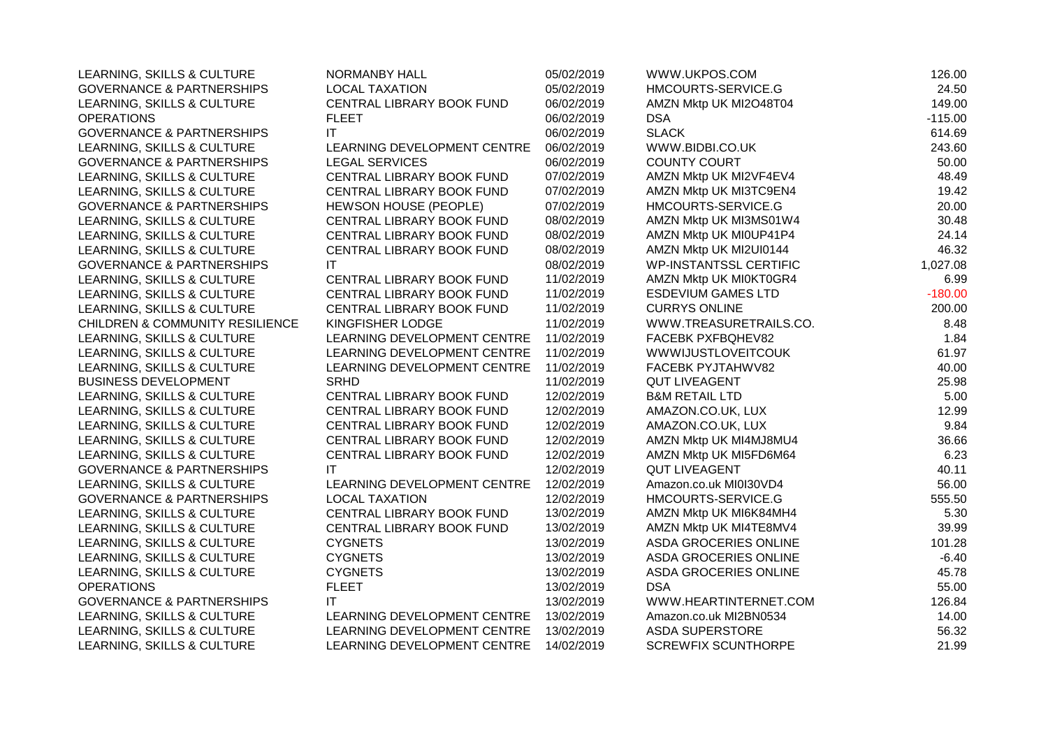| | | | | |
|---|---|---|---|---|
| LEARNING, SKILLS & CULTURE | NORMANBY HALL | 05/02/2019 | WWW.UKPOS.COM | 126.00 |
| GOVERNANCE & PARTNERSHIPS | LOCAL TAXATION | 05/02/2019 | HMCOURTS-SERVICE.G | 24.50 |
| LEARNING, SKILLS & CULTURE | CENTRAL LIBRARY BOOK FUND | 06/02/2019 | AMZN Mktp UK MI2O48T04 | 149.00 |
| OPERATIONS | FLEET | 06/02/2019 | DSA | -115.00 |
| GOVERNANCE & PARTNERSHIPS | IT | 06/02/2019 | SLACK | 614.69 |
| LEARNING, SKILLS & CULTURE | LEARNING DEVELOPMENT CENTRE | 06/02/2019 | WWW.BIDBI.CO.UK | 243.60 |
| GOVERNANCE & PARTNERSHIPS | LEGAL SERVICES | 06/02/2019 | COUNTY COURT | 50.00 |
| LEARNING, SKILLS & CULTURE | CENTRAL LIBRARY BOOK FUND | 07/02/2019 | AMZN Mktp UK MI2VF4EV4 | 48.49 |
| LEARNING, SKILLS & CULTURE | CENTRAL LIBRARY BOOK FUND | 07/02/2019 | AMZN Mktp UK MI3TC9EN4 | 19.42 |
| GOVERNANCE & PARTNERSHIPS | HEWSON HOUSE (PEOPLE) | 07/02/2019 | HMCOURTS-SERVICE.G | 20.00 |
| LEARNING, SKILLS & CULTURE | CENTRAL LIBRARY BOOK FUND | 08/02/2019 | AMZN Mktp UK MI3MS01W4 | 30.48 |
| LEARNING, SKILLS & CULTURE | CENTRAL LIBRARY BOOK FUND | 08/02/2019 | AMZN Mktp UK MI0UP41P4 | 24.14 |
| LEARNING, SKILLS & CULTURE | CENTRAL LIBRARY BOOK FUND | 08/02/2019 | AMZN Mktp UK MI2UI0144 | 46.32 |
| GOVERNANCE & PARTNERSHIPS | IT | 08/02/2019 | WP-INSTANTSSL CERTIFIC | 1,027.08 |
| LEARNING, SKILLS & CULTURE | CENTRAL LIBRARY BOOK FUND | 11/02/2019 | AMZN Mktp UK MI0KT0GR4 | 6.99 |
| LEARNING, SKILLS & CULTURE | CENTRAL LIBRARY BOOK FUND | 11/02/2019 | ESDEVIUM GAMES LTD | -180.00 |
| LEARNING, SKILLS & CULTURE | CENTRAL LIBRARY BOOK FUND | 11/02/2019 | CURRYS ONLINE | 200.00 |
| CHILDREN & COMMUNITY RESILIENCE | KINGFISHER LODGE | 11/02/2019 | WWW.TREASURETRAILS.CO. | 8.48 |
| LEARNING, SKILLS & CULTURE | LEARNING DEVELOPMENT CENTRE | 11/02/2019 | FACEBK PXFBQHEV82 | 1.84 |
| LEARNING, SKILLS & CULTURE | LEARNING DEVELOPMENT CENTRE | 11/02/2019 | WWWIJUSTLOVEITCOUK | 61.97 |
| LEARNING, SKILLS & CULTURE | LEARNING DEVELOPMENT CENTRE | 11/02/2019 | FACEBK PYJTAHWV82 | 40.00 |
| BUSINESS DEVELOPMENT | SRHD | 11/02/2019 | QUT LIVEAGENT | 25.98 |
| LEARNING, SKILLS & CULTURE | CENTRAL LIBRARY BOOK FUND | 12/02/2019 | B&M RETAIL LTD | 5.00 |
| LEARNING, SKILLS & CULTURE | CENTRAL LIBRARY BOOK FUND | 12/02/2019 | AMAZON.CO.UK, LUX | 12.99 |
| LEARNING, SKILLS & CULTURE | CENTRAL LIBRARY BOOK FUND | 12/02/2019 | AMAZON.CO.UK, LUX | 9.84 |
| LEARNING, SKILLS & CULTURE | CENTRAL LIBRARY BOOK FUND | 12/02/2019 | AMZN Mktp UK MI4MJ8MU4 | 36.66 |
| LEARNING, SKILLS & CULTURE | CENTRAL LIBRARY BOOK FUND | 12/02/2019 | AMZN Mktp UK MI5FD6M64 | 6.23 |
| GOVERNANCE & PARTNERSHIPS | IT | 12/02/2019 | QUT LIVEAGENT | 40.11 |
| LEARNING, SKILLS & CULTURE | LEARNING DEVELOPMENT CENTRE | 12/02/2019 | Amazon.co.uk MI0I30VD4 | 56.00 |
| GOVERNANCE & PARTNERSHIPS | LOCAL TAXATION | 12/02/2019 | HMCOURTS-SERVICE.G | 555.50 |
| LEARNING, SKILLS & CULTURE | CENTRAL LIBRARY BOOK FUND | 13/02/2019 | AMZN Mktp UK MI6K84MH4 | 5.30 |
| LEARNING, SKILLS & CULTURE | CENTRAL LIBRARY BOOK FUND | 13/02/2019 | AMZN Mktp UK MI4TE8MV4 | 39.99 |
| LEARNING, SKILLS & CULTURE | CYGNETS | 13/02/2019 | ASDA GROCERIES ONLINE | 101.28 |
| LEARNING, SKILLS & CULTURE | CYGNETS | 13/02/2019 | ASDA GROCERIES ONLINE | -6.40 |
| LEARNING, SKILLS & CULTURE | CYGNETS | 13/02/2019 | ASDA GROCERIES ONLINE | 45.78 |
| OPERATIONS | FLEET | 13/02/2019 | DSA | 55.00 |
| GOVERNANCE & PARTNERSHIPS | IT | 13/02/2019 | WWW.HEARTINTERNET.COM | 126.84 |
| LEARNING, SKILLS & CULTURE | LEARNING DEVELOPMENT CENTRE | 13/02/2019 | Amazon.co.uk MI2BN0534 | 14.00 |
| LEARNING, SKILLS & CULTURE | LEARNING DEVELOPMENT CENTRE | 13/02/2019 | ASDA SUPERSTORE | 56.32 |
| LEARNING, SKILLS & CULTURE | LEARNING DEVELOPMENT CENTRE | 14/02/2019 | SCREWFIX SCUNTHORPE | 21.99 |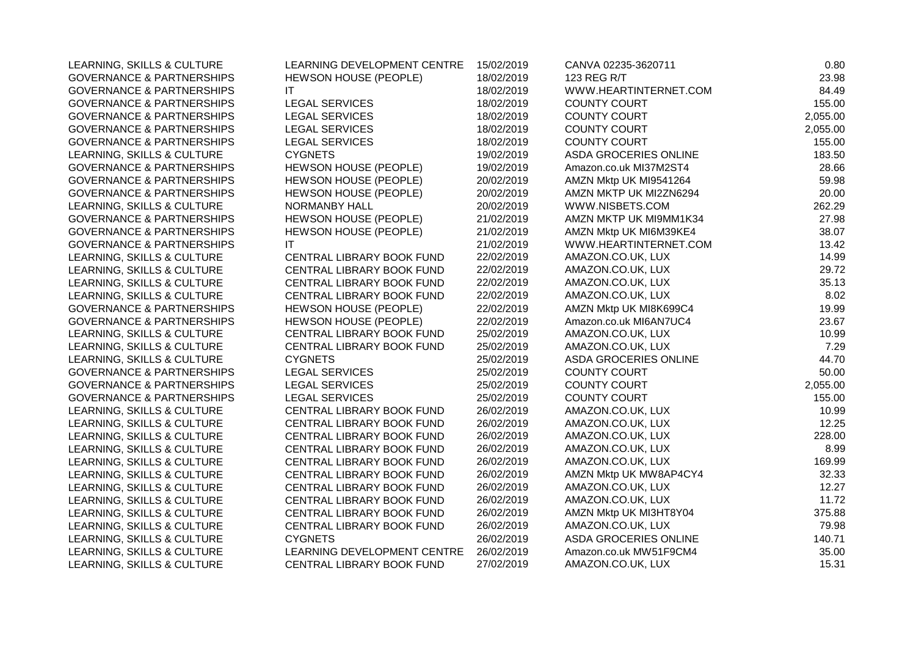| | | | | |
|---|---|---|---|---|
| LEARNING, SKILLS & CULTURE | LEARNING DEVELOPMENT CENTRE | 15/02/2019 | CANVA 02235-3620711 | 0.80 |
| GOVERNANCE & PARTNERSHIPS | HEWSON HOUSE (PEOPLE) | 18/02/2019 | 123 REG R/T | 23.98 |
| GOVERNANCE & PARTNERSHIPS | IT | 18/02/2019 | WWW.HEARTINTERNET.COM | 84.49 |
| GOVERNANCE & PARTNERSHIPS | LEGAL SERVICES | 18/02/2019 | COUNTY COURT | 155.00 |
| GOVERNANCE & PARTNERSHIPS | LEGAL SERVICES | 18/02/2019 | COUNTY COURT | 2,055.00 |
| GOVERNANCE & PARTNERSHIPS | LEGAL SERVICES | 18/02/2019 | COUNTY COURT | 2,055.00 |
| GOVERNANCE & PARTNERSHIPS | LEGAL SERVICES | 18/02/2019 | COUNTY COURT | 155.00 |
| LEARNING, SKILLS & CULTURE | CYGNETS | 19/02/2019 | ASDA GROCERIES ONLINE | 183.50 |
| GOVERNANCE & PARTNERSHIPS | HEWSON HOUSE (PEOPLE) | 19/02/2019 | Amazon.co.uk MI37M2ST4 | 28.66 |
| GOVERNANCE & PARTNERSHIPS | HEWSON HOUSE (PEOPLE) | 20/02/2019 | AMZN Mktp UK MI9541264 | 59.98 |
| GOVERNANCE & PARTNERSHIPS | HEWSON HOUSE (PEOPLE) | 20/02/2019 | AMZN MKTP UK MI2ZN6294 | 20.00 |
| LEARNING, SKILLS & CULTURE | NORMANBY HALL | 20/02/2019 | WWW.NISBETS.COM | 262.29 |
| GOVERNANCE & PARTNERSHIPS | HEWSON HOUSE (PEOPLE) | 21/02/2019 | AMZN MKTP UK MI9MM1K34 | 27.98 |
| GOVERNANCE & PARTNERSHIPS | HEWSON HOUSE (PEOPLE) | 21/02/2019 | AMZN Mktp UK MI6M39KE4 | 38.07 |
| GOVERNANCE & PARTNERSHIPS | IT | 21/02/2019 | WWW.HEARTINTERNET.COM | 13.42 |
| LEARNING, SKILLS & CULTURE | CENTRAL LIBRARY BOOK FUND | 22/02/2019 | AMAZON.CO.UK, LUX | 14.99 |
| LEARNING, SKILLS & CULTURE | CENTRAL LIBRARY BOOK FUND | 22/02/2019 | AMAZON.CO.UK, LUX | 29.72 |
| LEARNING, SKILLS & CULTURE | CENTRAL LIBRARY BOOK FUND | 22/02/2019 | AMAZON.CO.UK, LUX | 35.13 |
| LEARNING, SKILLS & CULTURE | CENTRAL LIBRARY BOOK FUND | 22/02/2019 | AMAZON.CO.UK, LUX | 8.02 |
| GOVERNANCE & PARTNERSHIPS | HEWSON HOUSE (PEOPLE) | 22/02/2019 | AMZN Mktp UK MI8K699C4 | 19.99 |
| GOVERNANCE & PARTNERSHIPS | HEWSON HOUSE (PEOPLE) | 22/02/2019 | Amazon.co.uk MI6AN7UC4 | 23.67 |
| LEARNING, SKILLS & CULTURE | CENTRAL LIBRARY BOOK FUND | 25/02/2019 | AMAZON.CO.UK, LUX | 10.99 |
| LEARNING, SKILLS & CULTURE | CENTRAL LIBRARY BOOK FUND | 25/02/2019 | AMAZON.CO.UK, LUX | 7.29 |
| LEARNING, SKILLS & CULTURE | CYGNETS | 25/02/2019 | ASDA GROCERIES ONLINE | 44.70 |
| GOVERNANCE & PARTNERSHIPS | LEGAL SERVICES | 25/02/2019 | COUNTY COURT | 50.00 |
| GOVERNANCE & PARTNERSHIPS | LEGAL SERVICES | 25/02/2019 | COUNTY COURT | 2,055.00 |
| GOVERNANCE & PARTNERSHIPS | LEGAL SERVICES | 25/02/2019 | COUNTY COURT | 155.00 |
| LEARNING, SKILLS & CULTURE | CENTRAL LIBRARY BOOK FUND | 26/02/2019 | AMAZON.CO.UK, LUX | 10.99 |
| LEARNING, SKILLS & CULTURE | CENTRAL LIBRARY BOOK FUND | 26/02/2019 | AMAZON.CO.UK, LUX | 12.25 |
| LEARNING, SKILLS & CULTURE | CENTRAL LIBRARY BOOK FUND | 26/02/2019 | AMAZON.CO.UK, LUX | 228.00 |
| LEARNING, SKILLS & CULTURE | CENTRAL LIBRARY BOOK FUND | 26/02/2019 | AMAZON.CO.UK, LUX | 8.99 |
| LEARNING, SKILLS & CULTURE | CENTRAL LIBRARY BOOK FUND | 26/02/2019 | AMAZON.CO.UK, LUX | 169.99 |
| LEARNING, SKILLS & CULTURE | CENTRAL LIBRARY BOOK FUND | 26/02/2019 | AMZN Mktp UK MW8AP4CY4 | 32.33 |
| LEARNING, SKILLS & CULTURE | CENTRAL LIBRARY BOOK FUND | 26/02/2019 | AMAZON.CO.UK, LUX | 12.27 |
| LEARNING, SKILLS & CULTURE | CENTRAL LIBRARY BOOK FUND | 26/02/2019 | AMAZON.CO.UK, LUX | 11.72 |
| LEARNING, SKILLS & CULTURE | CENTRAL LIBRARY BOOK FUND | 26/02/2019 | AMZN Mktp UK MI3HT8Y04 | 375.88 |
| LEARNING, SKILLS & CULTURE | CENTRAL LIBRARY BOOK FUND | 26/02/2019 | AMAZON.CO.UK, LUX | 79.98 |
| LEARNING, SKILLS & CULTURE | CYGNETS | 26/02/2019 | ASDA GROCERIES ONLINE | 140.71 |
| LEARNING, SKILLS & CULTURE | LEARNING DEVELOPMENT CENTRE | 26/02/2019 | Amazon.co.uk MW51F9CM4 | 35.00 |
| LEARNING, SKILLS & CULTURE | CENTRAL LIBRARY BOOK FUND | 27/02/2019 | AMAZON.CO.UK, LUX | 15.31 |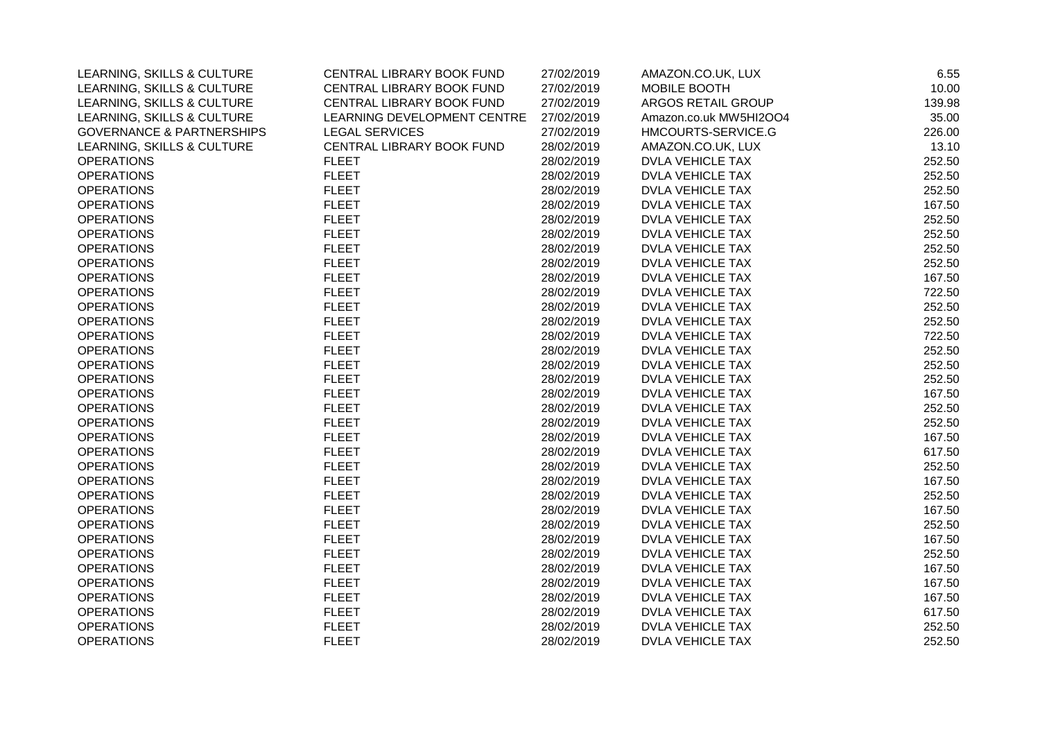| | | | | |
|---|---|---|---|---|
| LEARNING, SKILLS & CULTURE | CENTRAL LIBRARY BOOK FUND | 27/02/2019 | AMAZON.CO.UK, LUX | 6.55 |
| LEARNING, SKILLS & CULTURE | CENTRAL LIBRARY BOOK FUND | 27/02/2019 | MOBILE BOOTH | 10.00 |
| LEARNING, SKILLS & CULTURE | CENTRAL LIBRARY BOOK FUND | 27/02/2019 | ARGOS RETAIL GROUP | 139.98 |
| LEARNING, SKILLS & CULTURE | LEARNING DEVELOPMENT CENTRE | 27/02/2019 | Amazon.co.uk MW5HI2OO4 | 35.00 |
| GOVERNANCE & PARTNERSHIPS | LEGAL SERVICES | 27/02/2019 | HMCOURTS-SERVICE.G | 226.00 |
| LEARNING, SKILLS & CULTURE | CENTRAL LIBRARY BOOK FUND | 28/02/2019 | AMAZON.CO.UK, LUX | 13.10 |
| OPERATIONS | FLEET | 28/02/2019 | DVLA VEHICLE TAX | 252.50 |
| OPERATIONS | FLEET | 28/02/2019 | DVLA VEHICLE TAX | 252.50 |
| OPERATIONS | FLEET | 28/02/2019 | DVLA VEHICLE TAX | 252.50 |
| OPERATIONS | FLEET | 28/02/2019 | DVLA VEHICLE TAX | 167.50 |
| OPERATIONS | FLEET | 28/02/2019 | DVLA VEHICLE TAX | 252.50 |
| OPERATIONS | FLEET | 28/02/2019 | DVLA VEHICLE TAX | 252.50 |
| OPERATIONS | FLEET | 28/02/2019 | DVLA VEHICLE TAX | 252.50 |
| OPERATIONS | FLEET | 28/02/2019 | DVLA VEHICLE TAX | 252.50 |
| OPERATIONS | FLEET | 28/02/2019 | DVLA VEHICLE TAX | 167.50 |
| OPERATIONS | FLEET | 28/02/2019 | DVLA VEHICLE TAX | 722.50 |
| OPERATIONS | FLEET | 28/02/2019 | DVLA VEHICLE TAX | 252.50 |
| OPERATIONS | FLEET | 28/02/2019 | DVLA VEHICLE TAX | 252.50 |
| OPERATIONS | FLEET | 28/02/2019 | DVLA VEHICLE TAX | 722.50 |
| OPERATIONS | FLEET | 28/02/2019 | DVLA VEHICLE TAX | 252.50 |
| OPERATIONS | FLEET | 28/02/2019 | DVLA VEHICLE TAX | 252.50 |
| OPERATIONS | FLEET | 28/02/2019 | DVLA VEHICLE TAX | 252.50 |
| OPERATIONS | FLEET | 28/02/2019 | DVLA VEHICLE TAX | 167.50 |
| OPERATIONS | FLEET | 28/02/2019 | DVLA VEHICLE TAX | 252.50 |
| OPERATIONS | FLEET | 28/02/2019 | DVLA VEHICLE TAX | 252.50 |
| OPERATIONS | FLEET | 28/02/2019 | DVLA VEHICLE TAX | 167.50 |
| OPERATIONS | FLEET | 28/02/2019 | DVLA VEHICLE TAX | 617.50 |
| OPERATIONS | FLEET | 28/02/2019 | DVLA VEHICLE TAX | 252.50 |
| OPERATIONS | FLEET | 28/02/2019 | DVLA VEHICLE TAX | 167.50 |
| OPERATIONS | FLEET | 28/02/2019 | DVLA VEHICLE TAX | 252.50 |
| OPERATIONS | FLEET | 28/02/2019 | DVLA VEHICLE TAX | 167.50 |
| OPERATIONS | FLEET | 28/02/2019 | DVLA VEHICLE TAX | 252.50 |
| OPERATIONS | FLEET | 28/02/2019 | DVLA VEHICLE TAX | 167.50 |
| OPERATIONS | FLEET | 28/02/2019 | DVLA VEHICLE TAX | 252.50 |
| OPERATIONS | FLEET | 28/02/2019 | DVLA VEHICLE TAX | 167.50 |
| OPERATIONS | FLEET | 28/02/2019 | DVLA VEHICLE TAX | 167.50 |
| OPERATIONS | FLEET | 28/02/2019 | DVLA VEHICLE TAX | 167.50 |
| OPERATIONS | FLEET | 28/02/2019 | DVLA VEHICLE TAX | 617.50 |
| OPERATIONS | FLEET | 28/02/2019 | DVLA VEHICLE TAX | 252.50 |
| OPERATIONS | FLEET | 28/02/2019 | DVLA VEHICLE TAX | 252.50 |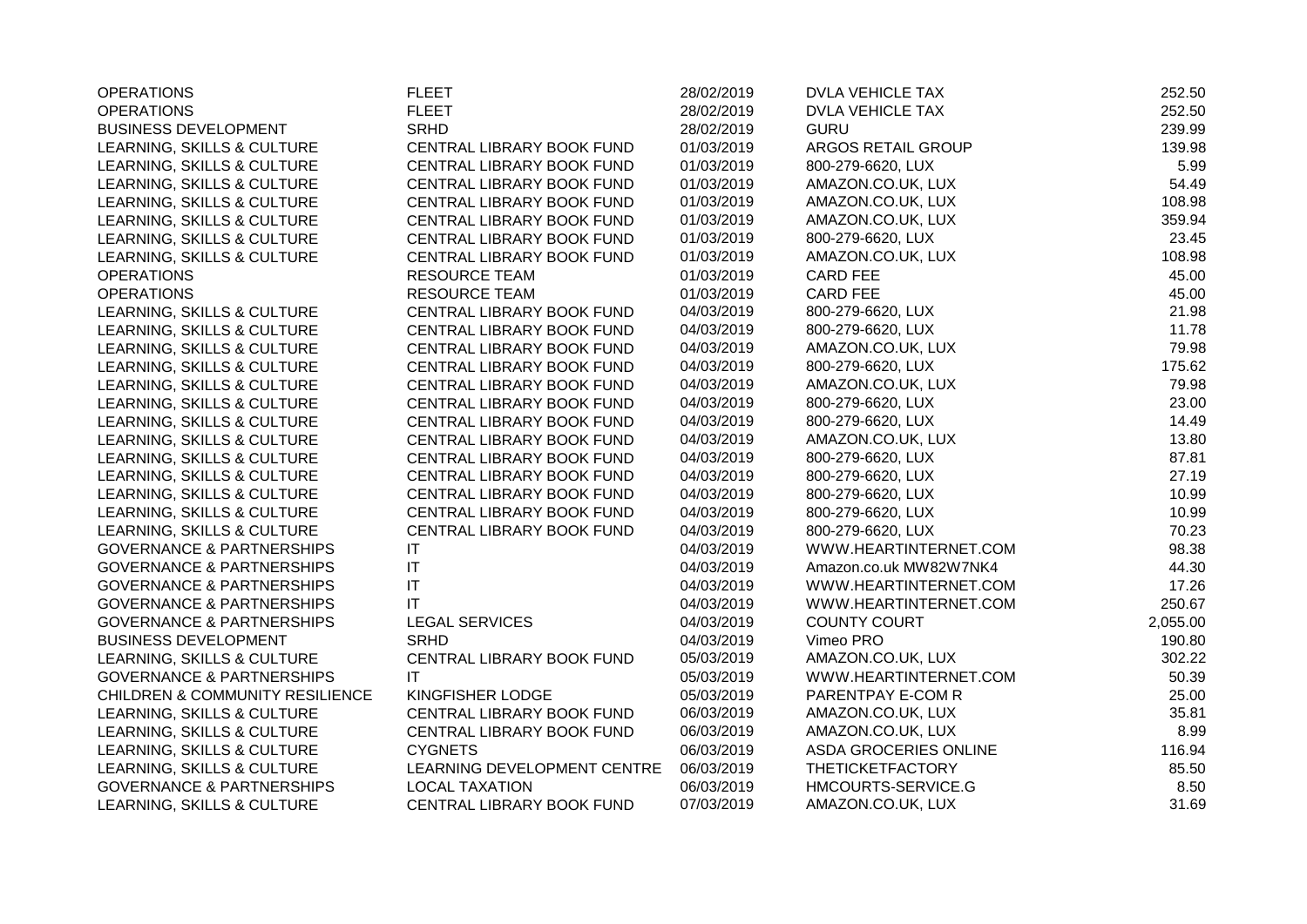| | | | | |
|---|---|---|---|---|
| OPERATIONS | FLEET | 28/02/2019 | DVLA VEHICLE TAX | 252.50 |
| OPERATIONS | FLEET | 28/02/2019 | DVLA VEHICLE TAX | 252.50 |
| BUSINESS DEVELOPMENT | SRHD | 28/02/2019 | GURU | 239.99 |
| LEARNING, SKILLS & CULTURE | CENTRAL LIBRARY BOOK FUND | 01/03/2019 | ARGOS RETAIL GROUP | 139.98 |
| LEARNING, SKILLS & CULTURE | CENTRAL LIBRARY BOOK FUND | 01/03/2019 | 800-279-6620, LUX | 5.99 |
| LEARNING, SKILLS & CULTURE | CENTRAL LIBRARY BOOK FUND | 01/03/2019 | AMAZON.CO.UK, LUX | 54.49 |
| LEARNING, SKILLS & CULTURE | CENTRAL LIBRARY BOOK FUND | 01/03/2019 | AMAZON.CO.UK, LUX | 108.98 |
| LEARNING, SKILLS & CULTURE | CENTRAL LIBRARY BOOK FUND | 01/03/2019 | AMAZON.CO.UK, LUX | 359.94 |
| LEARNING, SKILLS & CULTURE | CENTRAL LIBRARY BOOK FUND | 01/03/2019 | 800-279-6620, LUX | 23.45 |
| LEARNING, SKILLS & CULTURE | CENTRAL LIBRARY BOOK FUND | 01/03/2019 | AMAZON.CO.UK, LUX | 108.98 |
| OPERATIONS | RESOURCE TEAM | 01/03/2019 | CARD FEE | 45.00 |
| OPERATIONS | RESOURCE TEAM | 01/03/2019 | CARD FEE | 45.00 |
| LEARNING, SKILLS & CULTURE | CENTRAL LIBRARY BOOK FUND | 04/03/2019 | 800-279-6620, LUX | 21.98 |
| LEARNING, SKILLS & CULTURE | CENTRAL LIBRARY BOOK FUND | 04/03/2019 | 800-279-6620, LUX | 11.78 |
| LEARNING, SKILLS & CULTURE | CENTRAL LIBRARY BOOK FUND | 04/03/2019 | AMAZON.CO.UK, LUX | 79.98 |
| LEARNING, SKILLS & CULTURE | CENTRAL LIBRARY BOOK FUND | 04/03/2019 | 800-279-6620, LUX | 175.62 |
| LEARNING, SKILLS & CULTURE | CENTRAL LIBRARY BOOK FUND | 04/03/2019 | AMAZON.CO.UK, LUX | 79.98 |
| LEARNING, SKILLS & CULTURE | CENTRAL LIBRARY BOOK FUND | 04/03/2019 | 800-279-6620, LUX | 23.00 |
| LEARNING, SKILLS & CULTURE | CENTRAL LIBRARY BOOK FUND | 04/03/2019 | 800-279-6620, LUX | 14.49 |
| LEARNING, SKILLS & CULTURE | CENTRAL LIBRARY BOOK FUND | 04/03/2019 | AMAZON.CO.UK, LUX | 13.80 |
| LEARNING, SKILLS & CULTURE | CENTRAL LIBRARY BOOK FUND | 04/03/2019 | 800-279-6620, LUX | 87.81 |
| LEARNING, SKILLS & CULTURE | CENTRAL LIBRARY BOOK FUND | 04/03/2019 | 800-279-6620, LUX | 27.19 |
| LEARNING, SKILLS & CULTURE | CENTRAL LIBRARY BOOK FUND | 04/03/2019 | 800-279-6620, LUX | 10.99 |
| LEARNING, SKILLS & CULTURE | CENTRAL LIBRARY BOOK FUND | 04/03/2019 | 800-279-6620, LUX | 10.99 |
| LEARNING, SKILLS & CULTURE | CENTRAL LIBRARY BOOK FUND | 04/03/2019 | 800-279-6620, LUX | 70.23 |
| GOVERNANCE & PARTNERSHIPS | IT | 04/03/2019 | WWW.HEARTINTERNET.COM | 98.38 |
| GOVERNANCE & PARTNERSHIPS | IT | 04/03/2019 | Amazon.co.uk MW82W7NK4 | 44.30 |
| GOVERNANCE & PARTNERSHIPS | IT | 04/03/2019 | WWW.HEARTINTERNET.COM | 17.26 |
| GOVERNANCE & PARTNERSHIPS | IT | 04/03/2019 | WWW.HEARTINTERNET.COM | 250.67 |
| GOVERNANCE & PARTNERSHIPS | LEGAL SERVICES | 04/03/2019 | COUNTY COURT | 2,055.00 |
| BUSINESS DEVELOPMENT | SRHD | 04/03/2019 | Vimeo PRO | 190.80 |
| LEARNING, SKILLS & CULTURE | CENTRAL LIBRARY BOOK FUND | 05/03/2019 | AMAZON.CO.UK, LUX | 302.22 |
| GOVERNANCE & PARTNERSHIPS | IT | 05/03/2019 | WWW.HEARTINTERNET.COM | 50.39 |
| CHILDREN & COMMUNITY RESILIENCE | KINGFISHER LODGE | 05/03/2019 | PARENTPAY E-COM R | 25.00 |
| LEARNING, SKILLS & CULTURE | CENTRAL LIBRARY BOOK FUND | 06/03/2019 | AMAZON.CO.UK, LUX | 35.81 |
| LEARNING, SKILLS & CULTURE | CENTRAL LIBRARY BOOK FUND | 06/03/2019 | AMAZON.CO.UK, LUX | 8.99 |
| LEARNING, SKILLS & CULTURE | CYGNETS | 06/03/2019 | ASDA GROCERIES ONLINE | 116.94 |
| LEARNING, SKILLS & CULTURE | LEARNING DEVELOPMENT CENTRE | 06/03/2019 | THETICKETFACTORY | 85.50 |
| GOVERNANCE & PARTNERSHIPS | LOCAL TAXATION | 06/03/2019 | HMCOURTS-SERVICE.G | 8.50 |
| LEARNING, SKILLS & CULTURE | CENTRAL LIBRARY BOOK FUND | 07/03/2019 | AMAZON.CO.UK, LUX | 31.69 |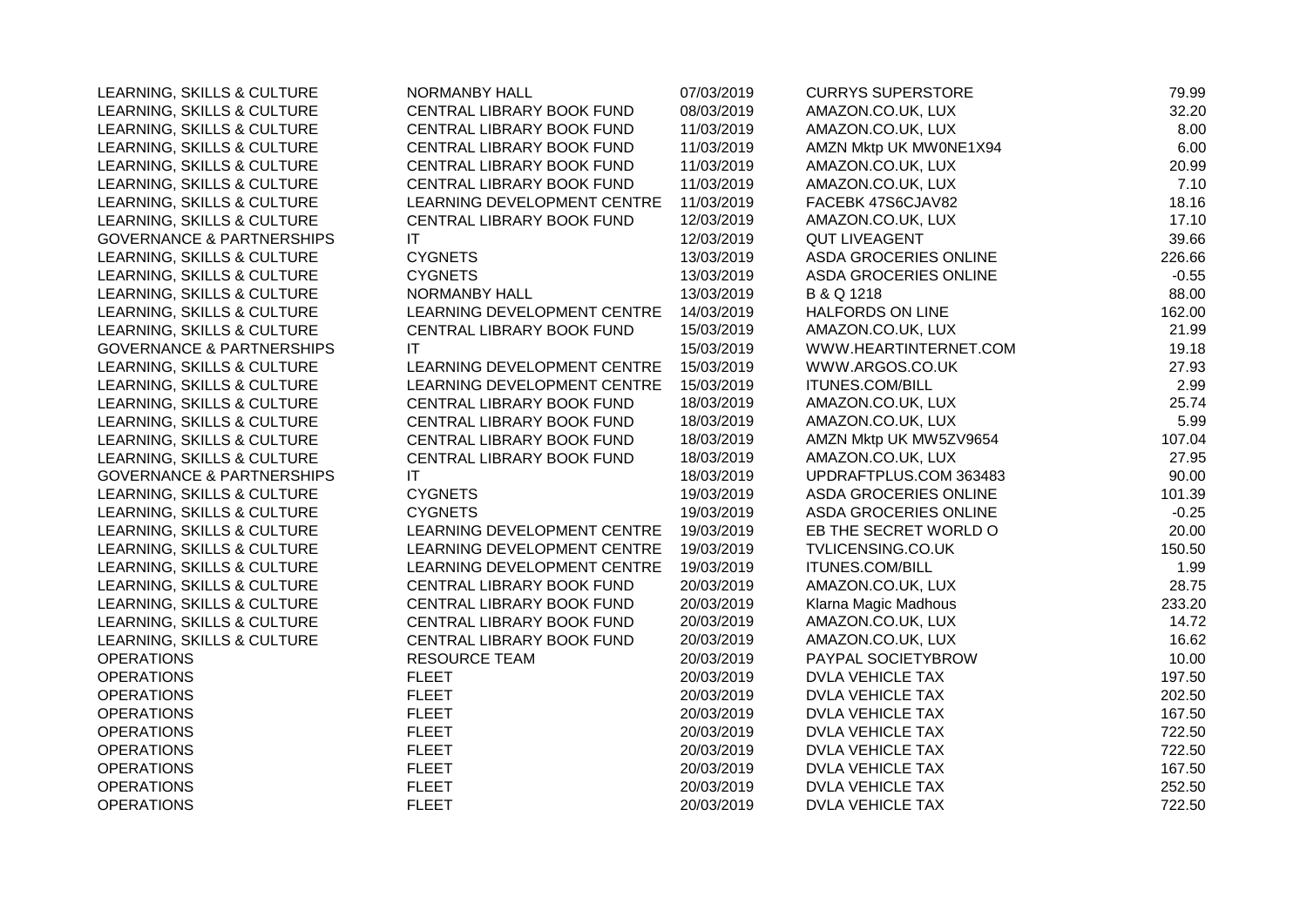| | | | | |
|---|---|---|---|---|
| LEARNING, SKILLS & CULTURE | NORMANBY HALL | 07/03/2019 | CURRYS SUPERSTORE | 79.99 |
| LEARNING, SKILLS & CULTURE | CENTRAL LIBRARY BOOK FUND | 08/03/2019 | AMAZON.CO.UK, LUX | 32.20 |
| LEARNING, SKILLS & CULTURE | CENTRAL LIBRARY BOOK FUND | 11/03/2019 | AMAZON.CO.UK, LUX | 8.00 |
| LEARNING, SKILLS & CULTURE | CENTRAL LIBRARY BOOK FUND | 11/03/2019 | AMZN Mktp UK MW0NE1X94 | 6.00 |
| LEARNING, SKILLS & CULTURE | CENTRAL LIBRARY BOOK FUND | 11/03/2019 | AMAZON.CO.UK, LUX | 20.99 |
| LEARNING, SKILLS & CULTURE | CENTRAL LIBRARY BOOK FUND | 11/03/2019 | AMAZON.CO.UK, LUX | 7.10 |
| LEARNING, SKILLS & CULTURE | LEARNING DEVELOPMENT CENTRE | 11/03/2019 | FACEBK 47S6CJAV82 | 18.16 |
| LEARNING, SKILLS & CULTURE | CENTRAL LIBRARY BOOK FUND | 12/03/2019 | AMAZON.CO.UK, LUX | 17.10 |
| GOVERNANCE & PARTNERSHIPS | IT | 12/03/2019 | QUT LIVEAGENT | 39.66 |
| LEARNING, SKILLS & CULTURE | CYGNETS | 13/03/2019 | ASDA GROCERIES ONLINE | 226.66 |
| LEARNING, SKILLS & CULTURE | CYGNETS | 13/03/2019 | ASDA GROCERIES ONLINE | -0.55 |
| LEARNING, SKILLS & CULTURE | NORMANBY HALL | 13/03/2019 | B & Q 1218 | 88.00 |
| LEARNING, SKILLS & CULTURE | LEARNING DEVELOPMENT CENTRE | 14/03/2019 | HALFORDS ON LINE | 162.00 |
| LEARNING, SKILLS & CULTURE | CENTRAL LIBRARY BOOK FUND | 15/03/2019 | AMAZON.CO.UK, LUX | 21.99 |
| GOVERNANCE & PARTNERSHIPS | IT | 15/03/2019 | WWW.HEARTINTERNET.COM | 19.18 |
| LEARNING, SKILLS & CULTURE | LEARNING DEVELOPMENT CENTRE | 15/03/2019 | WWW.ARGOS.CO.UK | 27.93 |
| LEARNING, SKILLS & CULTURE | LEARNING DEVELOPMENT CENTRE | 15/03/2019 | ITUNES.COM/BILL | 2.99 |
| LEARNING, SKILLS & CULTURE | CENTRAL LIBRARY BOOK FUND | 18/03/2019 | AMAZON.CO.UK, LUX | 25.74 |
| LEARNING, SKILLS & CULTURE | CENTRAL LIBRARY BOOK FUND | 18/03/2019 | AMAZON.CO.UK, LUX | 5.99 |
| LEARNING, SKILLS & CULTURE | CENTRAL LIBRARY BOOK FUND | 18/03/2019 | AMZN Mktp UK MW5ZV9654 | 107.04 |
| LEARNING, SKILLS & CULTURE | CENTRAL LIBRARY BOOK FUND | 18/03/2019 | AMAZON.CO.UK, LUX | 27.95 |
| GOVERNANCE & PARTNERSHIPS | IT | 18/03/2019 | UPDRAFTPLUS.COM 363483 | 90.00 |
| LEARNING, SKILLS & CULTURE | CYGNETS | 19/03/2019 | ASDA GROCERIES ONLINE | 101.39 |
| LEARNING, SKILLS & CULTURE | CYGNETS | 19/03/2019 | ASDA GROCERIES ONLINE | -0.25 |
| LEARNING, SKILLS & CULTURE | LEARNING DEVELOPMENT CENTRE | 19/03/2019 | EB THE SECRET WORLD O | 20.00 |
| LEARNING, SKILLS & CULTURE | LEARNING DEVELOPMENT CENTRE | 19/03/2019 | TVLICENSING.CO.UK | 150.50 |
| LEARNING, SKILLS & CULTURE | LEARNING DEVELOPMENT CENTRE | 19/03/2019 | ITUNES.COM/BILL | 1.99 |
| LEARNING, SKILLS & CULTURE | CENTRAL LIBRARY BOOK FUND | 20/03/2019 | AMAZON.CO.UK, LUX | 28.75 |
| LEARNING, SKILLS & CULTURE | CENTRAL LIBRARY BOOK FUND | 20/03/2019 | Klarna Magic Madhous | 233.20 |
| LEARNING, SKILLS & CULTURE | CENTRAL LIBRARY BOOK FUND | 20/03/2019 | AMAZON.CO.UK, LUX | 14.72 |
| LEARNING, SKILLS & CULTURE | CENTRAL LIBRARY BOOK FUND | 20/03/2019 | AMAZON.CO.UK, LUX | 16.62 |
| OPERATIONS | RESOURCE TEAM | 20/03/2019 | PAYPAL SOCIETYBROW | 10.00 |
| OPERATIONS | FLEET | 20/03/2019 | DVLA VEHICLE TAX | 197.50 |
| OPERATIONS | FLEET | 20/03/2019 | DVLA VEHICLE TAX | 202.50 |
| OPERATIONS | FLEET | 20/03/2019 | DVLA VEHICLE TAX | 167.50 |
| OPERATIONS | FLEET | 20/03/2019 | DVLA VEHICLE TAX | 722.50 |
| OPERATIONS | FLEET | 20/03/2019 | DVLA VEHICLE TAX | 722.50 |
| OPERATIONS | FLEET | 20/03/2019 | DVLA VEHICLE TAX | 167.50 |
| OPERATIONS | FLEET | 20/03/2019 | DVLA VEHICLE TAX | 252.50 |
| OPERATIONS | FLEET | 20/03/2019 | DVLA VEHICLE TAX | 722.50 |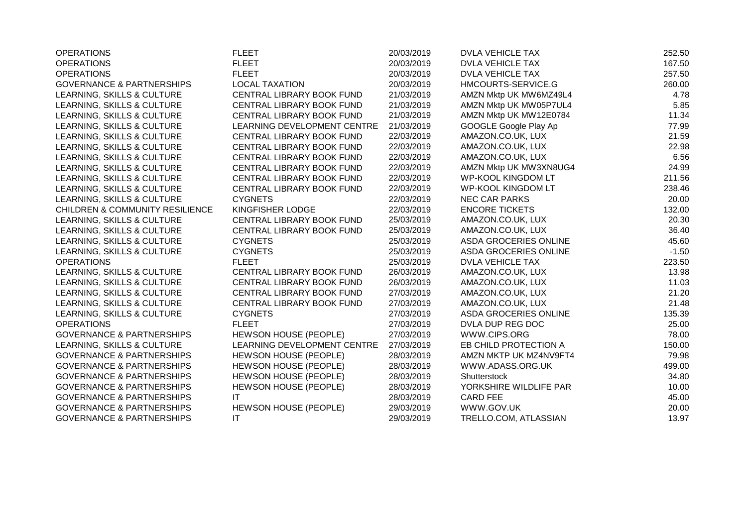| | | | | |
|---|---|---|---|---|
| OPERATIONS | FLEET | 20/03/2019 | DVLA VEHICLE TAX | 252.50 |
| OPERATIONS | FLEET | 20/03/2019 | DVLA VEHICLE TAX | 167.50 |
| OPERATIONS | FLEET | 20/03/2019 | DVLA VEHICLE TAX | 257.50 |
| GOVERNANCE & PARTNERSHIPS | LOCAL TAXATION | 20/03/2019 | HMCOURTS-SERVICE.G | 260.00 |
| LEARNING, SKILLS & CULTURE | CENTRAL LIBRARY BOOK FUND | 21/03/2019 | AMZN Mktp UK MW6MZ49L4 | 4.78 |
| LEARNING, SKILLS & CULTURE | CENTRAL LIBRARY BOOK FUND | 21/03/2019 | AMZN Mktp UK MW05P7UL4 | 5.85 |
| LEARNING, SKILLS & CULTURE | CENTRAL LIBRARY BOOK FUND | 21/03/2019 | AMZN Mktp UK MW12E0784 | 11.34 |
| LEARNING, SKILLS & CULTURE | LEARNING DEVELOPMENT CENTRE | 21/03/2019 | GOOGLE Google Play Ap | 77.99 |
| LEARNING, SKILLS & CULTURE | CENTRAL LIBRARY BOOK FUND | 22/03/2019 | AMAZON.CO.UK, LUX | 21.59 |
| LEARNING, SKILLS & CULTURE | CENTRAL LIBRARY BOOK FUND | 22/03/2019 | AMAZON.CO.UK, LUX | 22.98 |
| LEARNING, SKILLS & CULTURE | CENTRAL LIBRARY BOOK FUND | 22/03/2019 | AMAZON.CO.UK, LUX | 6.56 |
| LEARNING, SKILLS & CULTURE | CENTRAL LIBRARY BOOK FUND | 22/03/2019 | AMZN Mktp UK MW3XN8UG4 | 24.99 |
| LEARNING, SKILLS & CULTURE | CENTRAL LIBRARY BOOK FUND | 22/03/2019 | WP-KOOL KINGDOM LT | 211.56 |
| LEARNING, SKILLS & CULTURE | CENTRAL LIBRARY BOOK FUND | 22/03/2019 | WP-KOOL KINGDOM LT | 238.46 |
| LEARNING, SKILLS & CULTURE | CYGNETS | 22/03/2019 | NEC CAR PARKS | 20.00 |
| CHILDREN & COMMUNITY RESILIENCE | KINGFISHER LODGE | 22/03/2019 | ENCORE TICKETS | 132.00 |
| LEARNING, SKILLS & CULTURE | CENTRAL LIBRARY BOOK FUND | 25/03/2019 | AMAZON.CO.UK, LUX | 20.30 |
| LEARNING, SKILLS & CULTURE | CENTRAL LIBRARY BOOK FUND | 25/03/2019 | AMAZON.CO.UK, LUX | 36.40 |
| LEARNING, SKILLS & CULTURE | CYGNETS | 25/03/2019 | ASDA GROCERIES ONLINE | 45.60 |
| LEARNING, SKILLS & CULTURE | CYGNETS | 25/03/2019 | ASDA GROCERIES ONLINE | -1.50 |
| OPERATIONS | FLEET | 25/03/2019 | DVLA VEHICLE TAX | 223.50 |
| LEARNING, SKILLS & CULTURE | CENTRAL LIBRARY BOOK FUND | 26/03/2019 | AMAZON.CO.UK, LUX | 13.98 |
| LEARNING, SKILLS & CULTURE | CENTRAL LIBRARY BOOK FUND | 26/03/2019 | AMAZON.CO.UK, LUX | 11.03 |
| LEARNING, SKILLS & CULTURE | CENTRAL LIBRARY BOOK FUND | 27/03/2019 | AMAZON.CO.UK, LUX | 21.20 |
| LEARNING, SKILLS & CULTURE | CENTRAL LIBRARY BOOK FUND | 27/03/2019 | AMAZON.CO.UK, LUX | 21.48 |
| LEARNING, SKILLS & CULTURE | CYGNETS | 27/03/2019 | ASDA GROCERIES ONLINE | 135.39 |
| OPERATIONS | FLEET | 27/03/2019 | DVLA DUP REG DOC | 25.00 |
| GOVERNANCE & PARTNERSHIPS | HEWSON HOUSE (PEOPLE) | 27/03/2019 | WWW.CIPS.ORG | 78.00 |
| LEARNING, SKILLS & CULTURE | LEARNING DEVELOPMENT CENTRE | 27/03/2019 | EB CHILD PROTECTION A | 150.00 |
| GOVERNANCE & PARTNERSHIPS | HEWSON HOUSE (PEOPLE) | 28/03/2019 | AMZN MKTP UK MZ4NV9FT4 | 79.98 |
| GOVERNANCE & PARTNERSHIPS | HEWSON HOUSE (PEOPLE) | 28/03/2019 | WWW.ADASS.ORG.UK | 499.00 |
| GOVERNANCE & PARTNERSHIPS | HEWSON HOUSE (PEOPLE) | 28/03/2019 | Shutterstock | 34.80 |
| GOVERNANCE & PARTNERSHIPS | HEWSON HOUSE (PEOPLE) | 28/03/2019 | YORKSHIRE WILDLIFE PAR | 10.00 |
| GOVERNANCE & PARTNERSHIPS | IT | 28/03/2019 | CARD FEE | 45.00 |
| GOVERNANCE & PARTNERSHIPS | HEWSON HOUSE (PEOPLE) | 29/03/2019 | WWW.GOV.UK | 20.00 |
| GOVERNANCE & PARTNERSHIPS | IT | 29/03/2019 | TRELLO.COM, ATLASSIAN | 13.97 |